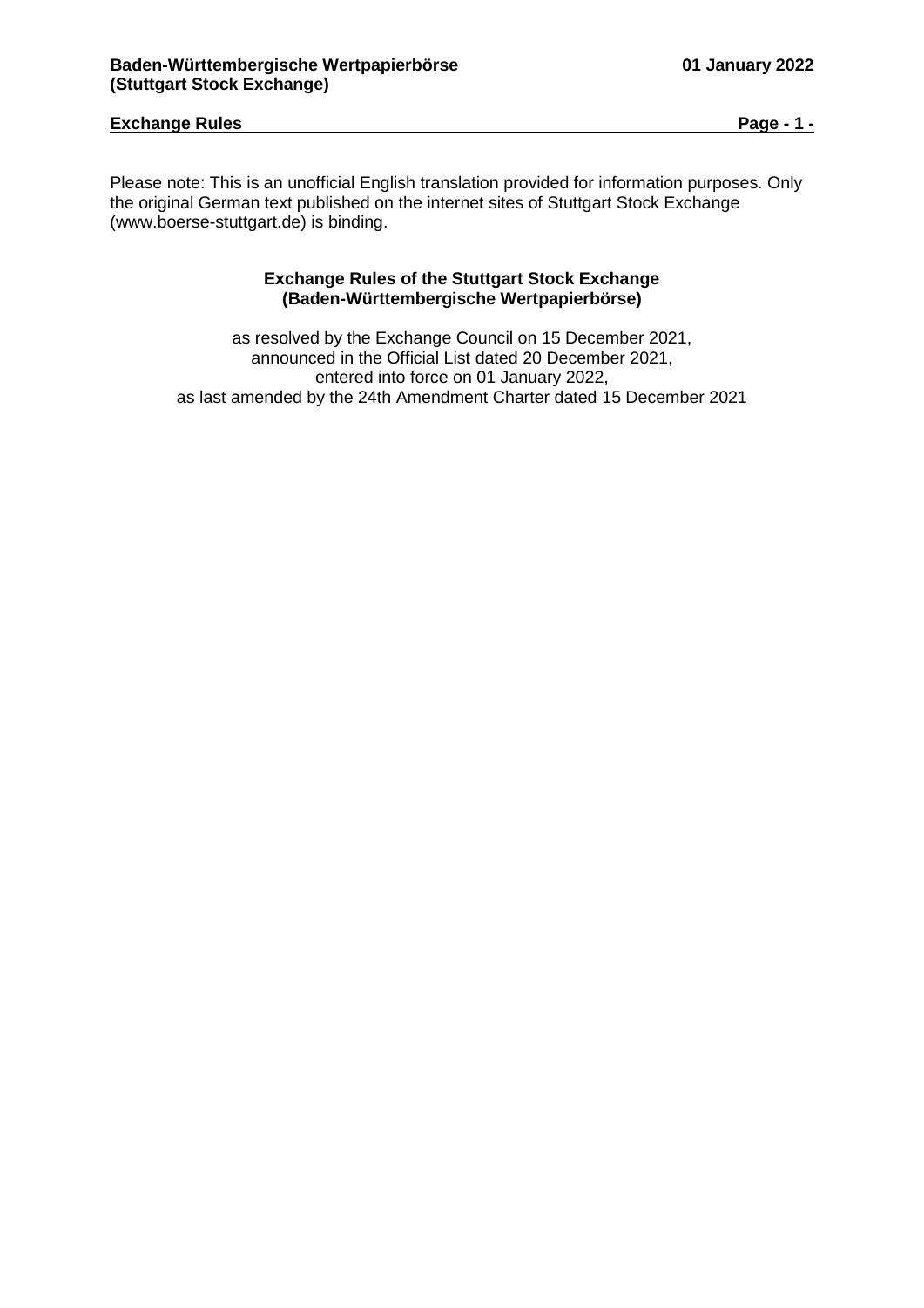Please note: This is an unofficial English translation provided for information purposes. Only the original German text published on the internet sites of Stuttgart Stock Exchange (www.boerse-stuttgart.de) is binding.

# Exchange Rules of the Stuttgart Stock Exchange (Baden-Württembergische Wertpapierbörse)

as resolved by the Exchange Council on 15 December 2021,
announced in the Official List dated 20 December 2021,
entered into force on 01 January 2022,
as last amended by the 24th Amendment Charter dated 15 December 2021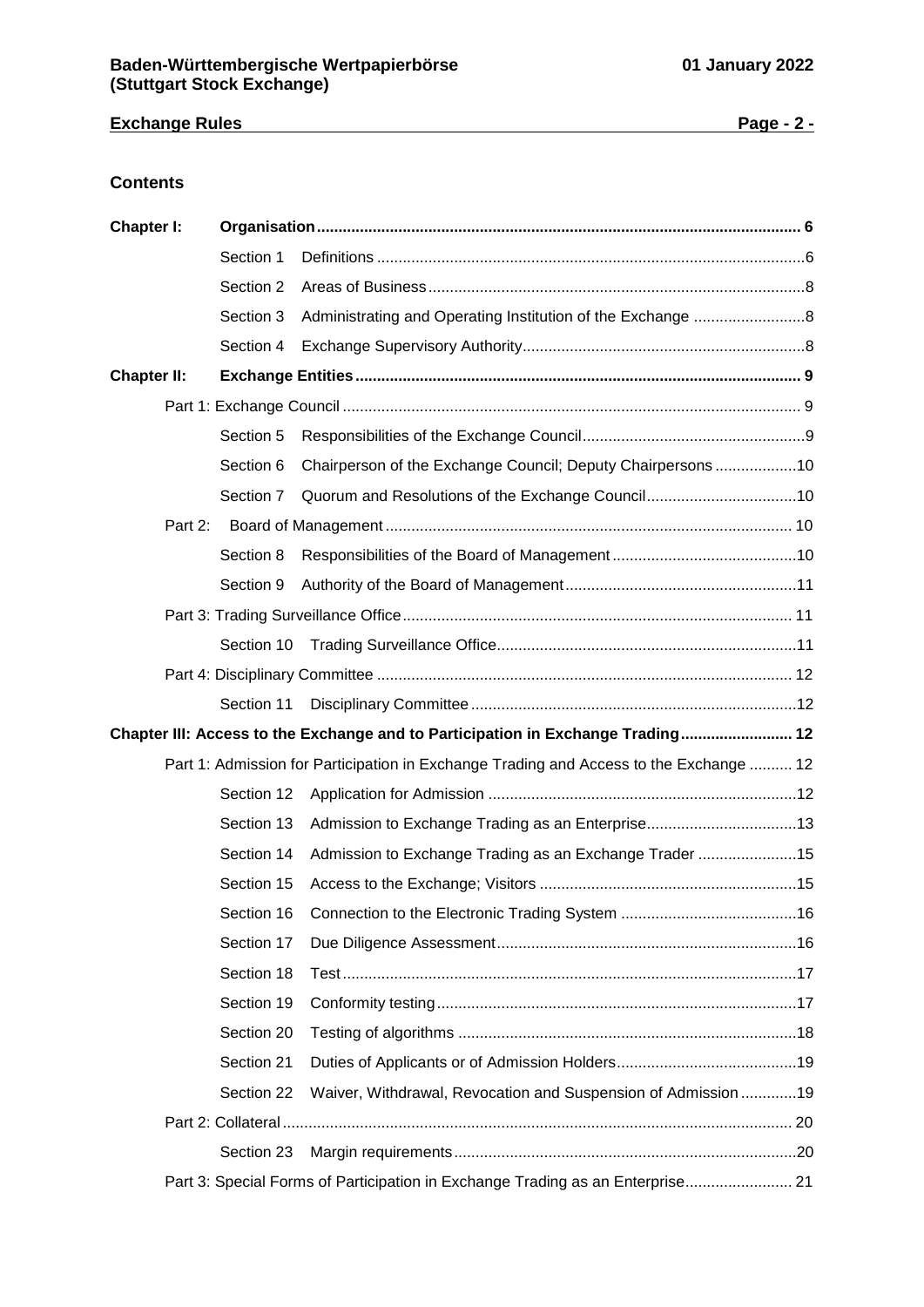## Contents

| | | | |
|---|---|---|---|
| **Chapter I:** | **Organisation** | | **6** |
| | Section 1 | Definitions | 6 |
| | Section 2 | Areas of Business | 8 |
| | Section 3 | Administrating and Operating Institution of the Exchange | 8 |
| | Section 4 | Exchange Supervisory Authority | 8 |
| **Chapter II:** | **Exchange Entities** | | **9** |
| Part 1: Exchange Council | | | 9 |
| | Section 5 | Responsibilities of the Exchange Council | 9 |
| | Section 6 | Chairperson of the Exchange Council; Deputy Chairpersons | 10 |
| | Section 7 | Quorum and Resolutions of the Exchange Council | 10 |
| Part 2: | Board of Management | | 10 |
| | Section 8 | Responsibilities of the Board of Management | 10 |
| | Section 9 | Authority of the Board of Management | 11 |
| Part 3: Trading Surveillance Office | | | 11 |
| | Section 10 | Trading Surveillance Office | 11 |
| Part 4: Disciplinary Committee | | | 12 |
| | Section 11 | Disciplinary Committee | 12 |
| **Chapter III: Access to the Exchange and to Participation in Exchange Trading** | | | **12** |
| Part 1: Admission for Participation in Exchange Trading and Access to the Exchange | | | 12 |
| | Section 12 | Application for Admission | 12 |
| | Section 13 | Admission to Exchange Trading as an Enterprise | 13 |
| | Section 14 | Admission to Exchange Trading as an Exchange Trader | 15 |
| | Section 15 | Access to the Exchange; Visitors | 15 |
| | Section 16 | Connection to the Electronic Trading System | 16 |
| | Section 17 | Due Diligence Assessment | 16 |
| | Section 18 | Test | 17 |
| | Section 19 | Conformity testing | 17 |
| | Section 20 | Testing of algorithms | 18 |
| | Section 21 | Duties of Applicants or of Admission Holders | 19 |
| | Section 22 | Waiver, Withdrawal, Revocation and Suspension of Admission | 19 |
| Part 2: Collateral | | | 20 |
| | Section 23 | Margin requirements | 20 |
| Part 3: Special Forms of Participation in Exchange Trading as an Enterprise | | | 21 |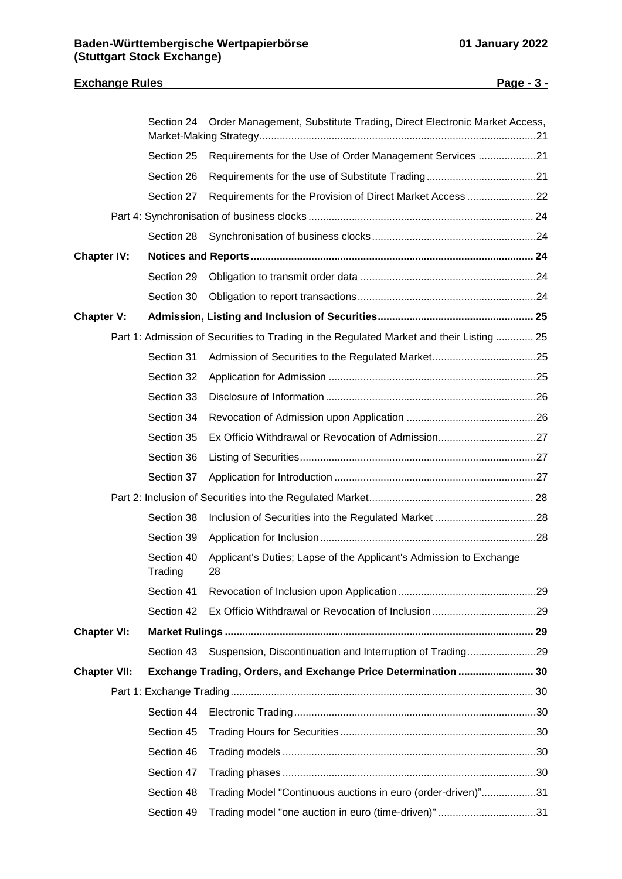| | | | |
|---|---|---|---|
| | Section 24 | Order Management, Substitute Trading, Direct Electronic Market Access, Market-Making Strategy | 21 |
| | Section 25 | Requirements for the Use of Order Management Services | 21 |
| | Section 26 | Requirements for the use of Substitute Trading | 21 |
| | Section 27 | Requirements for the Provision of Direct Market Access | 22 |
| | Part 4: Synchronisation of business clocks | | 24 |
| | Section 28 | Synchronisation of business clocks | 24 |
| **Chapter IV:** | **Notices and Reports** | | **24** |
| | Section 29 | Obligation to transmit order data | 24 |
| | Section 30 | Obligation to report transactions | 24 |
| **Chapter V:** | **Admission, Listing and Inclusion of Securities** | | **25** |
| | Part 1: Admission of Securities to Trading in the Regulated Market and their Listing | | 25 |
| | Section 31 | Admission of Securities to the Regulated Market | 25 |
| | Section 32 | Application for Admission | 25 |
| | Section 33 | Disclosure of Information | 26 |
| | Section 34 | Revocation of Admission upon Application | 26 |
| | Section 35 | Ex Officio Withdrawal or Revocation of Admission | 27 |
| | Section 36 | Listing of Securities | 27 |
| | Section 37 | Application for Introduction | 27 |
| | Part 2: Inclusion of Securities into the Regulated Market | | 28 |
| | Section 38 | Inclusion of Securities into the Regulated Market | 28 |
| | Section 39 | Application for Inclusion | 28 |
| | Section 40 | Applicant's Duties; Lapse of the Applicant's Admission to Exchange Trading | 28 |
| | Section 41 | Revocation of Inclusion upon Application | 29 |
| | Section 42 | Ex Officio Withdrawal or Revocation of Inclusion | 29 |
| **Chapter VI:** | **Market Rulings** | | **29** |
| | Section 43 | Suspension, Discontinuation and Interruption of Trading | 29 |
| **Chapter VII:** | **Exchange Trading, Orders, and Exchange Price Determination** | | **30** |
| | Part 1: Exchange Trading | | 30 |
| | Section 44 | Electronic Trading | 30 |
| | Section 45 | Trading Hours for Securities | 30 |
| | Section 46 | Trading models | 30 |
| | Section 47 | Trading phases | 30 |
| | Section 48 | Trading Model "Continuous auctions in euro (order-driven)" | 31 |
| | Section 49 | Trading model "one auction in euro (time-driven)" | 31 |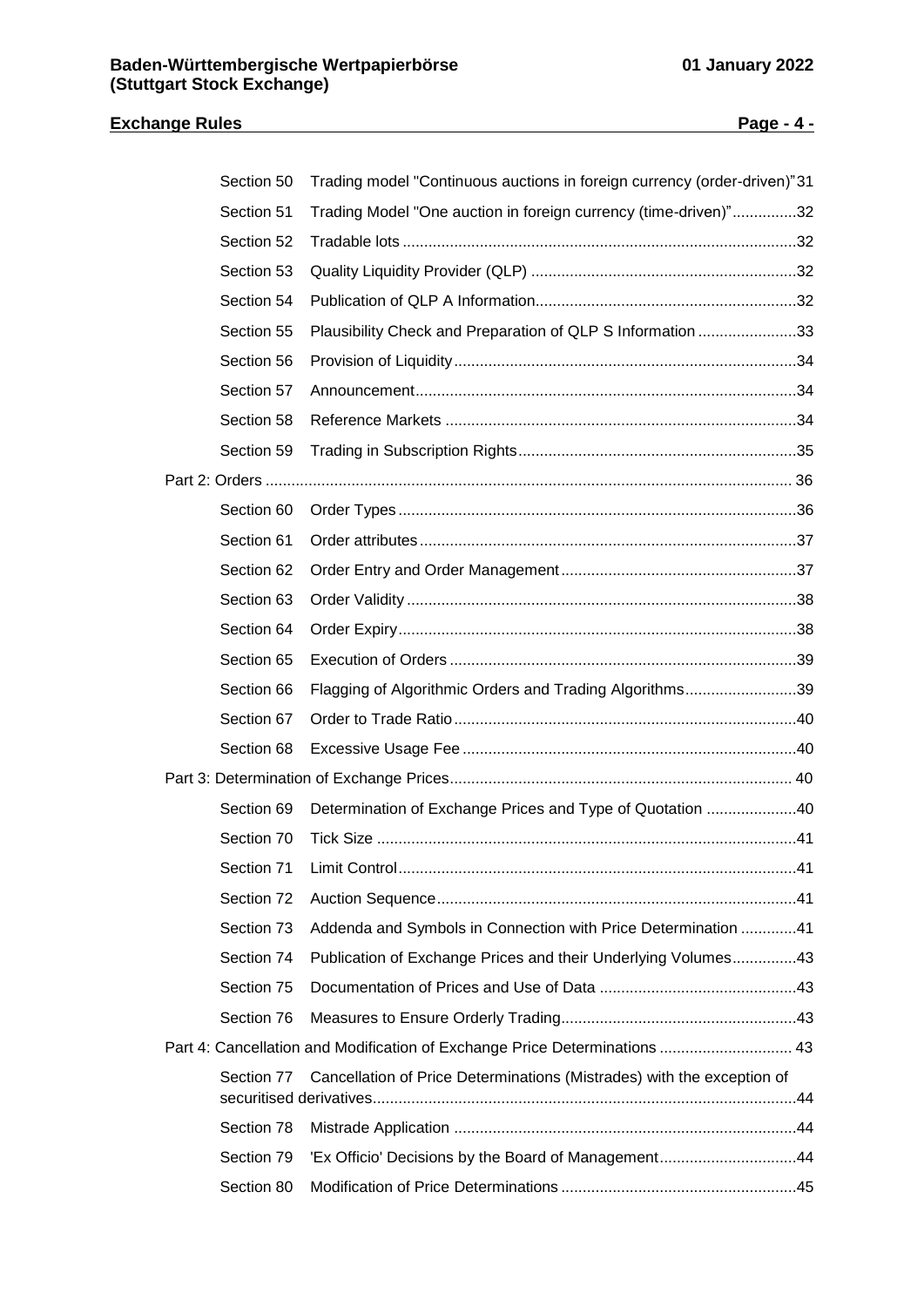Section 50 Trading model "Continuous auctions in foreign currency (order-driven)" 31

Section 51 Trading Model "One auction in foreign currency (time-driven)" 32

Section 52 Tradable lots 32

Section 53 Quality Liquidity Provider (QLP) 32

Section 54 Publication of QLP A Information 32

Section 55 Plausibility Check and Preparation of QLP S Information 33

Section 56 Provision of Liquidity 34

Section 57 Announcement 34

Section 58 Reference Markets 34

Section 59 Trading in Subscription Rights 35

Part 2: Orders 36

Section 60 Order Types 36

Section 61 Order attributes 37

Section 62 Order Entry and Order Management 37

Section 63 Order Validity 38

Section 64 Order Expiry 38

Section 65 Execution of Orders 39

Section 66 Flagging of Algorithmic Orders and Trading Algorithms 39

Section 67 Order to Trade Ratio 40

Section 68 Excessive Usage Fee 40

Part 3: Determination of Exchange Prices 40

Section 69 Determination of Exchange Prices and Type of Quotation 40

Section 70 Tick Size 41

Section 71 Limit Control 41

Section 72 Auction Sequence 41

Section 73 Addenda and Symbols in Connection with Price Determination 41

Section 74 Publication of Exchange Prices and their Underlying Volumes 43

Section 75 Documentation of Prices and Use of Data 43

Section 76 Measures to Ensure Orderly Trading 43

Part 4: Cancellation and Modification of Exchange Price Determinations 43

Section 77 Cancellation of Price Determinations (Mistrades) with the exception of securitised derivatives 44

Section 78 Mistrade Application 44

Section 79 'Ex Officio' Decisions by the Board of Management 44

Section 80 Modification of Price Determinations 45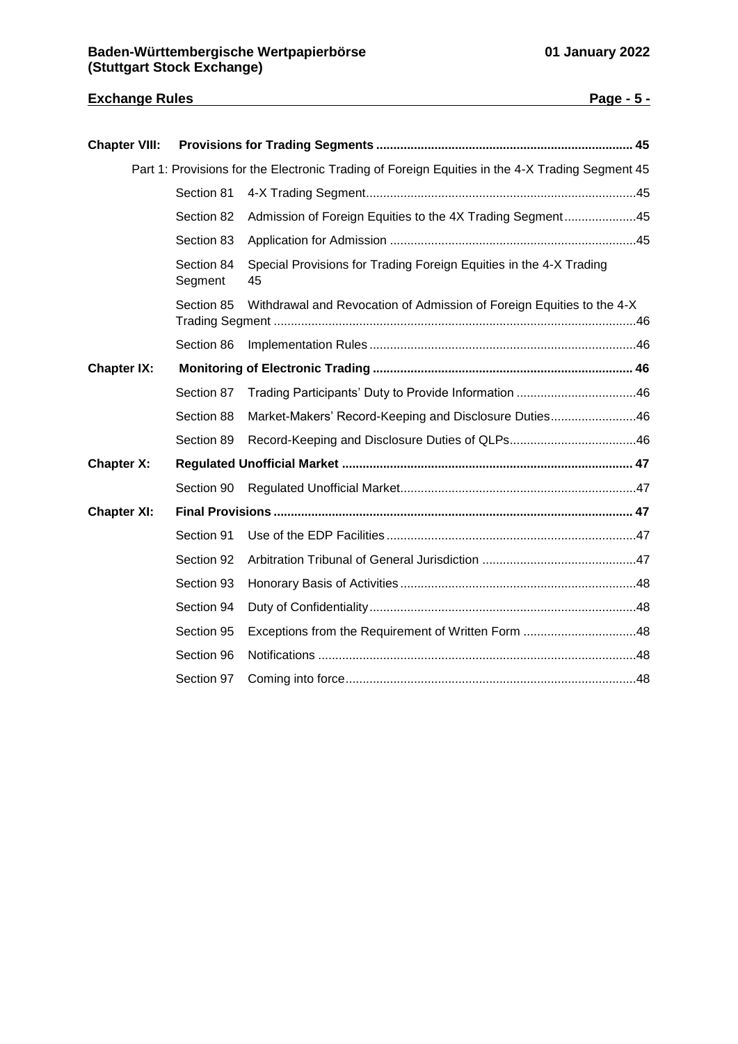| | | |
|---|---|---|
| **Chapter VIII:** | **Provisions for Trading Segments** | **45** |
| | Part 1: Provisions for the Electronic Trading of Foreign Equities in the 4-X Trading Segment | 45 |
| | Section 81 4-X Trading Segment | 45 |
| | Section 82 Admission of Foreign Equities to the 4X Trading Segment | 45 |
| | Section 83 Application for Admission | 45 |
| | Section 84 Special Provisions for Trading Foreign Equities in the 4-X Trading Segment | 45 |
| | Section 85 Withdrawal and Revocation of Admission of Foreign Equities to the 4-X Trading Segment | 46 |
| | Section 86 Implementation Rules | 46 |
| **Chapter IX:** | **Monitoring of Electronic Trading** | **46** |
| | Section 87 Trading Participants' Duty to Provide Information | 46 |
| | Section 88 Market-Makers' Record-Keeping and Disclosure Duties | 46 |
| | Section 89 Record-Keeping and Disclosure Duties of QLPs | 46 |
| **Chapter X:** | **Regulated Unofficial Market** | **47** |
| | Section 90 Regulated Unofficial Market | 47 |
| **Chapter XI:** | **Final Provisions** | **47** |
| | Section 91 Use of the EDP Facilities | 47 |
| | Section 92 Arbitration Tribunal of General Jurisdiction | 47 |
| | Section 93 Honorary Basis of Activities | 48 |
| | Section 94 Duty of Confidentiality | 48 |
| | Section 95 Exceptions from the Requirement of Written Form | 48 |
| | Section 96 Notifications | 48 |
| | Section 97 Coming into force | 48 |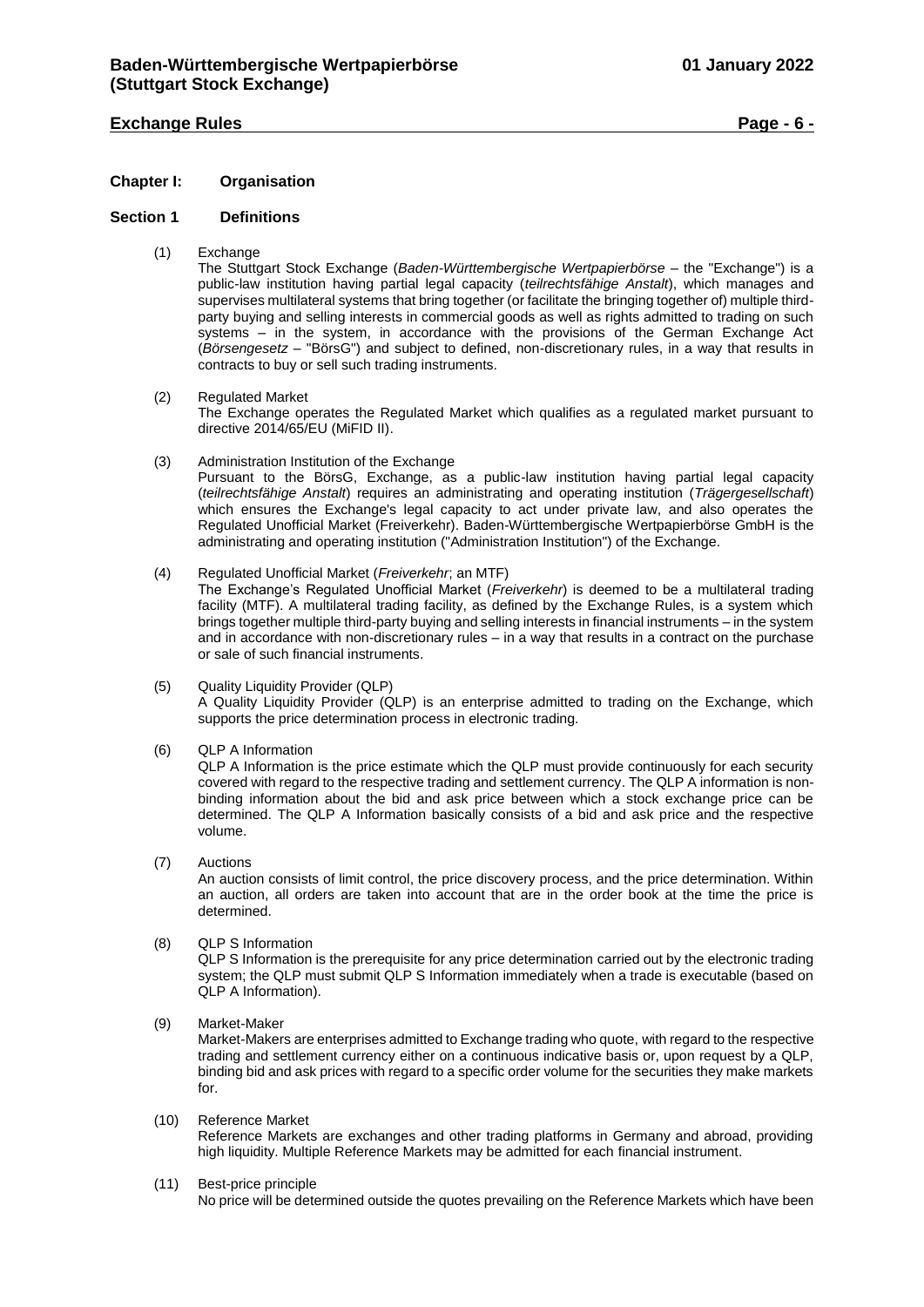## Chapter I: Organisation

### Section 1 Definitions

(1) Exchange

The Stuttgart Stock Exchange (*Baden-Württembergische Wertpapierbörse* – the "Exchange") is a public-law institution having partial legal capacity (*teilrechtsfähige Anstalt*), which manages and supervises multilateral systems that bring together (or facilitate the bringing together of) multiple third-party buying and selling interests in commercial goods as well as rights admitted to trading on such systems – in the system, in accordance with the provisions of the German Exchange Act (*Börsengesetz* – "BörsG") and subject to defined, non-discretionary rules, in a way that results in contracts to buy or sell such trading instruments.

(2) Regulated Market

The Exchange operates the Regulated Market which qualifies as a regulated market pursuant to directive 2014/65/EU (MiFID II).

(3) Administration Institution of the Exchange

Pursuant to the BörsG, Exchange, as a public-law institution having partial legal capacity (*teilrechtsfähige Anstalt*) requires an administrating and operating institution (*Trägergesellschaft*) which ensures the Exchange's legal capacity to act under private law, and also operates the Regulated Unofficial Market (Freiverkehr). Baden-Württembergische Wertpapierbörse GmbH is the administrating and operating institution ("Administration Institution") of the Exchange.

(4) Regulated Unofficial Market (*Freiverkehr*; an MTF)

The Exchange's Regulated Unofficial Market (*Freiverkehr*) is deemed to be a multilateral trading facility (MTF). A multilateral trading facility, as defined by the Exchange Rules, is a system which brings together multiple third-party buying and selling interests in financial instruments – in the system and in accordance with non-discretionary rules – in a way that results in a contract on the purchase or sale of such financial instruments.

(5) Quality Liquidity Provider (QLP)

A Quality Liquidity Provider (QLP) is an enterprise admitted to trading on the Exchange, which supports the price determination process in electronic trading.

(6) QLP A Information

QLP A Information is the price estimate which the QLP must provide continuously for each security covered with regard to the respective trading and settlement currency. The QLP A information is non-binding information about the bid and ask price between which a stock exchange price can be determined. The QLP A Information basically consists of a bid and ask price and the respective volume.

(7) Auctions

An auction consists of limit control, the price discovery process, and the price determination. Within an auction, all orders are taken into account that are in the order book at the time the price is determined.

(8) QLP S Information

QLP S Information is the prerequisite for any price determination carried out by the electronic trading system; the QLP must submit QLP S Information immediately when a trade is executable (based on QLP A Information).

(9) Market-Maker

Market-Makers are enterprises admitted to Exchange trading who quote, with regard to the respective trading and settlement currency either on a continuous indicative basis or, upon request by a QLP, binding bid and ask prices with regard to a specific order volume for the securities they make markets for.

(10) Reference Market

Reference Markets are exchanges and other trading platforms in Germany and abroad, providing high liquidity. Multiple Reference Markets may be admitted for each financial instrument.

(11) Best-price principle

No price will be determined outside the quotes prevailing on the Reference Markets which have been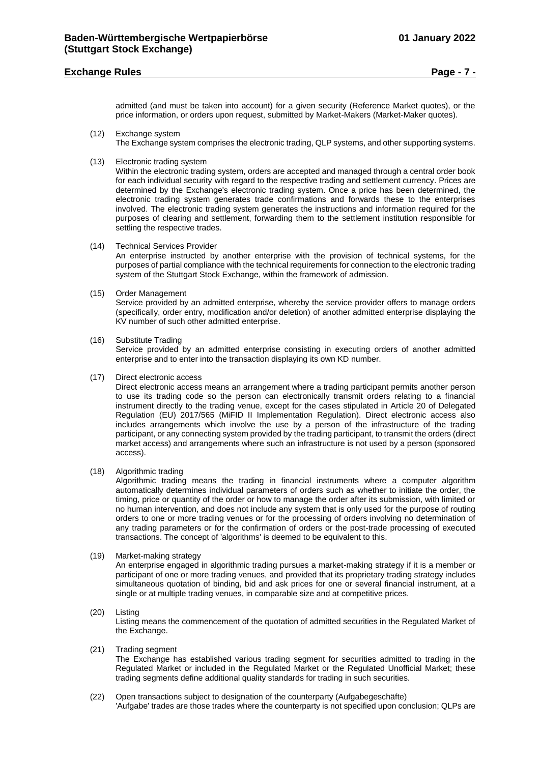admitted (and must be taken into account) for a given security (Reference Market quotes), or the price information, or orders upon request, submitted by Market-Makers (Market-Maker quotes).

(12) Exchange system
The Exchange system comprises the electronic trading, QLP systems, and other supporting systems.

(13) Electronic trading system
Within the electronic trading system, orders are accepted and managed through a central order book for each individual security with regard to the respective trading and settlement currency. Prices are determined by the Exchange's electronic trading system. Once a price has been determined, the electronic trading system generates trade confirmations and forwards these to the enterprises involved. The electronic trading system generates the instructions and information required for the purposes of clearing and settlement, forwarding them to the settlement institution responsible for settling the respective trades.

(14) Technical Services Provider
An enterprise instructed by another enterprise with the provision of technical systems, for the purposes of partial compliance with the technical requirements for connection to the electronic trading system of the Stuttgart Stock Exchange, within the framework of admission.

(15) Order Management
Service provided by an admitted enterprise, whereby the service provider offers to manage orders (specifically, order entry, modification and/or deletion) of another admitted enterprise displaying the KV number of such other admitted enterprise.

(16) Substitute Trading
Service provided by an admitted enterprise consisting in executing orders of another admitted enterprise and to enter into the transaction displaying its own KD number.

(17) Direct electronic access
Direct electronic access means an arrangement where a trading participant permits another person to use its trading code so the person can electronically transmit orders relating to a financial instrument directly to the trading venue, except for the cases stipulated in Article 20 of Delegated Regulation (EU) 2017/565 (MiFID II Implementation Regulation). Direct electronic access also includes arrangements which involve the use by a person of the infrastructure of the trading participant, or any connecting system provided by the trading participant, to transmit the orders (direct market access) and arrangements where such an infrastructure is not used by a person (sponsored access).

(18) Algorithmic trading
Algorithmic trading means the trading in financial instruments where a computer algorithm automatically determines individual parameters of orders such as whether to initiate the order, the timing, price or quantity of the order or how to manage the order after its submission, with limited or no human intervention, and does not include any system that is only used for the purpose of routing orders to one or more trading venues or for the processing of orders involving no determination of any trading parameters or for the confirmation of orders or the post-trade processing of executed transactions. The concept of 'algorithms' is deemed to be equivalent to this.

(19) Market-making strategy
An enterprise engaged in algorithmic trading pursues a market-making strategy if it is a member or participant of one or more trading venues, and provided that its proprietary trading strategy includes simultaneous quotation of binding, bid and ask prices for one or several financial instrument, at a single or at multiple trading venues, in comparable size and at competitive prices.

(20) Listing
Listing means the commencement of the quotation of admitted securities in the Regulated Market of the Exchange.

(21) Trading segment
The Exchange has established various trading segment for securities admitted to trading in the Regulated Market or included in the Regulated Market or the Regulated Unofficial Market; these trading segments define additional quality standards for trading in such securities.

(22) Open transactions subject to designation of the counterparty (Aufgabegeschäfte)
'Aufgabe' trades are those trades where the counterparty is not specified upon conclusion; QLPs are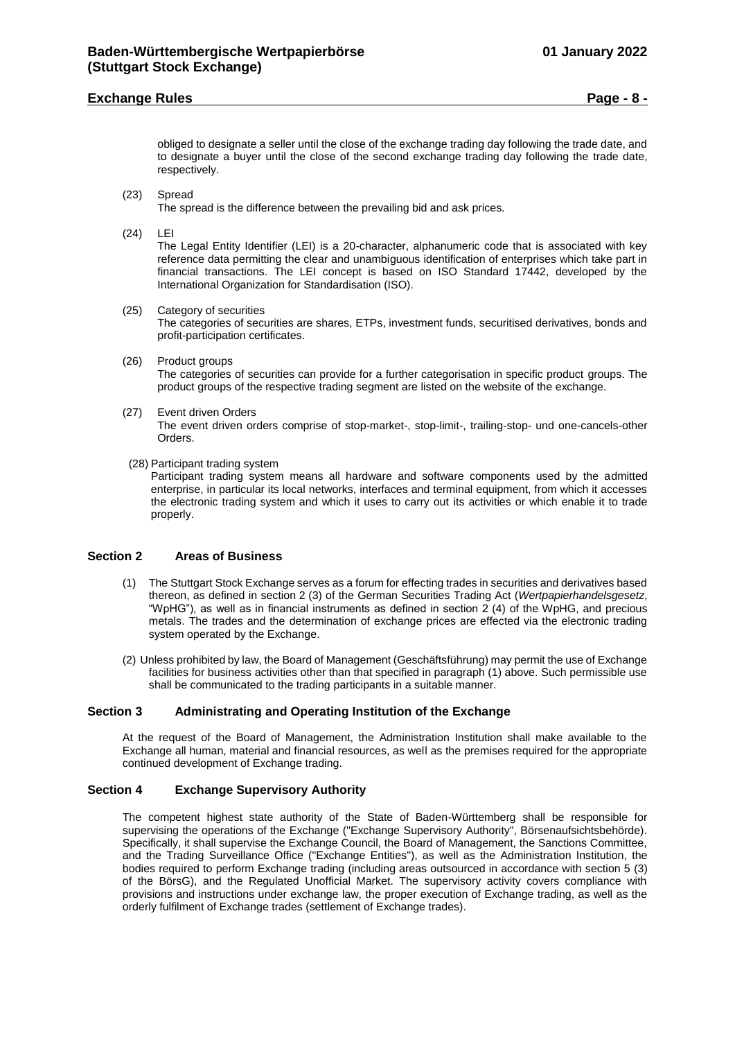obliged to designate a seller until the close of the exchange trading day following the trade date, and to designate a buyer until the close of the second exchange trading day following the trade date, respectively.

(23) Spread
The spread is the difference between the prevailing bid and ask prices.

(24) LEI
The Legal Entity Identifier (LEI) is a 20-character, alphanumeric code that is associated with key reference data permitting the clear and unambiguous identification of enterprises which take part in financial transactions. The LEI concept is based on ISO Standard 17442, developed by the International Organization for Standardisation (ISO).

(25) Category of securities
The categories of securities are shares, ETPs, investment funds, securitised derivatives, bonds and profit-participation certificates.

(26) Product groups
The categories of securities can provide for a further categorisation in specific product groups. The product groups of the respective trading segment are listed on the website of the exchange.

(27) Event driven Orders
The event driven orders comprise of stop-market-, stop-limit-, trailing-stop- und one-cancels-other Orders.

(28) Participant trading system
Participant trading system means all hardware and software components used by the admitted enterprise, in particular its local networks, interfaces and terminal equipment, from which it accesses the electronic trading system and which it uses to carry out its activities or which enable it to trade properly.

## Section 2 Areas of Business

(1) The Stuttgart Stock Exchange serves as a forum for effecting trades in securities and derivatives based thereon, as defined in section 2 (3) of the German Securities Trading Act (*Wertpapierhandelsgesetz*, "WpHG"), as well as in financial instruments as defined in section 2 (4) of the WpHG, and precious metals. The trades and the determination of exchange prices are effected via the electronic trading system operated by the Exchange.

(2) Unless prohibited by law, the Board of Management (Geschäftsführung) may permit the use of Exchange facilities for business activities other than that specified in paragraph (1) above. Such permissible use shall be communicated to the trading participants in a suitable manner.

## Section 3 Administrating and Operating Institution of the Exchange

At the request of the Board of Management, the Administration Institution shall make available to the Exchange all human, material and financial resources, as well as the premises required for the appropriate continued development of Exchange trading.

## Section 4 Exchange Supervisory Authority

The competent highest state authority of the State of Baden-Württemberg shall be responsible for supervising the operations of the Exchange ("Exchange Supervisory Authority", Börsenaufsichtsbehörde). Specifically, it shall supervise the Exchange Council, the Board of Management, the Sanctions Committee, and the Trading Surveillance Office ("Exchange Entities"), as well as the Administration Institution, the bodies required to perform Exchange trading (including areas outsourced in accordance with section 5 (3) of the BörsG), and the Regulated Unofficial Market. The supervisory activity covers compliance with provisions and instructions under exchange law, the proper execution of Exchange trading, as well as the orderly fulfilment of Exchange trades (settlement of Exchange trades).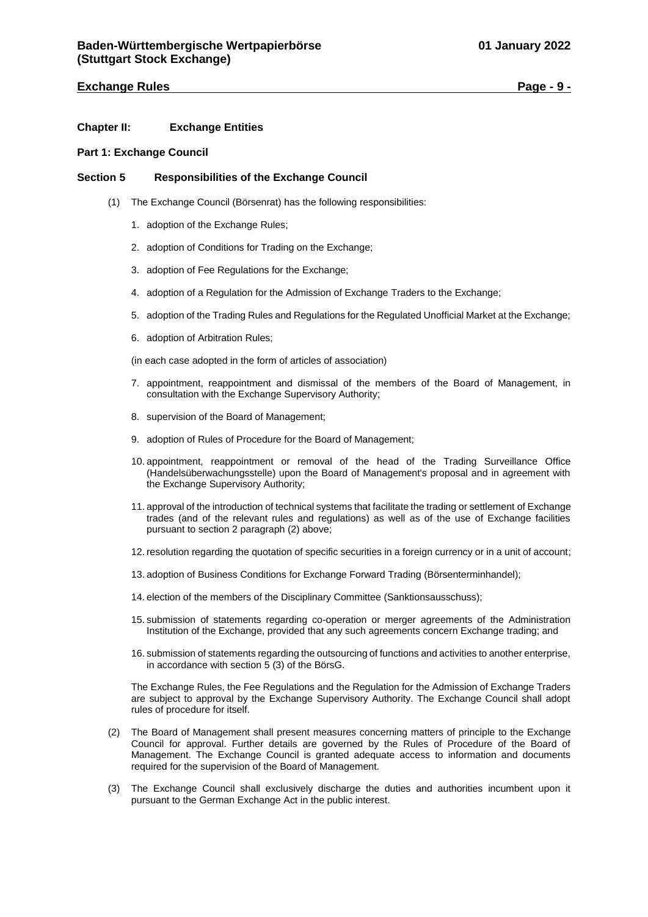## Chapter II: Exchange Entities

### Part 1: Exchange Council

#### Section 5 Responsibilities of the Exchange Council

(1) The Exchange Council (Börsenrat) has the following responsibilities:

1. adoption of the Exchange Rules;
2. adoption of Conditions for Trading on the Exchange;
3. adoption of Fee Regulations for the Exchange;
4. adoption of a Regulation for the Admission of Exchange Traders to the Exchange;
5. adoption of the Trading Rules and Regulations for the Regulated Unofficial Market at the Exchange;
6. adoption of Arbitration Rules;

(in each case adopted in the form of articles of association)

7. appointment, reappointment and dismissal of the members of the Board of Management, in consultation with the Exchange Supervisory Authority;
8. supervision of the Board of Management;
9. adoption of Rules of Procedure for the Board of Management;
10. appointment, reappointment or removal of the head of the Trading Surveillance Office (Handelsüberwachungsstelle) upon the Board of Management's proposal and in agreement with the Exchange Supervisory Authority;
11. approval of the introduction of technical systems that facilitate the trading or settlement of Exchange trades (and of the relevant rules and regulations) as well as of the use of Exchange facilities pursuant to section 2 paragraph (2) above;
12. resolution regarding the quotation of specific securities in a foreign currency or in a unit of account;
13. adoption of Business Conditions for Exchange Forward Trading (Börsenterminhandel);
14. election of the members of the Disciplinary Committee (Sanktionsausschuss);
15. submission of statements regarding co-operation or merger agreements of the Administration Institution of the Exchange, provided that any such agreements concern Exchange trading; and
16. submission of statements regarding the outsourcing of functions and activities to another enterprise, in accordance with section 5 (3) of the BörsG.

The Exchange Rules, the Fee Regulations and the Regulation for the Admission of Exchange Traders are subject to approval by the Exchange Supervisory Authority. The Exchange Council shall adopt rules of procedure for itself.

(2) The Board of Management shall present measures concerning matters of principle to the Exchange Council for approval. Further details are governed by the Rules of Procedure of the Board of Management. The Exchange Council is granted adequate access to information and documents required for the supervision of the Board of Management.

(3) The Exchange Council shall exclusively discharge the duties and authorities incumbent upon it pursuant to the German Exchange Act in the public interest.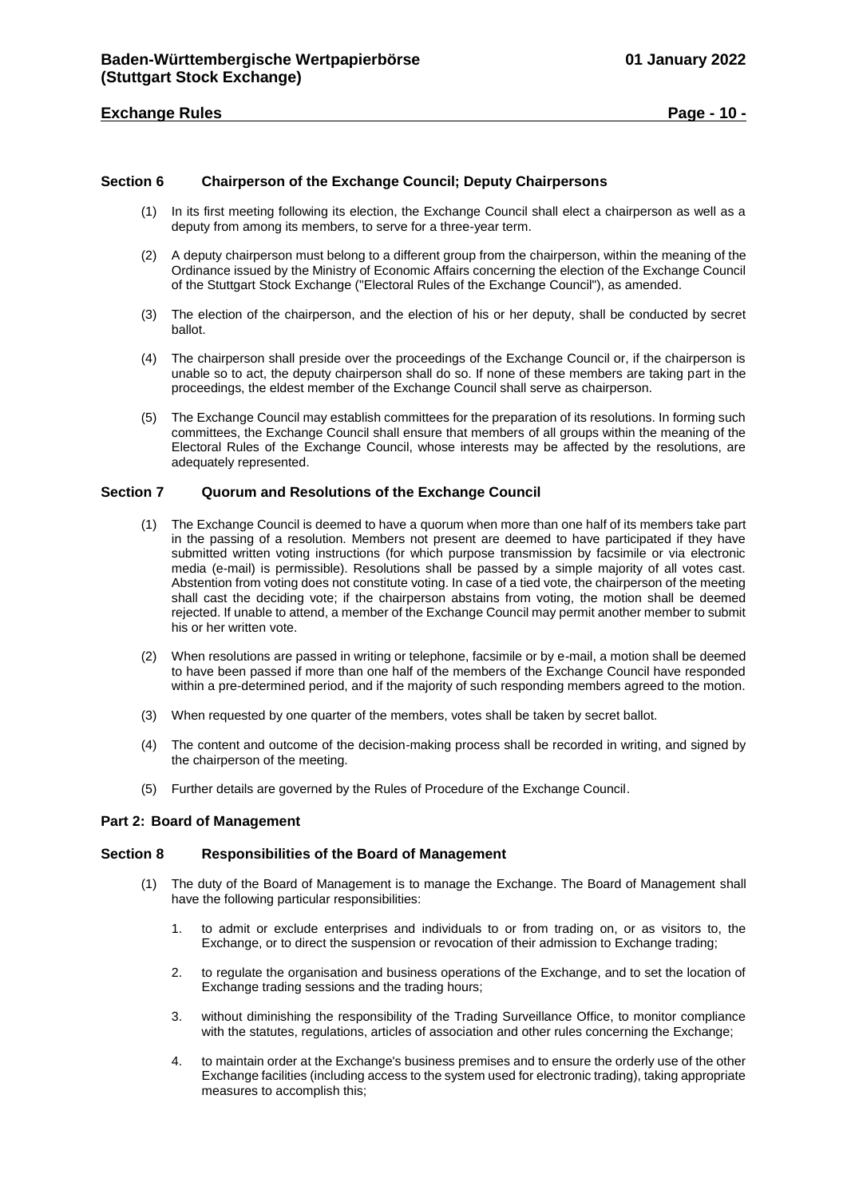### Section 6 Chairperson of the Exchange Council; Deputy Chairpersons

(1) In its first meeting following its election, the Exchange Council shall elect a chairperson as well as a deputy from among its members, to serve for a three-year term.

(2) A deputy chairperson must belong to a different group from the chairperson, within the meaning of the Ordinance issued by the Ministry of Economic Affairs concerning the election of the Exchange Council of the Stuttgart Stock Exchange ("Electoral Rules of the Exchange Council"), as amended.

(3) The election of the chairperson, and the election of his or her deputy, shall be conducted by secret ballot.

(4) The chairperson shall preside over the proceedings of the Exchange Council or, if the chairperson is unable so to act, the deputy chairperson shall do so. If none of these members are taking part in the proceedings, the eldest member of the Exchange Council shall serve as chairperson.

(5) The Exchange Council may establish committees for the preparation of its resolutions. In forming such committees, the Exchange Council shall ensure that members of all groups within the meaning of the Electoral Rules of the Exchange Council, whose interests may be affected by the resolutions, are adequately represented.

### Section 7 Quorum and Resolutions of the Exchange Council

(1) The Exchange Council is deemed to have a quorum when more than one half of its members take part in the passing of a resolution. Members not present are deemed to have participated if they have submitted written voting instructions (for which purpose transmission by facsimile or via electronic media (e-mail) is permissible). Resolutions shall be passed by a simple majority of all votes cast. Abstention from voting does not constitute voting. In case of a tied vote, the chairperson of the meeting shall cast the deciding vote; if the chairperson abstains from voting, the motion shall be deemed rejected. If unable to attend, a member of the Exchange Council may permit another member to submit his or her written vote.

(2) When resolutions are passed in writing or telephone, facsimile or by e-mail, a motion shall be deemed to have been passed if more than one half of the members of the Exchange Council have responded within a pre-determined period, and if the majority of such responding members agreed to the motion.

(3) When requested by one quarter of the members, votes shall be taken by secret ballot.

(4) The content and outcome of the decision-making process shall be recorded in writing, and signed by the chairperson of the meeting.

(5) Further details are governed by the Rules of Procedure of the Exchange Council.

## Part 2: Board of Management

### Section 8 Responsibilities of the Board of Management

(1) The duty of the Board of Management is to manage the Exchange. The Board of Management shall have the following particular responsibilities:

1. to admit or exclude enterprises and individuals to or from trading on, or as visitors to, the Exchange, or to direct the suspension or revocation of their admission to Exchange trading;

2. to regulate the organisation and business operations of the Exchange, and to set the location of Exchange trading sessions and the trading hours;

3. without diminishing the responsibility of the Trading Surveillance Office, to monitor compliance with the statutes, regulations, articles of association and other rules concerning the Exchange;

4. to maintain order at the Exchange's business premises and to ensure the orderly use of the other Exchange facilities (including access to the system used for electronic trading), taking appropriate measures to accomplish this;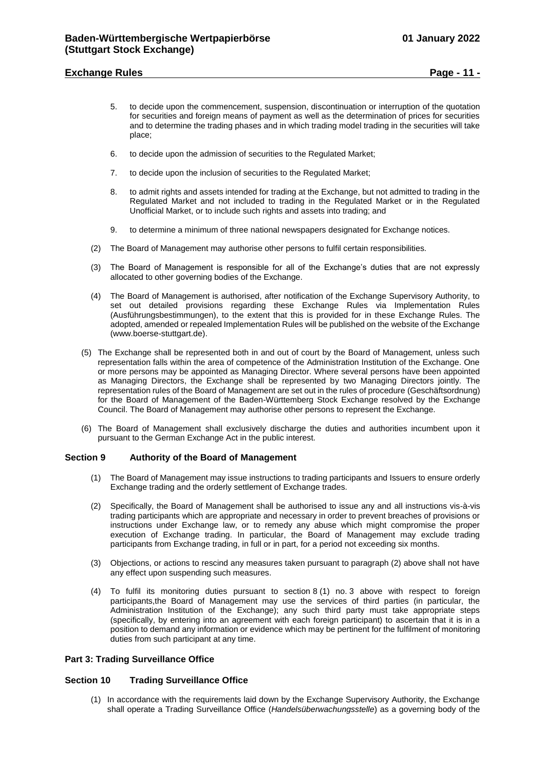5. to decide upon the commencement, suspension, discontinuation or interruption of the quotation for securities and foreign means of payment as well as the determination of prices for securities and to determine the trading phases and in which trading model trading in the securities will take place;

6. to decide upon the admission of securities to the Regulated Market;

7. to decide upon the inclusion of securities to the Regulated Market;

8. to admit rights and assets intended for trading at the Exchange, but not admitted to trading in the Regulated Market and not included to trading in the Regulated Market or in the Regulated Unofficial Market, or to include such rights and assets into trading; and

9. to determine a minimum of three national newspapers designated for Exchange notices.

(2) The Board of Management may authorise other persons to fulfil certain responsibilities.

(3) The Board of Management is responsible for all of the Exchange's duties that are not expressly allocated to other governing bodies of the Exchange.

(4) The Board of Management is authorised, after notification of the Exchange Supervisory Authority, to set out detailed provisions regarding these Exchange Rules via Implementation Rules (Ausführungsbestimmungen), to the extent that this is provided for in these Exchange Rules. The adopted, amended or repealed Implementation Rules will be published on the website of the Exchange (www.boerse-stuttgart.de).

(5) The Exchange shall be represented both in and out of court by the Board of Management, unless such representation falls within the area of competence of the Administration Institution of the Exchange. One or more persons may be appointed as Managing Director. Where several persons have been appointed as Managing Directors, the Exchange shall be represented by two Managing Directors jointly. The representation rules of the Board of Management are set out in the rules of procedure (Geschäftsordnung) for the Board of Management of the Baden-Württemberg Stock Exchange resolved by the Exchange Council. The Board of Management may authorise other persons to represent the Exchange.

(6) The Board of Management shall exclusively discharge the duties and authorities incumbent upon it pursuant to the German Exchange Act in the public interest.

### Section 9 Authority of the Board of Management

(1) The Board of Management may issue instructions to trading participants and Issuers to ensure orderly Exchange trading and the orderly settlement of Exchange trades.

(2) Specifically, the Board of Management shall be authorised to issue any and all instructions vis-à-vis trading participants which are appropriate and necessary in order to prevent breaches of provisions or instructions under Exchange law, or to remedy any abuse which might compromise the proper execution of Exchange trading. In particular, the Board of Management may exclude trading participants from Exchange trading, in full or in part, for a period not exceeding six months.

(3) Objections, or actions to rescind any measures taken pursuant to paragraph (2) above shall not have any effect upon suspending such measures.

(4) To fulfil its monitoring duties pursuant to section 8 (1) no. 3 above with respect to foreign participants,the Board of Management may use the services of third parties (in particular, the Administration Institution of the Exchange); any such third party must take appropriate steps (specifically, by entering into an agreement with each foreign participant) to ascertain that it is in a position to demand any information or evidence which may be pertinent for the fulfilment of monitoring duties from such participant at any time.

## Part 3: Trading Surveillance Office

### Section 10 Trading Surveillance Office

(1) In accordance with the requirements laid down by the Exchange Supervisory Authority, the Exchange shall operate a Trading Surveillance Office (*Handelsüberwachungsstelle*) as a governing body of the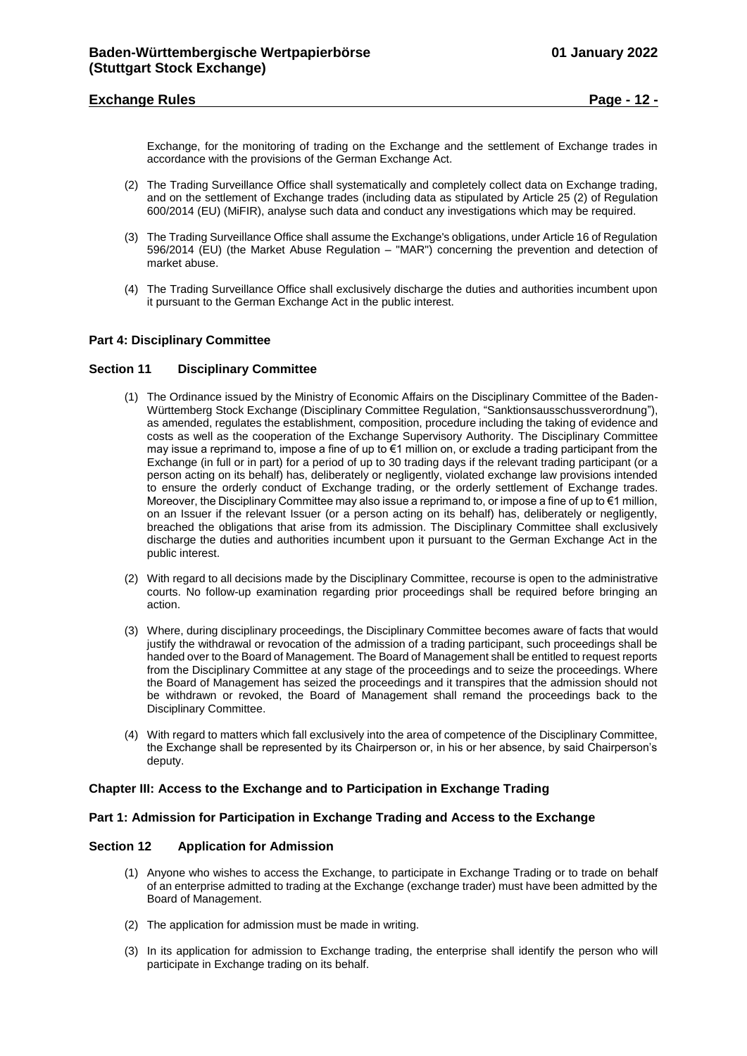Exchange, for the monitoring of trading on the Exchange and the settlement of Exchange trades in accordance with the provisions of the German Exchange Act.

(2) The Trading Surveillance Office shall systematically and completely collect data on Exchange trading, and on the settlement of Exchange trades (including data as stipulated by Article 25 (2) of Regulation 600/2014 (EU) (MiFIR), analyse such data and conduct any investigations which may be required.

(3) The Trading Surveillance Office shall assume the Exchange's obligations, under Article 16 of Regulation 596/2014 (EU) (the Market Abuse Regulation – "MAR") concerning the prevention and detection of market abuse.

(4) The Trading Surveillance Office shall exclusively discharge the duties and authorities incumbent upon it pursuant to the German Exchange Act in the public interest.

### Part 4: Disciplinary Committee

### Section 11 Disciplinary Committee

(1) The Ordinance issued by the Ministry of Economic Affairs on the Disciplinary Committee of the Baden-Württemberg Stock Exchange (Disciplinary Committee Regulation, "Sanktionsausschussverordnung"), as amended, regulates the establishment, composition, procedure including the taking of evidence and costs as well as the cooperation of the Exchange Supervisory Authority. The Disciplinary Committee may issue a reprimand to, impose a fine of up to €1 million on, or exclude a trading participant from the Exchange (in full or in part) for a period of up to 30 trading days if the relevant trading participant (or a person acting on its behalf) has, deliberately or negligently, violated exchange law provisions intended to ensure the orderly conduct of Exchange trading, or the orderly settlement of Exchange trades. Moreover, the Disciplinary Committee may also issue a reprimand to, or impose a fine of up to €1 million, on an Issuer if the relevant Issuer (or a person acting on its behalf) has, deliberately or negligently, breached the obligations that arise from its admission. The Disciplinary Committee shall exclusively discharge the duties and authorities incumbent upon it pursuant to the German Exchange Act in the public interest.

(2) With regard to all decisions made by the Disciplinary Committee, recourse is open to the administrative courts. No follow-up examination regarding prior proceedings shall be required before bringing an action.

(3) Where, during disciplinary proceedings, the Disciplinary Committee becomes aware of facts that would justify the withdrawal or revocation of the admission of a trading participant, such proceedings shall be handed over to the Board of Management. The Board of Management shall be entitled to request reports from the Disciplinary Committee at any stage of the proceedings and to seize the proceedings. Where the Board of Management has seized the proceedings and it transpires that the admission should not be withdrawn or revoked, the Board of Management shall remand the proceedings back to the Disciplinary Committee.

(4) With regard to matters which fall exclusively into the area of competence of the Disciplinary Committee, the Exchange shall be represented by its Chairperson or, in his or her absence, by said Chairperson's deputy.

## Chapter III: Access to the Exchange and to Participation in Exchange Trading

### Part 1: Admission for Participation in Exchange Trading and Access to the Exchange

### Section 12 Application for Admission

(1) Anyone who wishes to access the Exchange, to participate in Exchange Trading or to trade on behalf of an enterprise admitted to trading at the Exchange (exchange trader) must have been admitted by the Board of Management.

(2) The application for admission must be made in writing.

(3) In its application for admission to Exchange trading, the enterprise shall identify the person who will participate in Exchange trading on its behalf.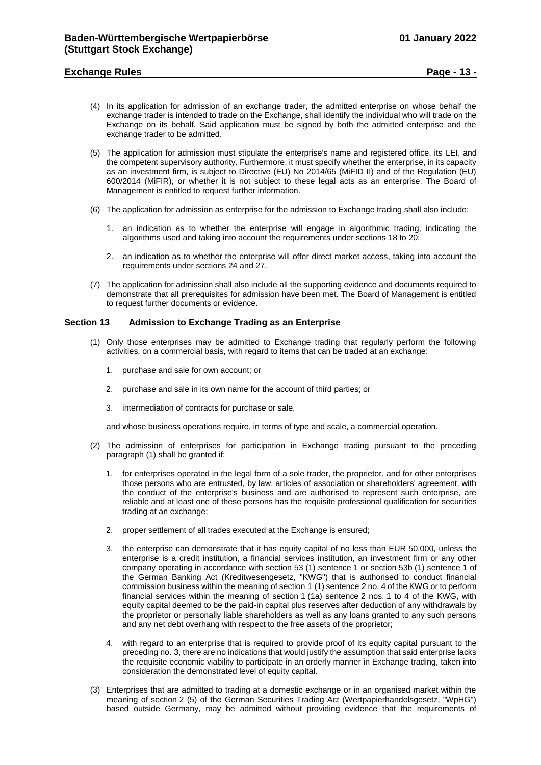(4) In its application for admission of an exchange trader, the admitted enterprise on whose behalf the exchange trader is intended to trade on the Exchange, shall identify the individual who will trade on the Exchange on its behalf. Said application must be signed by both the admitted enterprise and the exchange trader to be admitted.

(5) The application for admission must stipulate the enterprise's name and registered office, its LEI, and the competent supervisory authority. Furthermore, it must specify whether the enterprise, in its capacity as an investment firm, is subject to Directive (EU) No 2014/65 (MiFID II) and of the Regulation (EU) 600/2014 (MiFIR), or whether it is not subject to these legal acts as an enterprise. The Board of Management is entitled to request further information.

(6) The application for admission as enterprise for the admission to Exchange trading shall also include:

1. an indication as to whether the enterprise will engage in algorithmic trading, indicating the algorithms used and taking into account the requirements under sections 18 to 20;

2. an indication as to whether the enterprise will offer direct market access, taking into account the requirements under sections 24 and 27.

(7) The application for admission shall also include all the supporting evidence and documents required to demonstrate that all prerequisites for admission have been met. The Board of Management is entitled to request further documents or evidence.

## Section 13 Admission to Exchange Trading as an Enterprise

(1) Only those enterprises may be admitted to Exchange trading that regularly perform the following activities, on a commercial basis, with regard to items that can be traded at an exchange:

1. purchase and sale for own account; or

2. purchase and sale in its own name for the account of third parties; or

3. intermediation of contracts for purchase or sale,

and whose business operations require, in terms of type and scale, a commercial operation.

(2) The admission of enterprises for participation in Exchange trading pursuant to the preceding paragraph (1) shall be granted if:

1. for enterprises operated in the legal form of a sole trader, the proprietor, and for other enterprises those persons who are entrusted, by law, articles of association or shareholders' agreement, with the conduct of the enterprise's business and are authorised to represent such enterprise, are reliable and at least one of these persons has the requisite professional qualification for securities trading at an exchange;

2. proper settlement of all trades executed at the Exchange is ensured;

3. the enterprise can demonstrate that it has equity capital of no less than EUR 50,000, unless the enterprise is a credit institution, a financial services institution, an investment firm or any other company operating in accordance with section 53 (1) sentence 1 or section 53b (1) sentence 1 of the German Banking Act (Kreditwesengesetz, "KWG") that is authorised to conduct financial commission business within the meaning of section 1 (1) sentence 2 no. 4 of the KWG or to perform financial services within the meaning of section 1 (1a) sentence 2 nos. 1 to 4 of the KWG, with equity capital deemed to be the paid-in capital plus reserves after deduction of any withdrawals by the proprietor or personally liable shareholders as well as any loans granted to any such persons and any net debt overhang with respect to the free assets of the proprietor;

4. with regard to an enterprise that is required to provide proof of its equity capital pursuant to the preceding no. 3, there are no indications that would justify the assumption that said enterprise lacks the requisite economic viability to participate in an orderly manner in Exchange trading, taken into consideration the demonstrated level of equity capital.

(3) Enterprises that are admitted to trading at a domestic exchange or in an organised market within the meaning of section 2 (5) of the German Securities Trading Act (Wertpapierhandelsgesetz, "WpHG") based outside Germany, may be admitted without providing evidence that the requirements of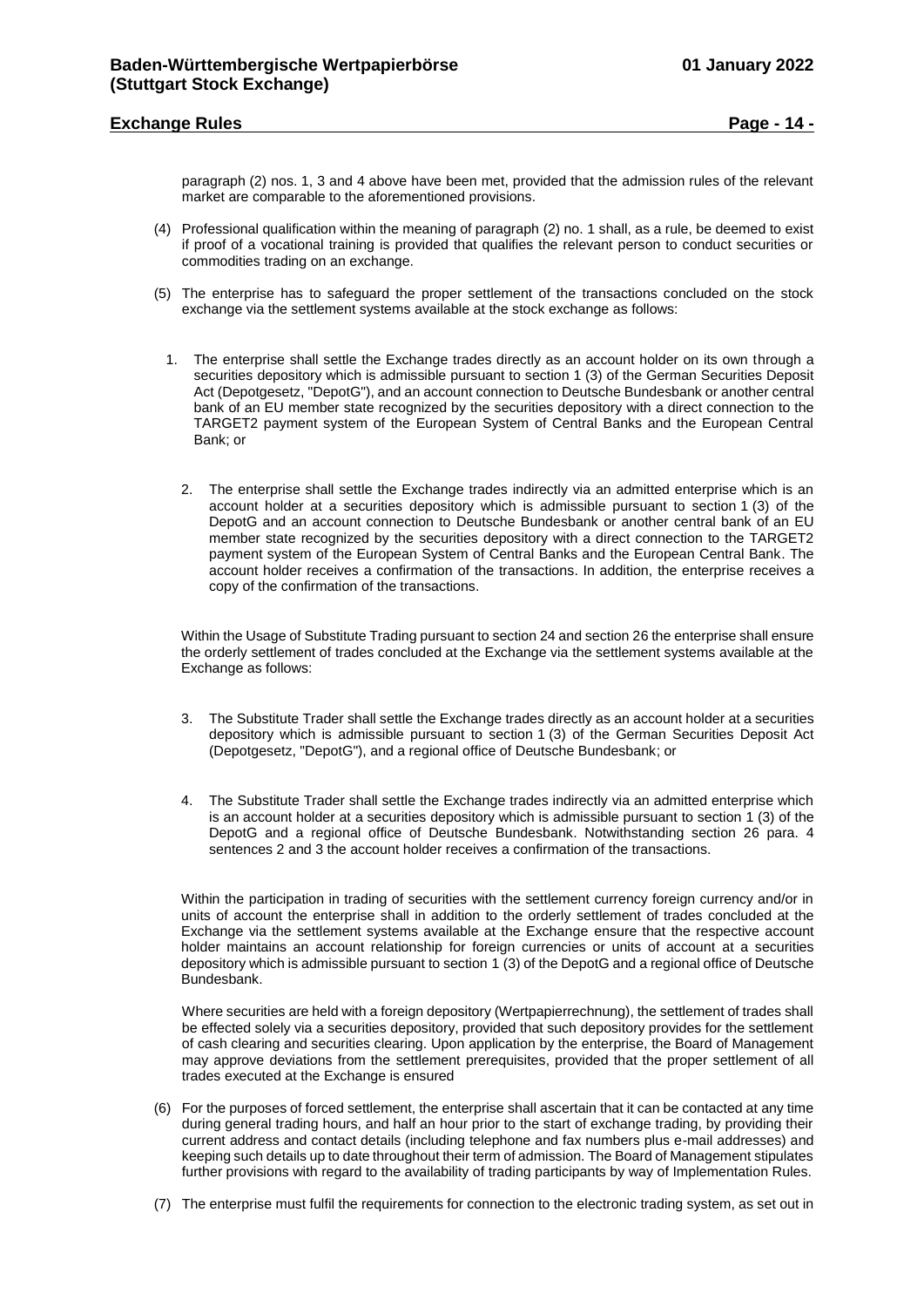paragraph (2) nos. 1, 3 and 4 above have been met, provided that the admission rules of the relevant market are comparable to the aforementioned provisions.

(4) Professional qualification within the meaning of paragraph (2) no. 1 shall, as a rule, be deemed to exist if proof of a vocational training is provided that qualifies the relevant person to conduct securities or commodities trading on an exchange.

(5) The enterprise has to safeguard the proper settlement of the transactions concluded on the stock exchange via the settlement systems available at the stock exchange as follows:

1. The enterprise shall settle the Exchange trades directly as an account holder on its own through a securities depository which is admissible pursuant to section 1 (3) of the German Securities Deposit Act (Depotgesetz, "DepotG"), and an account connection to Deutsche Bundesbank or another central bank of an EU member state recognized by the securities depository with a direct connection to the TARGET2 payment system of the European System of Central Banks and the European Central Bank; or

2. The enterprise shall settle the Exchange trades indirectly via an admitted enterprise which is an account holder at a securities depository which is admissible pursuant to section 1 (3) of the DepotG and an account connection to Deutsche Bundesbank or another central bank of an EU member state recognized by the securities depository with a direct connection to the TARGET2 payment system of the European System of Central Banks and the European Central Bank. The account holder receives a confirmation of the transactions. In addition, the enterprise receives a copy of the confirmation of the transactions.

Within the Usage of Substitute Trading pursuant to section 24 and section 26 the enterprise shall ensure the orderly settlement of trades concluded at the Exchange via the settlement systems available at the Exchange as follows:

3. The Substitute Trader shall settle the Exchange trades directly as an account holder at a securities depository which is admissible pursuant to section 1 (3) of the German Securities Deposit Act (Depotgesetz, "DepotG"), and a regional office of Deutsche Bundesbank; or

4. The Substitute Trader shall settle the Exchange trades indirectly via an admitted enterprise which is an account holder at a securities depository which is admissible pursuant to section 1 (3) of the DepotG and a regional office of Deutsche Bundesbank. Notwithstanding section 26 para. 4 sentences 2 and 3 the account holder receives a confirmation of the transactions.

Within the participation in trading of securities with the settlement currency foreign currency and/or in units of account the enterprise shall in addition to the orderly settlement of trades concluded at the Exchange via the settlement systems available at the Exchange ensure that the respective account holder maintains an account relationship for foreign currencies or units of account at a securities depository which is admissible pursuant to section 1 (3) of the DepotG and a regional office of Deutsche Bundesbank.

Where securities are held with a foreign depository (Wertpapierrechnung), the settlement of trades shall be effected solely via a securities depository, provided that such depository provides for the settlement of cash clearing and securities clearing. Upon application by the enterprise, the Board of Management may approve deviations from the settlement prerequisites, provided that the proper settlement of all trades executed at the Exchange is ensured

(6) For the purposes of forced settlement, the enterprise shall ascertain that it can be contacted at any time during general trading hours, and half an hour prior to the start of exchange trading, by providing their current address and contact details (including telephone and fax numbers plus e-mail addresses) and keeping such details up to date throughout their term of admission. The Board of Management stipulates further provisions with regard to the availability of trading participants by way of Implementation Rules.

(7) The enterprise must fulfil the requirements for connection to the electronic trading system, as set out in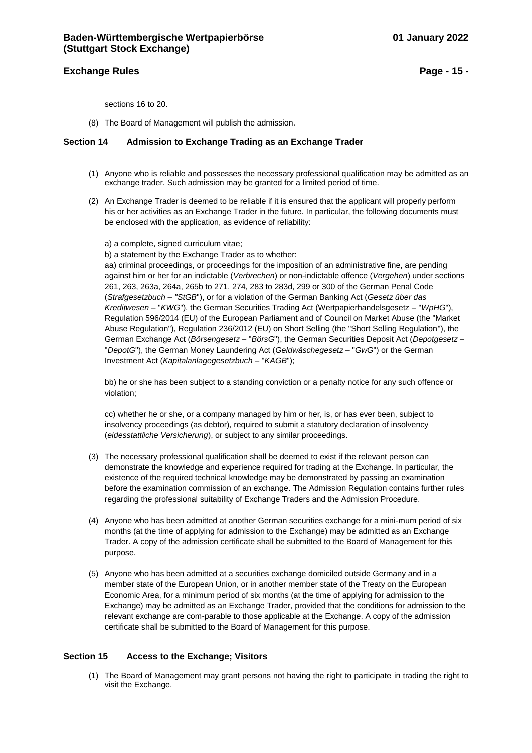sections 16 to 20.

(8) The Board of Management will publish the admission.

## Section 14 Admission to Exchange Trading as an Exchange Trader

(1) Anyone who is reliable and possesses the necessary professional qualification may be admitted as an exchange trader. Such admission may be granted for a limited period of time.

(2) An Exchange Trader is deemed to be reliable if it is ensured that the applicant will properly perform his or her activities as an Exchange Trader in the future. In particular, the following documents must be enclosed with the application, as evidence of reliability:

a) a complete, signed curriculum vitae;

b) a statement by the Exchange Trader as to whether:

aa) criminal proceedings, or proceedings for the imposition of an administrative fine, are pending against him or her for an indictable (*Verbrechen*) or non-indictable offence (*Vergehen*) under sections 261, 263, 263a, 264a, 265b to 271, 274, 283 to 283d, 299 or 300 of the German Penal Code (*Strafgesetzbuch* – "*StGB*"), or for a violation of the German Banking Act (*Gesetz über das Kreditwesen* – "*KWG*"), the German Securities Trading Act (Wertpapierhandelsgesetz – "*WpHG*"), Regulation 596/2014 (EU) of the European Parliament and of Council on Market Abuse (the "Market Abuse Regulation"), Regulation 236/2012 (EU) on Short Selling (the "Short Selling Regulation"), the German Exchange Act (*Börsengesetz* – "*BörsG*"), the German Securities Deposit Act (*Depotgesetz* – "*DepotG*"), the German Money Laundering Act (*Geldwäschegesetz* – "*GwG*") or the German Investment Act (*Kapitalanlagegesetzbuch* – "*KAGB*");

bb) he or she has been subject to a standing conviction or a penalty notice for any such offence or violation;

cc) whether he or she, or a company managed by him or her, is, or has ever been, subject to insolvency proceedings (as debtor), required to submit a statutory declaration of insolvency (*eidesstattliche Versicherung*), or subject to any similar proceedings.

(3) The necessary professional qualification shall be deemed to exist if the relevant person can demonstrate the knowledge and experience required for trading at the Exchange. In particular, the existence of the required technical knowledge may be demonstrated by passing an examination before the examination commission of an exchange. The Admission Regulation contains further rules regarding the professional suitability of Exchange Traders and the Admission Procedure.

(4) Anyone who has been admitted at another German securities exchange for a mini-mum period of six months (at the time of applying for admission to the Exchange) may be admitted as an Exchange Trader. A copy of the admission certificate shall be submitted to the Board of Management for this purpose.

(5) Anyone who has been admitted at a securities exchange domiciled outside Germany and in a member state of the European Union, or in another member state of the Treaty on the European Economic Area, for a minimum period of six months (at the time of applying for admission to the Exchange) may be admitted as an Exchange Trader, provided that the conditions for admission to the relevant exchange are com-parable to those applicable at the Exchange. A copy of the admission certificate shall be submitted to the Board of Management for this purpose.

## Section 15 Access to the Exchange; Visitors

(1) The Board of Management may grant persons not having the right to participate in trading the right to visit the Exchange.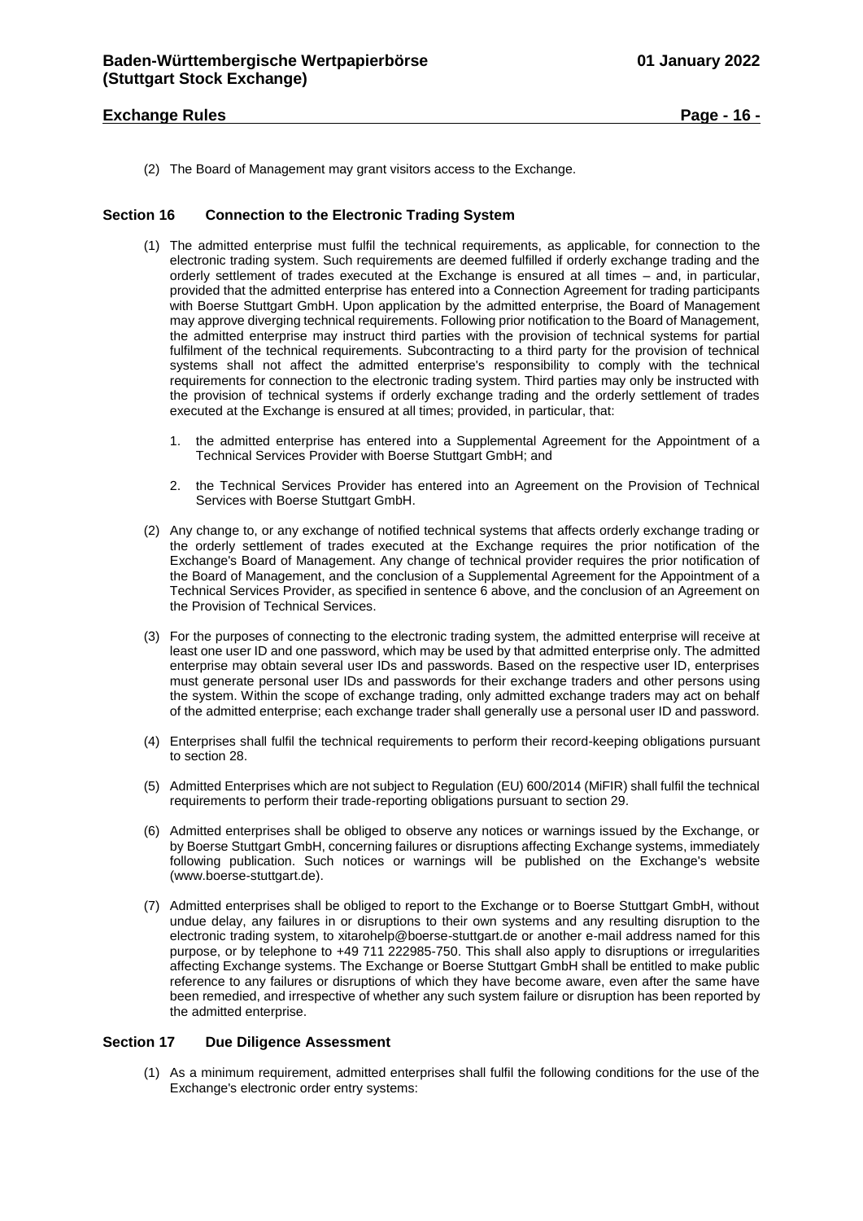(2) The Board of Management may grant visitors access to the Exchange.

## Section 16 Connection to the Electronic Trading System

(1) The admitted enterprise must fulfil the technical requirements, as applicable, for connection to the electronic trading system. Such requirements are deemed fulfilled if orderly exchange trading and the orderly settlement of trades executed at the Exchange is ensured at all times – and, in particular, provided that the admitted enterprise has entered into a Connection Agreement for trading participants with Boerse Stuttgart GmbH. Upon application by the admitted enterprise, the Board of Management may approve diverging technical requirements. Following prior notification to the Board of Management, the admitted enterprise may instruct third parties with the provision of technical systems for partial fulfilment of the technical requirements. Subcontracting to a third party for the provision of technical systems shall not affect the admitted enterprise's responsibility to comply with the technical requirements for connection to the electronic trading system. Third parties may only be instructed with the provision of technical systems if orderly exchange trading and the orderly settlement of trades executed at the Exchange is ensured at all times; provided, in particular, that:

1. the admitted enterprise has entered into a Supplemental Agreement for the Appointment of a Technical Services Provider with Boerse Stuttgart GmbH; and

2. the Technical Services Provider has entered into an Agreement on the Provision of Technical Services with Boerse Stuttgart GmbH.

(2) Any change to, or any exchange of notified technical systems that affects orderly exchange trading or the orderly settlement of trades executed at the Exchange requires the prior notification of the Exchange's Board of Management. Any change of technical provider requires the prior notification of the Board of Management, and the conclusion of a Supplemental Agreement for the Appointment of a Technical Services Provider, as specified in sentence 6 above, and the conclusion of an Agreement on the Provision of Technical Services.

(3) For the purposes of connecting to the electronic trading system, the admitted enterprise will receive at least one user ID and one password, which may be used by that admitted enterprise only. The admitted enterprise may obtain several user IDs and passwords. Based on the respective user ID, enterprises must generate personal user IDs and passwords for their exchange traders and other persons using the system. Within the scope of exchange trading, only admitted exchange traders may act on behalf of the admitted enterprise; each exchange trader shall generally use a personal user ID and password.

(4) Enterprises shall fulfil the technical requirements to perform their record-keeping obligations pursuant to section 28.

(5) Admitted Enterprises which are not subject to Regulation (EU) 600/2014 (MiFIR) shall fulfil the technical requirements to perform their trade-reporting obligations pursuant to section 29.

(6) Admitted enterprises shall be obliged to observe any notices or warnings issued by the Exchange, or by Boerse Stuttgart GmbH, concerning failures or disruptions affecting Exchange systems, immediately following publication. Such notices or warnings will be published on the Exchange's website (www.boerse-stuttgart.de).

(7) Admitted enterprises shall be obliged to report to the Exchange or to Boerse Stuttgart GmbH, without undue delay, any failures in or disruptions to their own systems and any resulting disruption to the electronic trading system, to xitarohelp@boerse-stuttgart.de or another e-mail address named for this purpose, or by telephone to +49 711 222985-750. This shall also apply to disruptions or irregularities affecting Exchange systems. The Exchange or Boerse Stuttgart GmbH shall be entitled to make public reference to any failures or disruptions of which they have become aware, even after the same have been remedied, and irrespective of whether any such system failure or disruption has been reported by the admitted enterprise.

## Section 17 Due Diligence Assessment

(1) As a minimum requirement, admitted enterprises shall fulfil the following conditions for the use of the Exchange's electronic order entry systems: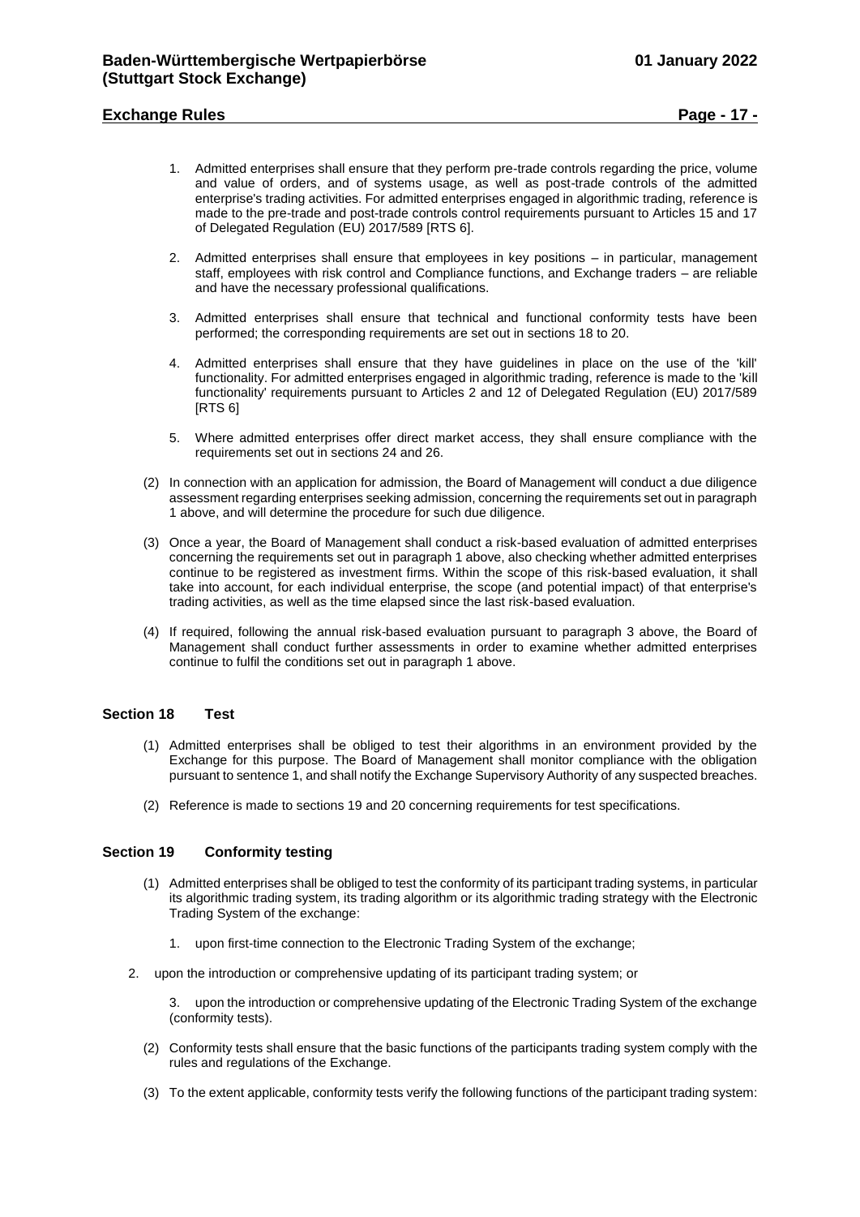1. Admitted enterprises shall ensure that they perform pre-trade controls regarding the price, volume and value of orders, and of systems usage, as well as post-trade controls of the admitted enterprise's trading activities. For admitted enterprises engaged in algorithmic trading, reference is made to the pre-trade and post-trade controls control requirements pursuant to Articles 15 and 17 of Delegated Regulation (EU) 2017/589 [RTS 6].

2. Admitted enterprises shall ensure that employees in key positions – in particular, management staff, employees with risk control and Compliance functions, and Exchange traders – are reliable and have the necessary professional qualifications.

3. Admitted enterprises shall ensure that technical and functional conformity tests have been performed; the corresponding requirements are set out in sections 18 to 20.

4. Admitted enterprises shall ensure that they have guidelines in place on the use of the 'kill' functionality. For admitted enterprises engaged in algorithmic trading, reference is made to the 'kill functionality' requirements pursuant to Articles 2 and 12 of Delegated Regulation (EU) 2017/589 [RTS 6]

5. Where admitted enterprises offer direct market access, they shall ensure compliance with the requirements set out in sections 24 and 26.

(2) In connection with an application for admission, the Board of Management will conduct a due diligence assessment regarding enterprises seeking admission, concerning the requirements set out in paragraph 1 above, and will determine the procedure for such due diligence.

(3) Once a year, the Board of Management shall conduct a risk-based evaluation of admitted enterprises concerning the requirements set out in paragraph 1 above, also checking whether admitted enterprises continue to be registered as investment firms. Within the scope of this risk-based evaluation, it shall take into account, for each individual enterprise, the scope (and potential impact) of that enterprise's trading activities, as well as the time elapsed since the last risk-based evaluation.

(4) If required, following the annual risk-based evaluation pursuant to paragraph 3 above, the Board of Management shall conduct further assessments in order to examine whether admitted enterprises continue to fulfil the conditions set out in paragraph 1 above.

## Section 18 Test

(1) Admitted enterprises shall be obliged to test their algorithms in an environment provided by the Exchange for this purpose. The Board of Management shall monitor compliance with the obligation pursuant to sentence 1, and shall notify the Exchange Supervisory Authority of any suspected breaches.

(2) Reference is made to sections 19 and 20 concerning requirements for test specifications.

## Section 19 Conformity testing

(1) Admitted enterprises shall be obliged to test the conformity of its participant trading systems, in particular its algorithmic trading system, its trading algorithm or its algorithmic trading strategy with the Electronic Trading System of the exchange:

1. upon first-time connection to the Electronic Trading System of the exchange;

2. upon the introduction or comprehensive updating of its participant trading system; or

3. upon the introduction or comprehensive updating of the Electronic Trading System of the exchange (conformity tests).

(2) Conformity tests shall ensure that the basic functions of the participants trading system comply with the rules and regulations of the Exchange.

(3) To the extent applicable, conformity tests verify the following functions of the participant trading system: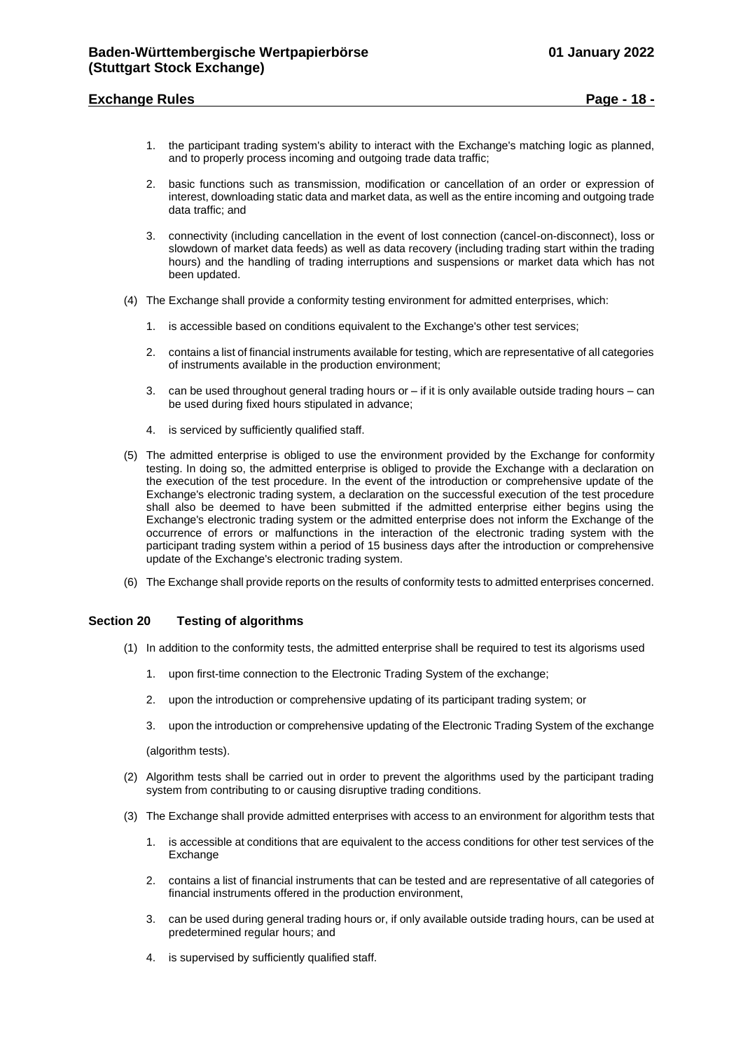1. the participant trading system's ability to interact with the Exchange's matching logic as planned, and to properly process incoming and outgoing trade data traffic;

2. basic functions such as transmission, modification or cancellation of an order or expression of interest, downloading static data and market data, as well as the entire incoming and outgoing trade data traffic; and

3. connectivity (including cancellation in the event of lost connection (cancel-on-disconnect), loss or slowdown of market data feeds) as well as data recovery (including trading start within the trading hours) and the handling of trading interruptions and suspensions or market data which has not been updated.

(4) The Exchange shall provide a conformity testing environment for admitted enterprises, which:

1. is accessible based on conditions equivalent to the Exchange's other test services;

2. contains a list of financial instruments available for testing, which are representative of all categories of instruments available in the production environment;

3. can be used throughout general trading hours or – if it is only available outside trading hours – can be used during fixed hours stipulated in advance;

4. is serviced by sufficiently qualified staff.

(5) The admitted enterprise is obliged to use the environment provided by the Exchange for conformity testing. In doing so, the admitted enterprise is obliged to provide the Exchange with a declaration on the execution of the test procedure. In the event of the introduction or comprehensive update of the Exchange's electronic trading system, a declaration on the successful execution of the test procedure shall also be deemed to have been submitted if the admitted enterprise either begins using the Exchange's electronic trading system or the admitted enterprise does not inform the Exchange of the occurrence of errors or malfunctions in the interaction of the electronic trading system with the participant trading system within a period of 15 business days after the introduction or comprehensive update of the Exchange's electronic trading system.

(6) The Exchange shall provide reports on the results of conformity tests to admitted enterprises concerned.

## Section 20 Testing of algorithms

(1) In addition to the conformity tests, the admitted enterprise shall be required to test its algorisms used

1. upon first-time connection to the Electronic Trading System of the exchange;

2. upon the introduction or comprehensive updating of its participant trading system; or

3. upon the introduction or comprehensive updating of the Electronic Trading System of the exchange

(algorithm tests).

(2) Algorithm tests shall be carried out in order to prevent the algorithms used by the participant trading system from contributing to or causing disruptive trading conditions.

(3) The Exchange shall provide admitted enterprises with access to an environment for algorithm tests that

1. is accessible at conditions that are equivalent to the access conditions for other test services of the Exchange

2. contains a list of financial instruments that can be tested and are representative of all categories of financial instruments offered in the production environment,

3. can be used during general trading hours or, if only available outside trading hours, can be used at predetermined regular hours; and

4. is supervised by sufficiently qualified staff.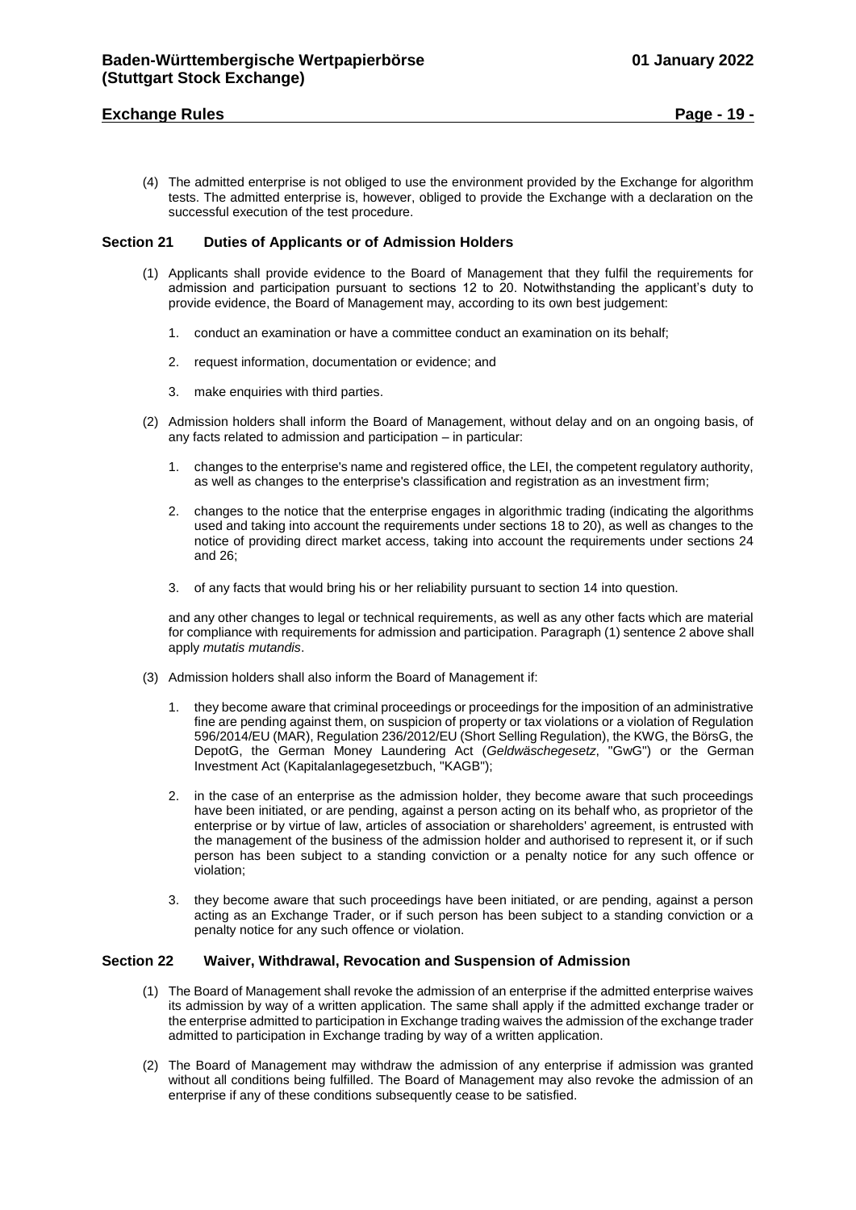(4) The admitted enterprise is not obliged to use the environment provided by the Exchange for algorithm tests. The admitted enterprise is, however, obliged to provide the Exchange with a declaration on the successful execution of the test procedure.

## Section 21 Duties of Applicants or of Admission Holders

(1) Applicants shall provide evidence to the Board of Management that they fulfil the requirements for admission and participation pursuant to sections 12 to 20. Notwithstanding the applicant's duty to provide evidence, the Board of Management may, according to its own best judgement:

1. conduct an examination or have a committee conduct an examination on its behalf;

2. request information, documentation or evidence; and

3. make enquiries with third parties.

(2) Admission holders shall inform the Board of Management, without delay and on an ongoing basis, of any facts related to admission and participation – in particular:

1. changes to the enterprise's name and registered office, the LEI, the competent regulatory authority, as well as changes to the enterprise's classification and registration as an investment firm;

2. changes to the notice that the enterprise engages in algorithmic trading (indicating the algorithms used and taking into account the requirements under sections 18 to 20), as well as changes to the notice of providing direct market access, taking into account the requirements under sections 24 and 26;

3. of any facts that would bring his or her reliability pursuant to section 14 into question.

and any other changes to legal or technical requirements, as well as any other facts which are material for compliance with requirements for admission and participation. Paragraph (1) sentence 2 above shall apply *mutatis mutandis*.

(3) Admission holders shall also inform the Board of Management if:

1. they become aware that criminal proceedings or proceedings for the imposition of an administrative fine are pending against them, on suspicion of property or tax violations or a violation of Regulation 596/2014/EU (MAR), Regulation 236/2012/EU (Short Selling Regulation), the KWG, the BörsG, the DepotG, the German Money Laundering Act (*Geldwäschegesetz*, "GwG") or the German Investment Act (Kapitalanlagegesetzbuch, "KAGB");

2. in the case of an enterprise as the admission holder, they become aware that such proceedings have been initiated, or are pending, against a person acting on its behalf who, as proprietor of the enterprise or by virtue of law, articles of association or shareholders' agreement, is entrusted with the management of the business of the admission holder and authorised to represent it, or if such person has been subject to a standing conviction or a penalty notice for any such offence or violation;

3. they become aware that such proceedings have been initiated, or are pending, against a person acting as an Exchange Trader, or if such person has been subject to a standing conviction or a penalty notice for any such offence or violation.

## Section 22 Waiver, Withdrawal, Revocation and Suspension of Admission

(1) The Board of Management shall revoke the admission of an enterprise if the admitted enterprise waives its admission by way of a written application. The same shall apply if the admitted exchange trader or the enterprise admitted to participation in Exchange trading waives the admission of the exchange trader admitted to participation in Exchange trading by way of a written application.

(2) The Board of Management may withdraw the admission of any enterprise if admission was granted without all conditions being fulfilled. The Board of Management may also revoke the admission of an enterprise if any of these conditions subsequently cease to be satisfied.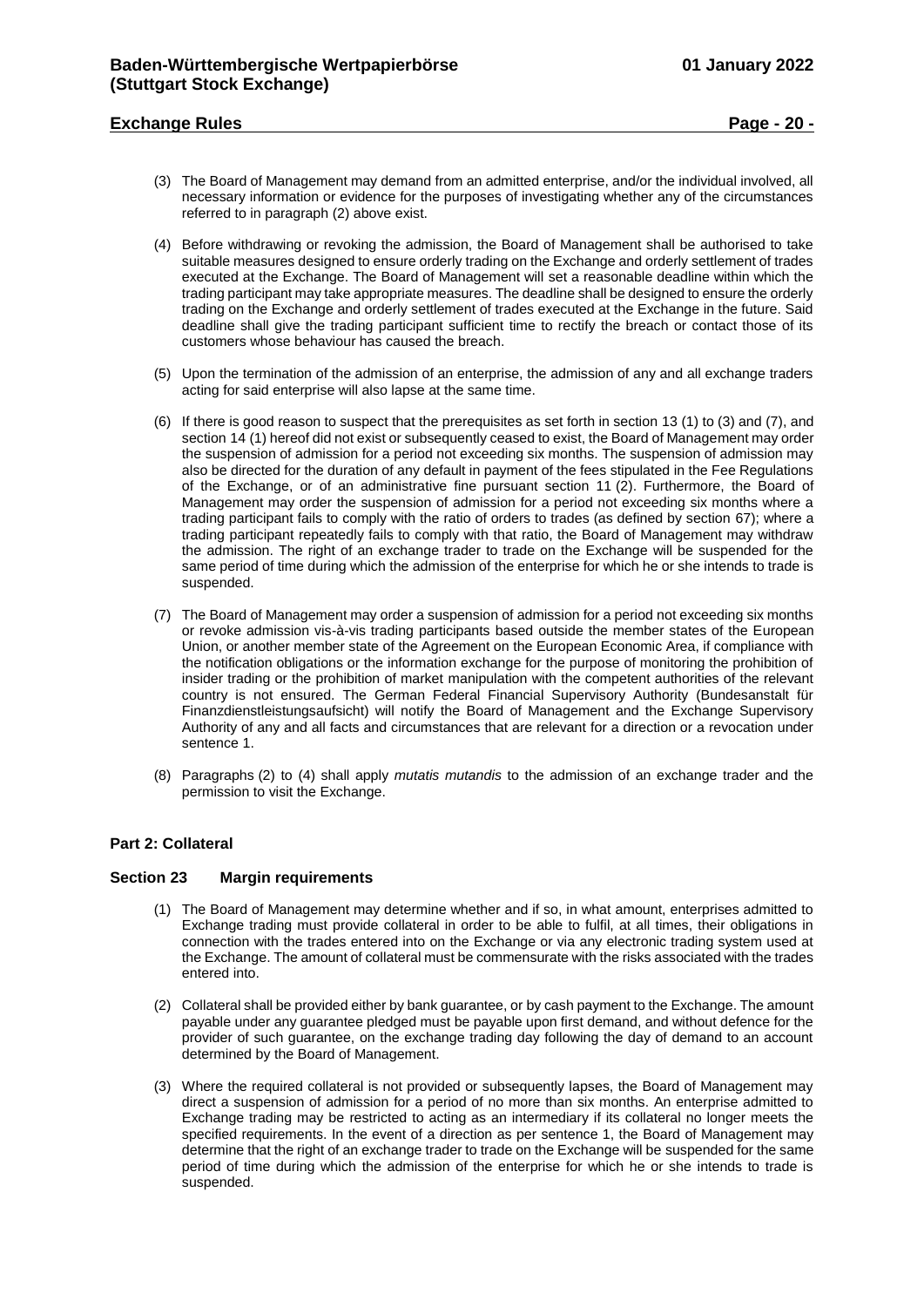(3) The Board of Management may demand from an admitted enterprise, and/or the individual involved, all necessary information or evidence for the purposes of investigating whether any of the circumstances referred to in paragraph (2) above exist.

(4) Before withdrawing or revoking the admission, the Board of Management shall be authorised to take suitable measures designed to ensure orderly trading on the Exchange and orderly settlement of trades executed at the Exchange. The Board of Management will set a reasonable deadline within which the trading participant may take appropriate measures. The deadline shall be designed to ensure the orderly trading on the Exchange and orderly settlement of trades executed at the Exchange in the future. Said deadline shall give the trading participant sufficient time to rectify the breach or contact those of its customers whose behaviour has caused the breach.

(5) Upon the termination of the admission of an enterprise, the admission of any and all exchange traders acting for said enterprise will also lapse at the same time.

(6) If there is good reason to suspect that the prerequisites as set forth in section 13 (1) to (3) and (7), and section 14 (1) hereof did not exist or subsequently ceased to exist, the Board of Management may order the suspension of admission for a period not exceeding six months. The suspension of admission may also be directed for the duration of any default in payment of the fees stipulated in the Fee Regulations of the Exchange, or of an administrative fine pursuant section 11 (2). Furthermore, the Board of Management may order the suspension of admission for a period not exceeding six months where a trading participant fails to comply with the ratio of orders to trades (as defined by section 67); where a trading participant repeatedly fails to comply with that ratio, the Board of Management may withdraw the admission. The right of an exchange trader to trade on the Exchange will be suspended for the same period of time during which the admission of the enterprise for which he or she intends to trade is suspended.

(7) The Board of Management may order a suspension of admission for a period not exceeding six months or revoke admission vis-à-vis trading participants based outside the member states of the European Union, or another member state of the Agreement on the European Economic Area, if compliance with the notification obligations or the information exchange for the purpose of monitoring the prohibition of insider trading or the prohibition of market manipulation with the competent authorities of the relevant country is not ensured. The German Federal Financial Supervisory Authority (Bundesanstalt für Finanzdienstleistungsaufsicht) will notify the Board of Management and the Exchange Supervisory Authority of any and all facts and circumstances that are relevant for a direction or a revocation under sentence 1.

(8) Paragraphs (2) to (4) shall apply *mutatis mutandis* to the admission of an exchange trader and the permission to visit the Exchange.

## Part 2: Collateral

### Section 23 Margin requirements

(1) The Board of Management may determine whether and if so, in what amount, enterprises admitted to Exchange trading must provide collateral in order to be able to fulfil, at all times, their obligations in connection with the trades entered into on the Exchange or via any electronic trading system used at the Exchange. The amount of collateral must be commensurate with the risks associated with the trades entered into.

(2) Collateral shall be provided either by bank guarantee, or by cash payment to the Exchange. The amount payable under any guarantee pledged must be payable upon first demand, and without defence for the provider of such guarantee, on the exchange trading day following the day of demand to an account determined by the Board of Management.

(3) Where the required collateral is not provided or subsequently lapses, the Board of Management may direct a suspension of admission for a period of no more than six months. An enterprise admitted to Exchange trading may be restricted to acting as an intermediary if its collateral no longer meets the specified requirements. In the event of a direction as per sentence 1, the Board of Management may determine that the right of an exchange trader to trade on the Exchange will be suspended for the same period of time during which the admission of the enterprise for which he or she intends to trade is suspended.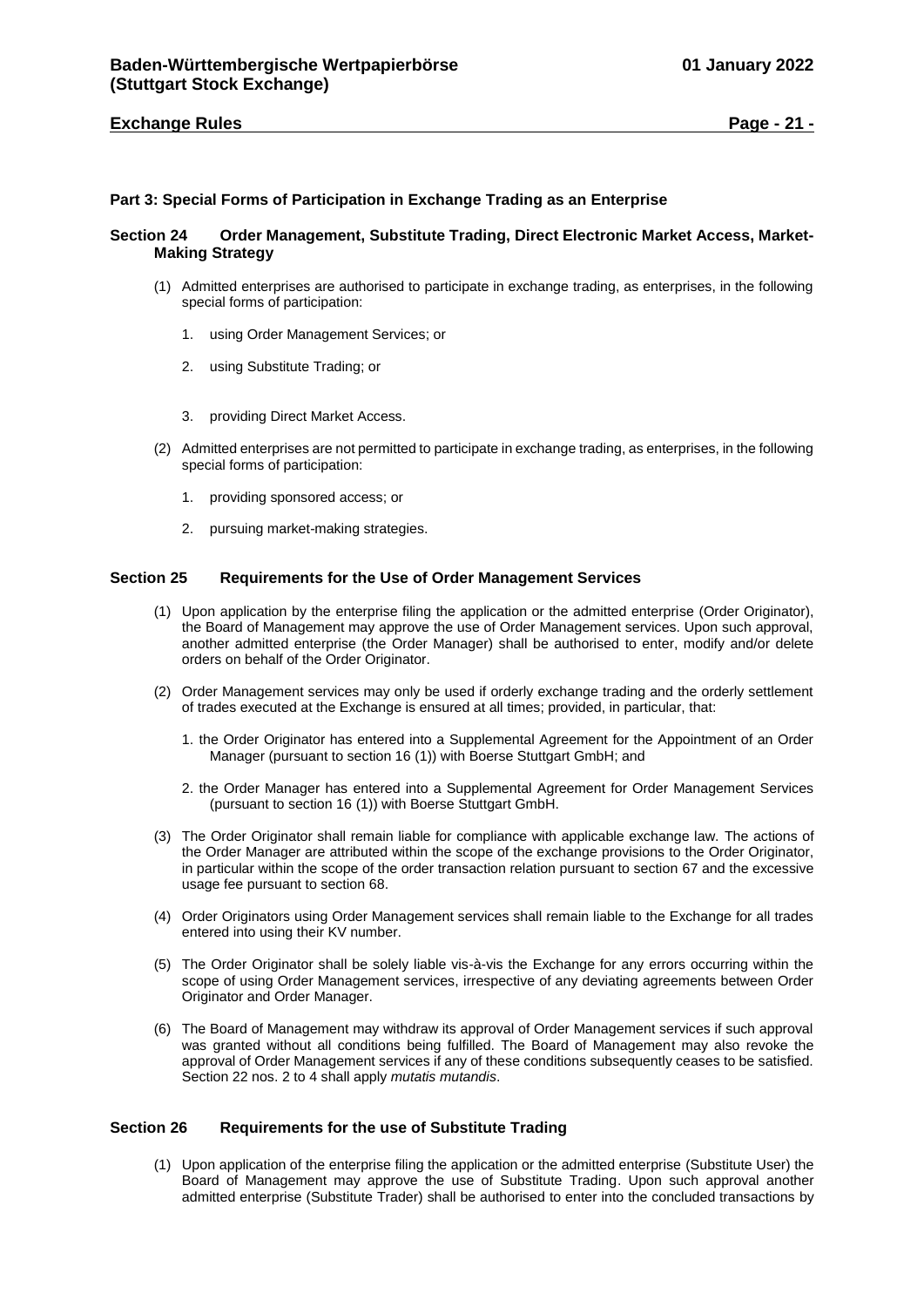## Part 3: Special Forms of Participation in Exchange Trading as an Enterprise

### Section 24 Order Management, Substitute Trading, Direct Electronic Market Access, Market-Making Strategy

(1) Admitted enterprises are authorised to participate in exchange trading, as enterprises, in the following special forms of participation:

1. using Order Management Services; or
2. using Substitute Trading; or
3. providing Direct Market Access.

(2) Admitted enterprises are not permitted to participate in exchange trading, as enterprises, in the following special forms of participation:

1. providing sponsored access; or
2. pursuing market-making strategies.

### Section 25 Requirements for the Use of Order Management Services

(1) Upon application by the enterprise filing the application or the admitted enterprise (Order Originator), the Board of Management may approve the use of Order Management services. Upon such approval, another admitted enterprise (the Order Manager) shall be authorised to enter, modify and/or delete orders on behalf of the Order Originator.

(2) Order Management services may only be used if orderly exchange trading and the orderly settlement of trades executed at the Exchange is ensured at all times; provided, in particular, that:

1. the Order Originator has entered into a Supplemental Agreement for the Appointment of an Order Manager (pursuant to section 16 (1)) with Boerse Stuttgart GmbH; and
2. the Order Manager has entered into a Supplemental Agreement for Order Management Services (pursuant to section 16 (1)) with Boerse Stuttgart GmbH.

(3) The Order Originator shall remain liable for compliance with applicable exchange law. The actions of the Order Manager are attributed within the scope of the exchange provisions to the Order Originator, in particular within the scope of the order transaction relation pursuant to section 67 and the excessive usage fee pursuant to section 68.

(4) Order Originators using Order Management services shall remain liable to the Exchange for all trades entered into using their KV number.

(5) The Order Originator shall be solely liable vis-à-vis the Exchange for any errors occurring within the scope of using Order Management services, irrespective of any deviating agreements between Order Originator and Order Manager.

(6) The Board of Management may withdraw its approval of Order Management services if such approval was granted without all conditions being fulfilled. The Board of Management may also revoke the approval of Order Management services if any of these conditions subsequently ceases to be satisfied. Section 22 nos. 2 to 4 shall apply *mutatis mutandis*.

### Section 26 Requirements for the use of Substitute Trading

(1) Upon application of the enterprise filing the application or the admitted enterprise (Substitute User) the Board of Management may approve the use of Substitute Trading. Upon such approval another admitted enterprise (Substitute Trader) shall be authorised to enter into the concluded transactions by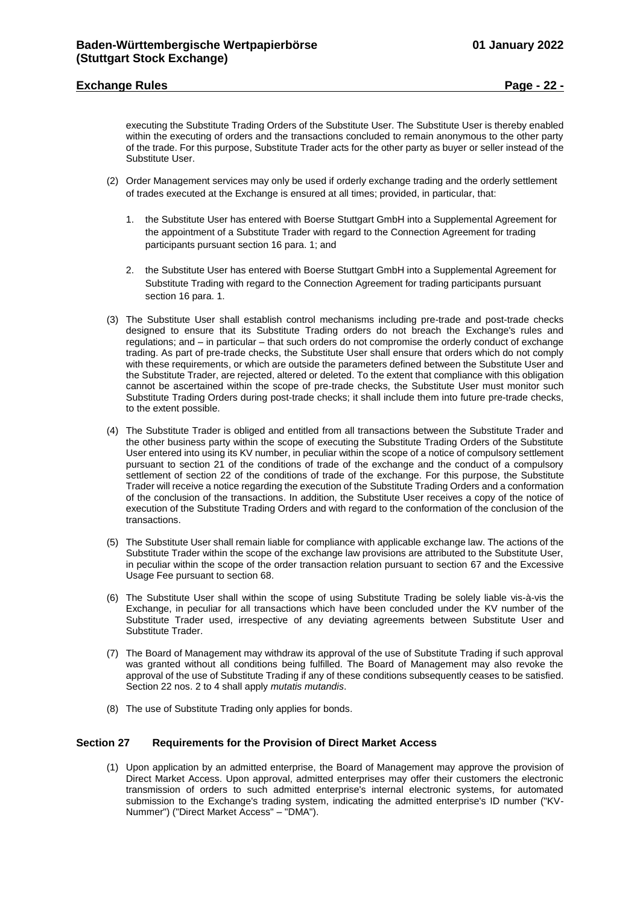executing the Substitute Trading Orders of the Substitute User. The Substitute User is thereby enabled within the executing of orders and the transactions concluded to remain anonymous to the other party of the trade. For this purpose, Substitute Trader acts for the other party as buyer or seller instead of the Substitute User.

(2) Order Management services may only be used if orderly exchange trading and the orderly settlement of trades executed at the Exchange is ensured at all times; provided, in particular, that:

1. the Substitute User has entered with Boerse Stuttgart GmbH into a Supplemental Agreement for the appointment of a Substitute Trader with regard to the Connection Agreement for trading participants pursuant section 16 para. 1; and

2. the Substitute User has entered with Boerse Stuttgart GmbH into a Supplemental Agreement for Substitute Trading with regard to the Connection Agreement for trading participants pursuant section 16 para. 1.

(3) The Substitute User shall establish control mechanisms including pre-trade and post-trade checks designed to ensure that its Substitute Trading orders do not breach the Exchange's rules and regulations; and – in particular – that such orders do not compromise the orderly conduct of exchange trading. As part of pre-trade checks, the Substitute User shall ensure that orders which do not comply with these requirements, or which are outside the parameters defined between the Substitute User and the Substitute Trader, are rejected, altered or deleted. To the extent that compliance with this obligation cannot be ascertained within the scope of pre-trade checks, the Substitute User must monitor such Substitute Trading Orders during post-trade checks; it shall include them into future pre-trade checks, to the extent possible.

(4) The Substitute Trader is obliged and entitled from all transactions between the Substitute Trader and the other business party within the scope of executing the Substitute Trading Orders of the Substitute User entered into using its KV number, in peculiar within the scope of a notice of compulsory settlement pursuant to section 21 of the conditions of trade of the exchange and the conduct of a compulsory settlement of section 22 of the conditions of trade of the exchange. For this purpose, the Substitute Trader will receive a notice regarding the execution of the Substitute Trading Orders and a conformation of the conclusion of the transactions. In addition, the Substitute User receives a copy of the notice of execution of the Substitute Trading Orders and with regard to the conformation of the conclusion of the transactions.

(5) The Substitute User shall remain liable for compliance with applicable exchange law. The actions of the Substitute Trader within the scope of the exchange law provisions are attributed to the Substitute User, in peculiar within the scope of the order transaction relation pursuant to section 67 and the Excessive Usage Fee pursuant to section 68.

(6) The Substitute User shall within the scope of using Substitute Trading be solely liable vis-à-vis the Exchange, in peculiar for all transactions which have been concluded under the KV number of the Substitute Trader used, irrespective of any deviating agreements between Substitute User and Substitute Trader.

(7) The Board of Management may withdraw its approval of the use of Substitute Trading if such approval was granted without all conditions being fulfilled. The Board of Management may also revoke the approval of the use of Substitute Trading if any of these conditions subsequently ceases to be satisfied. Section 22 nos. 2 to 4 shall apply *mutatis mutandis*.

(8) The use of Substitute Trading only applies for bonds.

### Section 27 Requirements for the Provision of Direct Market Access

(1) Upon application by an admitted enterprise, the Board of Management may approve the provision of Direct Market Access. Upon approval, admitted enterprises may offer their customers the electronic transmission of orders to such admitted enterprise's internal electronic systems, for automated submission to the Exchange's trading system, indicating the admitted enterprise's ID number ("KV-Nummer") ("Direct Market Access" – "DMA").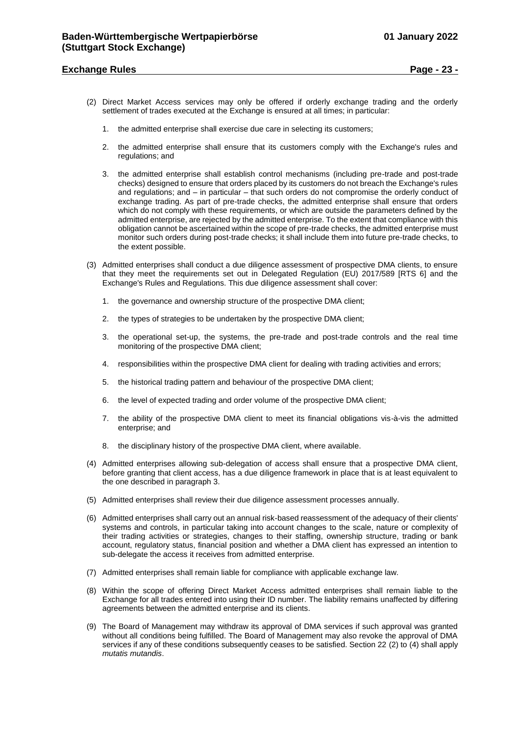(2) Direct Market Access services may only be offered if orderly exchange trading and the orderly settlement of trades executed at the Exchange is ensured at all times; in particular:

   1. the admitted enterprise shall exercise due care in selecting its customers;

   2. the admitted enterprise shall ensure that its customers comply with the Exchange's rules and regulations; and

   3. the admitted enterprise shall establish control mechanisms (including pre-trade and post-trade checks) designed to ensure that orders placed by its customers do not breach the Exchange's rules and regulations; and – in particular – that such orders do not compromise the orderly conduct of exchange trading. As part of pre-trade checks, the admitted enterprise shall ensure that orders which do not comply with these requirements, or which are outside the parameters defined by the admitted enterprise, are rejected by the admitted enterprise. To the extent that compliance with this obligation cannot be ascertained within the scope of pre-trade checks, the admitted enterprise must monitor such orders during post-trade checks; it shall include them into future pre-trade checks, to the extent possible.

(3) Admitted enterprises shall conduct a due diligence assessment of prospective DMA clients, to ensure that they meet the requirements set out in Delegated Regulation (EU) 2017/589 [RTS 6] and the Exchange's Rules and Regulations. This due diligence assessment shall cover:

   1. the governance and ownership structure of the prospective DMA client;

   2. the types of strategies to be undertaken by the prospective DMA client;

   3. the operational set-up, the systems, the pre-trade and post-trade controls and the real time monitoring of the prospective DMA client;

   4. responsibilities within the prospective DMA client for dealing with trading activities and errors;

   5. the historical trading pattern and behaviour of the prospective DMA client;

   6. the level of expected trading and order volume of the prospective DMA client;

   7. the ability of the prospective DMA client to meet its financial obligations vis-à-vis the admitted enterprise; and

   8. the disciplinary history of the prospective DMA client, where available.

(4) Admitted enterprises allowing sub-delegation of access shall ensure that a prospective DMA client, before granting that client access, has a due diligence framework in place that is at least equivalent to the one described in paragraph 3.

(5) Admitted enterprises shall review their due diligence assessment processes annually.

(6) Admitted enterprises shall carry out an annual risk-based reassessment of the adequacy of their clients' systems and controls, in particular taking into account changes to the scale, nature or complexity of their trading activities or strategies, changes to their staffing, ownership structure, trading or bank account, regulatory status, financial position and whether a DMA client has expressed an intention to sub-delegate the access it receives from admitted enterprise.

(7) Admitted enterprises shall remain liable for compliance with applicable exchange law.

(8) Within the scope of offering Direct Market Access admitted enterprises shall remain liable to the Exchange for all trades entered into using their ID number. The liability remains unaffected by differing agreements between the admitted enterprise and its clients.

(9) The Board of Management may withdraw its approval of DMA services if such approval was granted without all conditions being fulfilled. The Board of Management may also revoke the approval of DMA services if any of these conditions subsequently ceases to be satisfied. Section 22 (2) to (4) shall apply *mutatis mutandis*.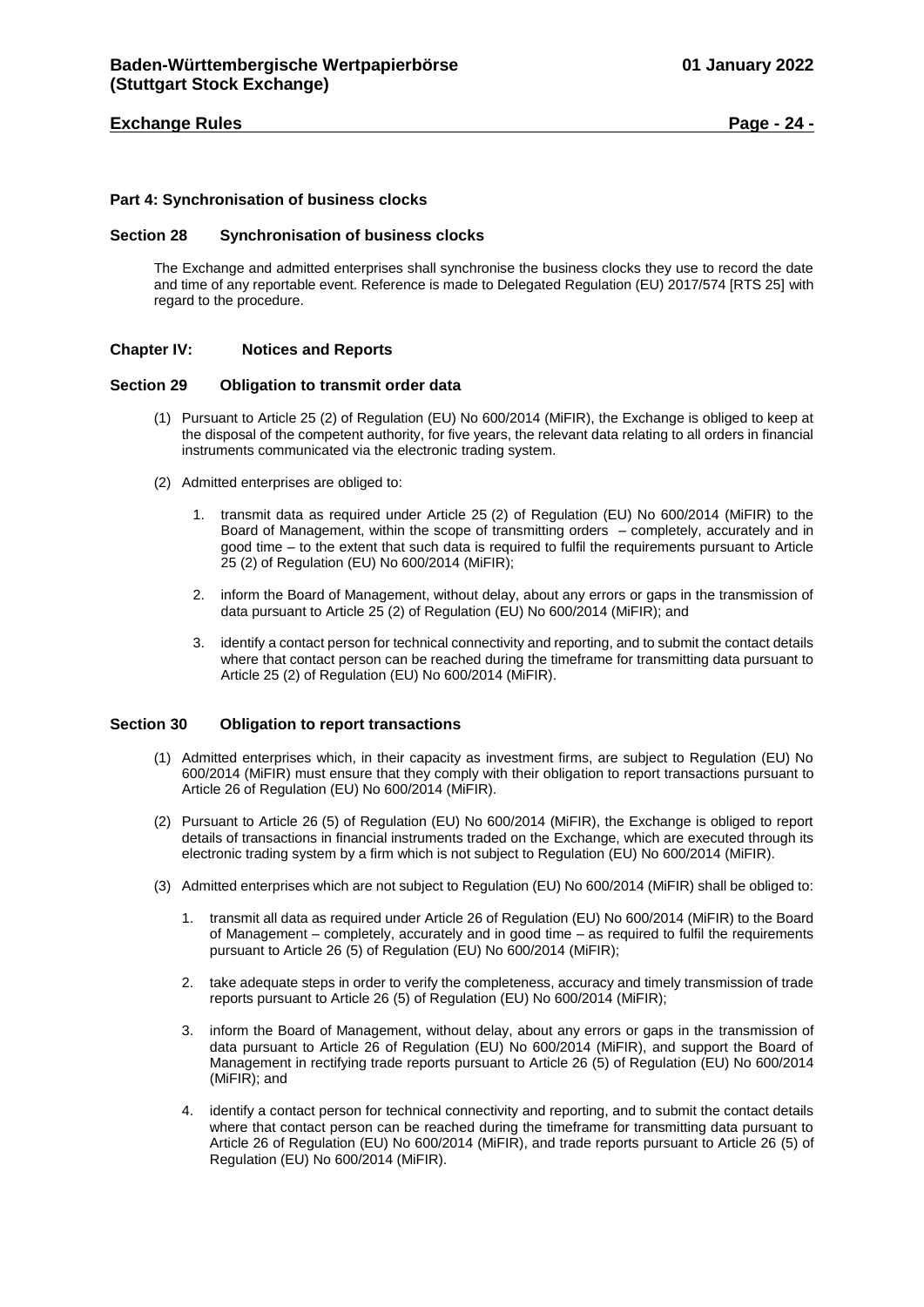## Part 4: Synchronisation of business clocks

### Section 28 Synchronisation of business clocks

The Exchange and admitted enterprises shall synchronise the business clocks they use to record the date and time of any reportable event. Reference is made to Delegated Regulation (EU) 2017/574 [RTS 25] with regard to the procedure.

## Chapter IV: Notices and Reports

### Section 29 Obligation to transmit order data

(1) Pursuant to Article 25 (2) of Regulation (EU) No 600/2014 (MiFIR), the Exchange is obliged to keep at the disposal of the competent authority, for five years, the relevant data relating to all orders in financial instruments communicated via the electronic trading system.

(2) Admitted enterprises are obliged to:

1. transmit data as required under Article 25 (2) of Regulation (EU) No 600/2014 (MiFIR) to the Board of Management, within the scope of transmitting orders – completely, accurately and in good time – to the extent that such data is required to fulfil the requirements pursuant to Article 25 (2) of Regulation (EU) No 600/2014 (MiFIR);

2. inform the Board of Management, without delay, about any errors or gaps in the transmission of data pursuant to Article 25 (2) of Regulation (EU) No 600/2014 (MiFIR); and

3. identify a contact person for technical connectivity and reporting, and to submit the contact details where that contact person can be reached during the timeframe for transmitting data pursuant to Article 25 (2) of Regulation (EU) No 600/2014 (MiFIR).

### Section 30 Obligation to report transactions

(1) Admitted enterprises which, in their capacity as investment firms, are subject to Regulation (EU) No 600/2014 (MiFIR) must ensure that they comply with their obligation to report transactions pursuant to Article 26 of Regulation (EU) No 600/2014 (MiFIR).

(2) Pursuant to Article 26 (5) of Regulation (EU) No 600/2014 (MiFIR), the Exchange is obliged to report details of transactions in financial instruments traded on the Exchange, which are executed through its electronic trading system by a firm which is not subject to Regulation (EU) No 600/2014 (MiFIR).

(3) Admitted enterprises which are not subject to Regulation (EU) No 600/2014 (MiFIR) shall be obliged to:

1. transmit all data as required under Article 26 of Regulation (EU) No 600/2014 (MiFIR) to the Board of Management – completely, accurately and in good time – as required to fulfil the requirements pursuant to Article 26 (5) of Regulation (EU) No 600/2014 (MiFIR);

2. take adequate steps in order to verify the completeness, accuracy and timely transmission of trade reports pursuant to Article 26 (5) of Regulation (EU) No 600/2014 (MiFIR);

3. inform the Board of Management, without delay, about any errors or gaps in the transmission of data pursuant to Article 26 of Regulation (EU) No 600/2014 (MiFIR), and support the Board of Management in rectifying trade reports pursuant to Article 26 (5) of Regulation (EU) No 600/2014 (MiFIR); and

4. identify a contact person for technical connectivity and reporting, and to submit the contact details where that contact person can be reached during the timeframe for transmitting data pursuant to Article 26 of Regulation (EU) No 600/2014 (MiFIR), and trade reports pursuant to Article 26 (5) of Regulation (EU) No 600/2014 (MiFIR).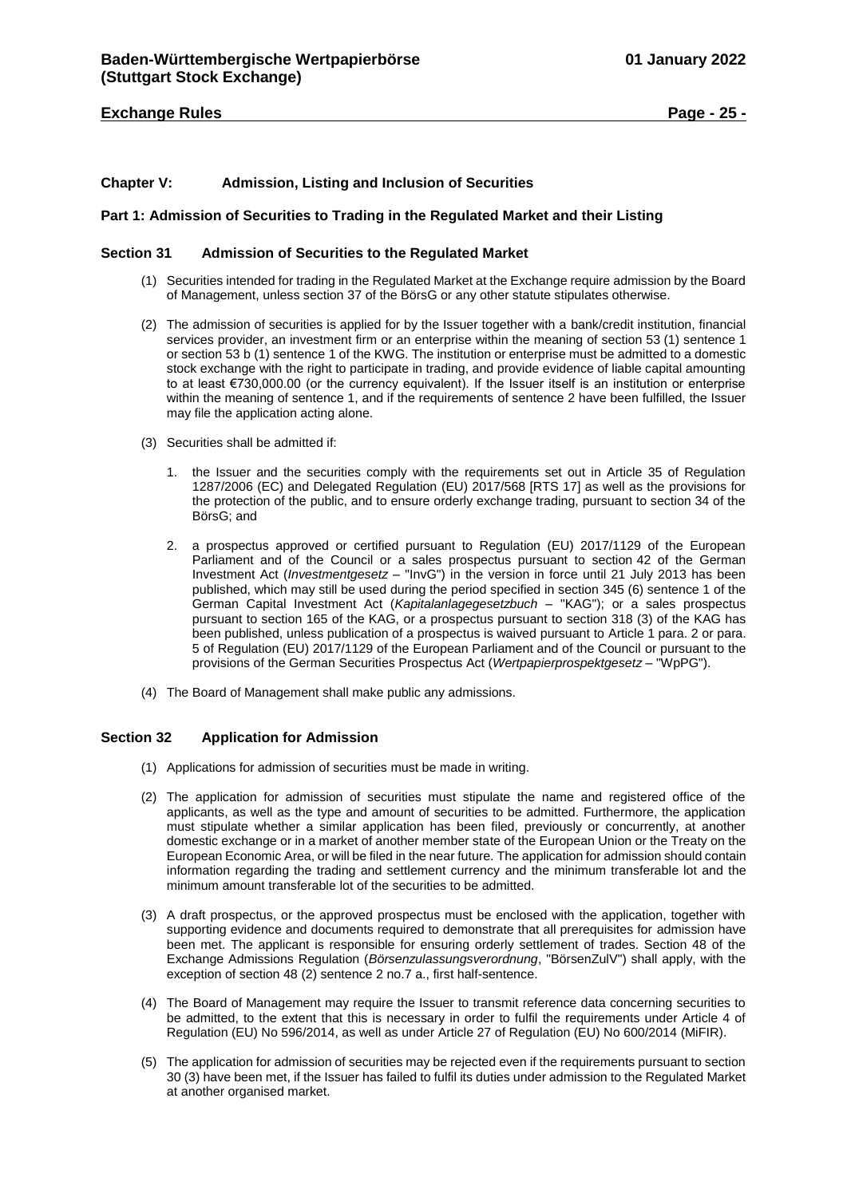## Chapter V: Admission, Listing and Inclusion of Securities

### Part 1: Admission of Securities to Trading in the Regulated Market and their Listing

### Section 31 Admission of Securities to the Regulated Market

(1) Securities intended for trading in the Regulated Market at the Exchange require admission by the Board of Management, unless section 37 of the BörsG or any other statute stipulates otherwise.

(2) The admission of securities is applied for by the Issuer together with a bank/credit institution, financial services provider, an investment firm or an enterprise within the meaning of section 53 (1) sentence 1 or section 53 b (1) sentence 1 of the KWG. The institution or enterprise must be admitted to a domestic stock exchange with the right to participate in trading, and provide evidence of liable capital amounting to at least €730,000.00 (or the currency equivalent). If the Issuer itself is an institution or enterprise within the meaning of sentence 1, and if the requirements of sentence 2 have been fulfilled, the Issuer may file the application acting alone.

(3) Securities shall be admitted if:

1. the Issuer and the securities comply with the requirements set out in Article 35 of Regulation 1287/2006 (EC) and Delegated Regulation (EU) 2017/568 [RTS 17] as well as the provisions for the protection of the public, and to ensure orderly exchange trading, pursuant to section 34 of the BörsG; and

2. a prospectus approved or certified pursuant to Regulation (EU) 2017/1129 of the European Parliament and of the Council or a sales prospectus pursuant to section 42 of the German Investment Act (*Investmentgesetz* – "InvG") in the version in force until 21 July 2013 has been published, which may still be used during the period specified in section 345 (6) sentence 1 of the German Capital Investment Act (*Kapitalanlagegesetzbuch* – "KAG"); or a sales prospectus pursuant to section 165 of the KAG, or a prospectus pursuant to section 318 (3) of the KAG has been published, unless publication of a prospectus is waived pursuant to Article 1 para. 2 or para. 5 of Regulation (EU) 2017/1129 of the European Parliament and of the Council or pursuant to the provisions of the German Securities Prospectus Act (*Wertpapierprospektgesetz* – "WpPG").

(4) The Board of Management shall make public any admissions.

### Section 32 Application for Admission

(1) Applications for admission of securities must be made in writing.

(2) The application for admission of securities must stipulate the name and registered office of the applicants, as well as the type and amount of securities to be admitted. Furthermore, the application must stipulate whether a similar application has been filed, previously or concurrently, at another domestic exchange or in a market of another member state of the European Union or the Treaty on the European Economic Area, or will be filed in the near future. The application for admission should contain information regarding the trading and settlement currency and the minimum transferable lot and the minimum amount transferable lot of the securities to be admitted.

(3) A draft prospectus, or the approved prospectus must be enclosed with the application, together with supporting evidence and documents required to demonstrate that all prerequisites for admission have been met. The applicant is responsible for ensuring orderly settlement of trades. Section 48 of the Exchange Admissions Regulation (*Börsenzulassungsverordnung*, "BörsenZulV") shall apply, with the exception of section 48 (2) sentence 2 no.7 a., first half-sentence.

(4) The Board of Management may require the Issuer to transmit reference data concerning securities to be admitted, to the extent that this is necessary in order to fulfil the requirements under Article 4 of Regulation (EU) No 596/2014, as well as under Article 27 of Regulation (EU) No 600/2014 (MiFIR).

(5) The application for admission of securities may be rejected even if the requirements pursuant to section 30 (3) have been met, if the Issuer has failed to fulfil its duties under admission to the Regulated Market at another organised market.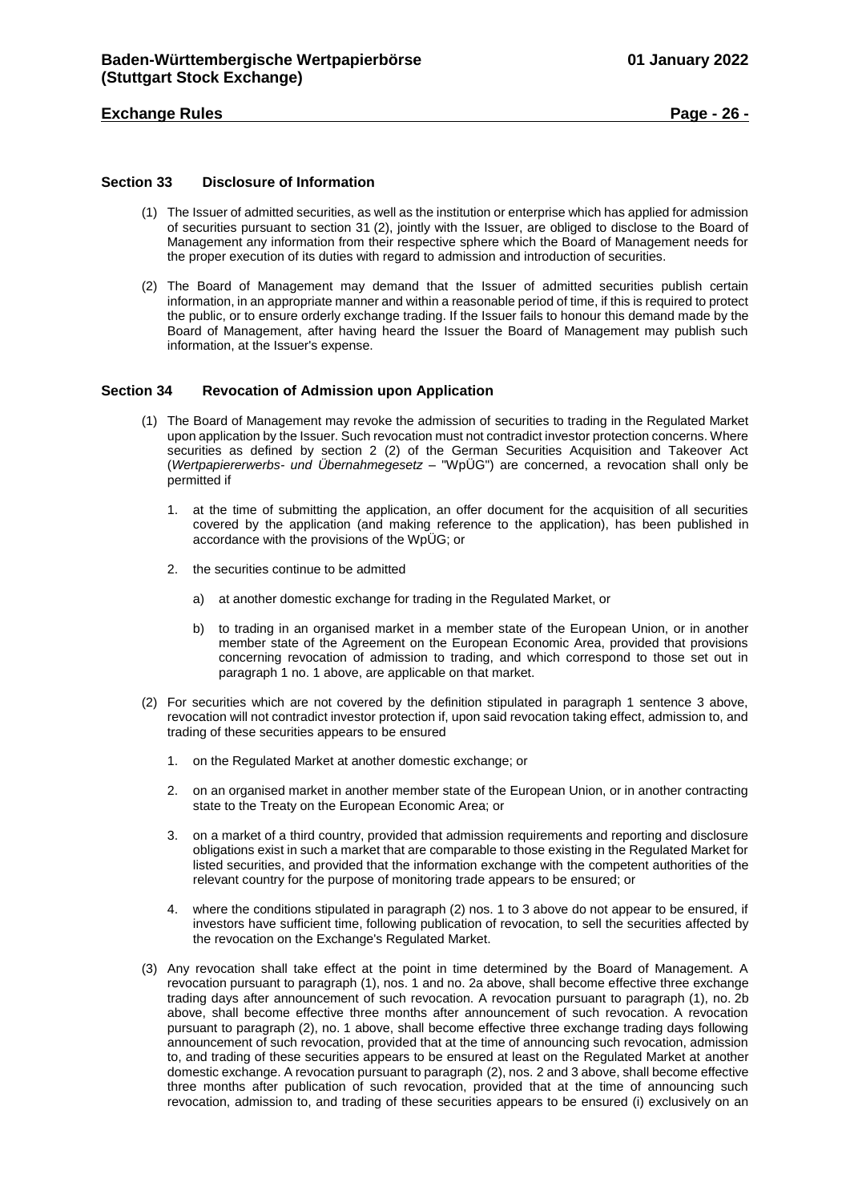## Section 33 Disclosure of Information

(1) The Issuer of admitted securities, as well as the institution or enterprise which has applied for admission of securities pursuant to section 31 (2), jointly with the Issuer, are obliged to disclose to the Board of Management any information from their respective sphere which the Board of Management needs for the proper execution of its duties with regard to admission and introduction of securities.

(2) The Board of Management may demand that the Issuer of admitted securities publish certain information, in an appropriate manner and within a reasonable period of time, if this is required to protect the public, or to ensure orderly exchange trading. If the Issuer fails to honour this demand made by the Board of Management, after having heard the Issuer the Board of Management may publish such information, at the Issuer's expense.

## Section 34 Revocation of Admission upon Application

(1) The Board of Management may revoke the admission of securities to trading in the Regulated Market upon application by the Issuer. Such revocation must not contradict investor protection concerns. Where securities as defined by section 2 (2) of the German Securities Acquisition and Takeover Act (*Wertpapiererwerbs- und Übernahmegesetz* – "WpÜG") are concerned, a revocation shall only be permitted if

   1. at the time of submitting the application, an offer document for the acquisition of all securities covered by the application (and making reference to the application), has been published in accordance with the provisions of the WpÜG; or

   2. the securities continue to be admitted

      a) at another domestic exchange for trading in the Regulated Market, or

      b) to trading in an organised market in a member state of the European Union, or in another member state of the Agreement on the European Economic Area, provided that provisions concerning revocation of admission to trading, and which correspond to those set out in paragraph 1 no. 1 above, are applicable on that market.

(2) For securities which are not covered by the definition stipulated in paragraph 1 sentence 3 above, revocation will not contradict investor protection if, upon said revocation taking effect, admission to, and trading of these securities appears to be ensured

   1. on the Regulated Market at another domestic exchange; or

   2. on an organised market in another member state of the European Union, or in another contracting state to the Treaty on the European Economic Area; or

   3. on a market of a third country, provided that admission requirements and reporting and disclosure obligations exist in such a market that are comparable to those existing in the Regulated Market for listed securities, and provided that the information exchange with the competent authorities of the relevant country for the purpose of monitoring trade appears to be ensured; or

   4. where the conditions stipulated in paragraph (2) nos. 1 to 3 above do not appear to be ensured, if investors have sufficient time, following publication of revocation, to sell the securities affected by the revocation on the Exchange's Regulated Market.

(3) Any revocation shall take effect at the point in time determined by the Board of Management. A revocation pursuant to paragraph (1), nos. 1 and no. 2a above, shall become effective three exchange trading days after announcement of such revocation. A revocation pursuant to paragraph (1), no. 2b above, shall become effective three months after announcement of such revocation. A revocation pursuant to paragraph (2), no. 1 above, shall become effective three exchange trading days following announcement of such revocation, provided that at the time of announcing such revocation, admission to, and trading of these securities appears to be ensured at least on the Regulated Market at another domestic exchange. A revocation pursuant to paragraph (2), nos. 2 and 3 above, shall become effective three months after publication of such revocation, provided that at the time of announcing such revocation, admission to, and trading of these securities appears to be ensured (i) exclusively on an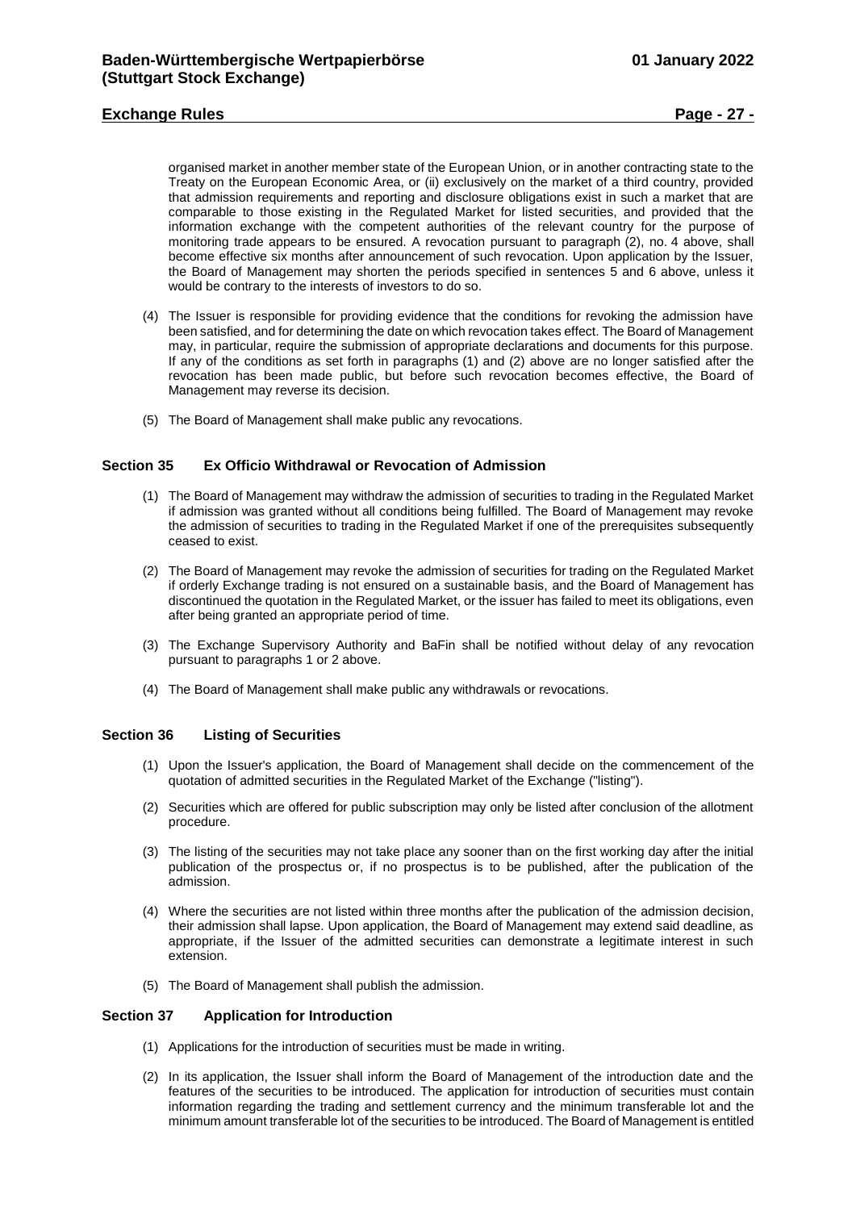organised market in another member state of the European Union, or in another contracting state to the Treaty on the European Economic Area, or (ii) exclusively on the market of a third country, provided that admission requirements and reporting and disclosure obligations exist in such a market that are comparable to those existing in the Regulated Market for listed securities, and provided that the information exchange with the competent authorities of the relevant country for the purpose of monitoring trade appears to be ensured. A revocation pursuant to paragraph (2), no. 4 above, shall become effective six months after announcement of such revocation. Upon application by the Issuer, the Board of Management may shorten the periods specified in sentences 5 and 6 above, unless it would be contrary to the interests of investors to do so.

(4) The Issuer is responsible for providing evidence that the conditions for revoking the admission have been satisfied, and for determining the date on which revocation takes effect. The Board of Management may, in particular, require the submission of appropriate declarations and documents for this purpose. If any of the conditions as set forth in paragraphs (1) and (2) above are no longer satisfied after the revocation has been made public, but before such revocation becomes effective, the Board of Management may reverse its decision.

(5) The Board of Management shall make public any revocations.

## Section 35 Ex Officio Withdrawal or Revocation of Admission

(1) The Board of Management may withdraw the admission of securities to trading in the Regulated Market if admission was granted without all conditions being fulfilled. The Board of Management may revoke the admission of securities to trading in the Regulated Market if one of the prerequisites subsequently ceased to exist.

(2) The Board of Management may revoke the admission of securities for trading on the Regulated Market if orderly Exchange trading is not ensured on a sustainable basis, and the Board of Management has discontinued the quotation in the Regulated Market, or the issuer has failed to meet its obligations, even after being granted an appropriate period of time.

(3) The Exchange Supervisory Authority and BaFin shall be notified without delay of any revocation pursuant to paragraphs 1 or 2 above.

(4) The Board of Management shall make public any withdrawals or revocations.

## Section 36 Listing of Securities

(1) Upon the Issuer's application, the Board of Management shall decide on the commencement of the quotation of admitted securities in the Regulated Market of the Exchange ("listing").

(2) Securities which are offered for public subscription may only be listed after conclusion of the allotment procedure.

(3) The listing of the securities may not take place any sooner than on the first working day after the initial publication of the prospectus or, if no prospectus is to be published, after the publication of the admission.

(4) Where the securities are not listed within three months after the publication of the admission decision, their admission shall lapse. Upon application, the Board of Management may extend said deadline, as appropriate, if the Issuer of the admitted securities can demonstrate a legitimate interest in such extension.

(5) The Board of Management shall publish the admission.

## Section 37 Application for Introduction

(1) Applications for the introduction of securities must be made in writing.

(2) In its application, the Issuer shall inform the Board of Management of the introduction date and the features of the securities to be introduced. The application for introduction of securities must contain information regarding the trading and settlement currency and the minimum transferable lot and the minimum amount transferable lot of the securities to be introduced. The Board of Management is entitled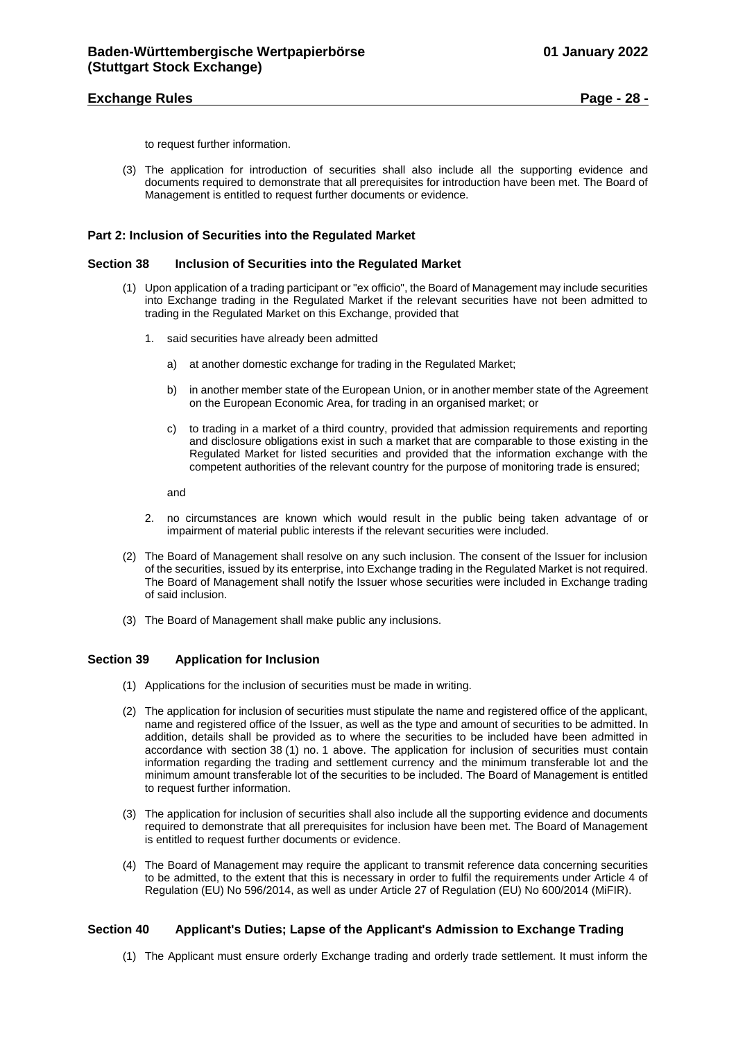to request further information.

(3) The application for introduction of securities shall also include all the supporting evidence and documents required to demonstrate that all prerequisites for introduction have been met. The Board of Management is entitled to request further documents or evidence.

### Part 2: Inclusion of Securities into the Regulated Market

#### Section 38 Inclusion of Securities into the Regulated Market

(1) Upon application of a trading participant or "ex officio", the Board of Management may include securities into Exchange trading in the Regulated Market if the relevant securities have not been admitted to trading in the Regulated Market on this Exchange, provided that

1. said securities have already been admitted

   a) at another domestic exchange for trading in the Regulated Market;

   b) in another member state of the European Union, or in another member state of the Agreement on the European Economic Area, for trading in an organised market; or

   c) to trading in a market of a third country, provided that admission requirements and reporting and disclosure obligations exist in such a market that are comparable to those existing in the Regulated Market for listed securities and provided that the information exchange with the competent authorities of the relevant country for the purpose of monitoring trade is ensured;

   and

2. no circumstances are known which would result in the public being taken advantage of or impairment of material public interests if the relevant securities were included.

(2) The Board of Management shall resolve on any such inclusion. The consent of the Issuer for inclusion of the securities, issued by its enterprise, into Exchange trading in the Regulated Market is not required. The Board of Management shall notify the Issuer whose securities were included in Exchange trading of said inclusion.

(3) The Board of Management shall make public any inclusions.

#### Section 39 Application for Inclusion

(1) Applications for the inclusion of securities must be made in writing.

(2) The application for inclusion of securities must stipulate the name and registered office of the applicant, name and registered office of the Issuer, as well as the type and amount of securities to be admitted. In addition, details shall be provided as to where the securities to be included have been admitted in accordance with section 38 (1) no. 1 above. The application for inclusion of securities must contain information regarding the trading and settlement currency and the minimum transferable lot and the minimum amount transferable lot of the securities to be included. The Board of Management is entitled to request further information.

(3) The application for inclusion of securities shall also include all the supporting evidence and documents required to demonstrate that all prerequisites for inclusion have been met. The Board of Management is entitled to request further documents or evidence.

(4) The Board of Management may require the applicant to transmit reference data concerning securities to be admitted, to the extent that this is necessary in order to fulfil the requirements under Article 4 of Regulation (EU) No 596/2014, as well as under Article 27 of Regulation (EU) No 600/2014 (MiFIR).

#### Section 40 Applicant's Duties; Lapse of the Applicant's Admission to Exchange Trading

(1) The Applicant must ensure orderly Exchange trading and orderly trade settlement. It must inform the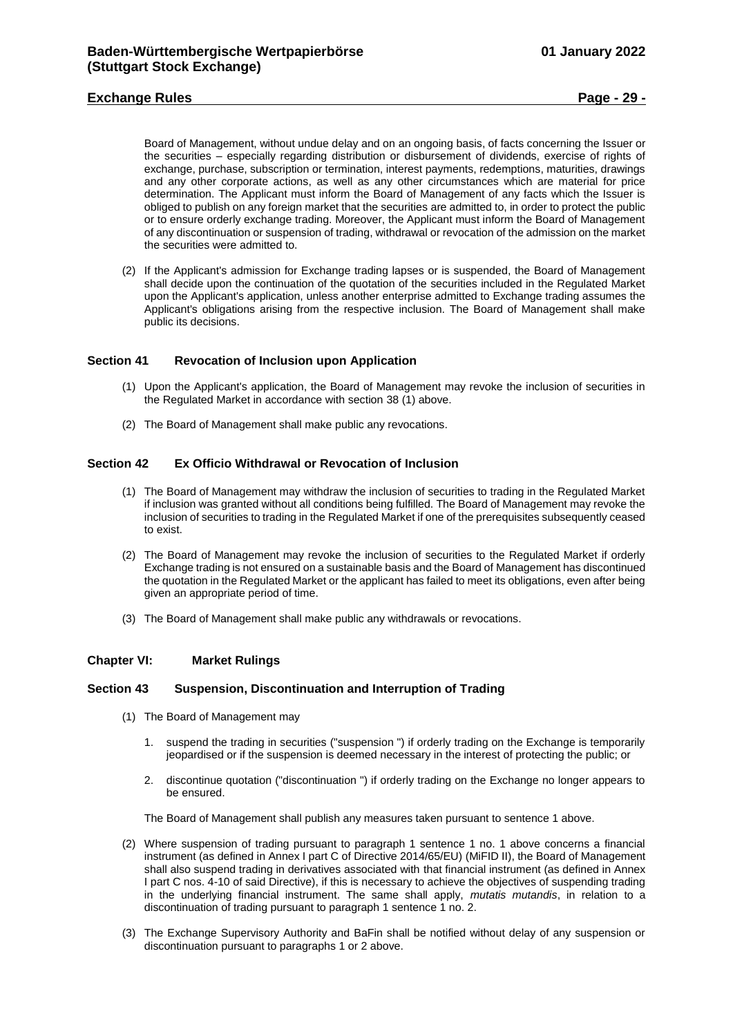Board of Management, without undue delay and on an ongoing basis, of facts concerning the Issuer or the securities – especially regarding distribution or disbursement of dividends, exercise of rights of exchange, purchase, subscription or termination, interest payments, redemptions, maturities, drawings and any other corporate actions, as well as any other circumstances which are material for price determination. The Applicant must inform the Board of Management of any facts which the Issuer is obliged to publish on any foreign market that the securities are admitted to, in order to protect the public or to ensure orderly exchange trading. Moreover, the Applicant must inform the Board of Management of any discontinuation or suspension of trading, withdrawal or revocation of the admission on the market the securities were admitted to.

(2) If the Applicant's admission for Exchange trading lapses or is suspended, the Board of Management shall decide upon the continuation of the quotation of the securities included in the Regulated Market upon the Applicant's application, unless another enterprise admitted to Exchange trading assumes the Applicant's obligations arising from the respective inclusion. The Board of Management shall make public its decisions.

### Section 41 Revocation of Inclusion upon Application

(1) Upon the Applicant's application, the Board of Management may revoke the inclusion of securities in the Regulated Market in accordance with section 38 (1) above.

(2) The Board of Management shall make public any revocations.

### Section 42 Ex Officio Withdrawal or Revocation of Inclusion

(1) The Board of Management may withdraw the inclusion of securities to trading in the Regulated Market if inclusion was granted without all conditions being fulfilled. The Board of Management may revoke the inclusion of securities to trading in the Regulated Market if one of the prerequisites subsequently ceased to exist.

(2) The Board of Management may revoke the inclusion of securities to the Regulated Market if orderly Exchange trading is not ensured on a sustainable basis and the Board of Management has discontinued the quotation in the Regulated Market or the applicant has failed to meet its obligations, even after being given an appropriate period of time.

(3) The Board of Management shall make public any withdrawals or revocations.

## Chapter VI: Market Rulings

### Section 43 Suspension, Discontinuation and Interruption of Trading

(1) The Board of Management may

1. suspend the trading in securities ("suspension ") if orderly trading on the Exchange is temporarily jeopardised or if the suspension is deemed necessary in the interest of protecting the public; or

2. discontinue quotation ("discontinuation ") if orderly trading on the Exchange no longer appears to be ensured.

The Board of Management shall publish any measures taken pursuant to sentence 1 above.

(2) Where suspension of trading pursuant to paragraph 1 sentence 1 no. 1 above concerns a financial instrument (as defined in Annex I part C of Directive 2014/65/EU) (MiFID II), the Board of Management shall also suspend trading in derivatives associated with that financial instrument (as defined in Annex I part C nos. 4-10 of said Directive), if this is necessary to achieve the objectives of suspending trading in the underlying financial instrument. The same shall apply, *mutatis mutandis*, in relation to a discontinuation of trading pursuant to paragraph 1 sentence 1 no. 2.

(3) The Exchange Supervisory Authority and BaFin shall be notified without delay of any suspension or discontinuation pursuant to paragraphs 1 or 2 above.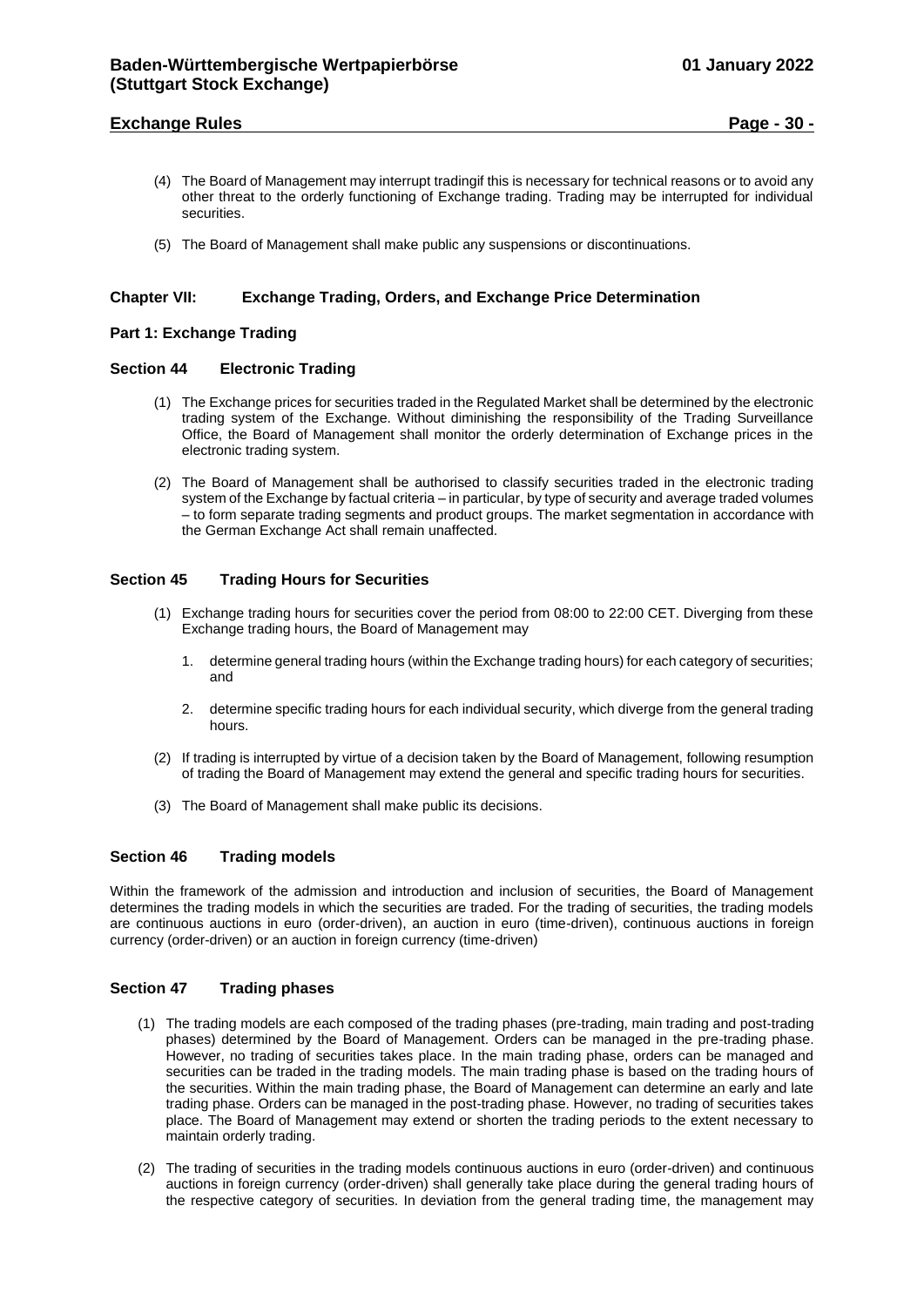(4) The Board of Management may interrupt tradingif this is necessary for technical reasons or to avoid any other threat to the orderly functioning of Exchange trading. Trading may be interrupted for individual securities.

(5) The Board of Management shall make public any suspensions or discontinuations.

## Chapter VII: Exchange Trading, Orders, and Exchange Price Determination

### Part 1: Exchange Trading

#### Section 44 Electronic Trading

(1) The Exchange prices for securities traded in the Regulated Market shall be determined by the electronic trading system of the Exchange. Without diminishing the responsibility of the Trading Surveillance Office, the Board of Management shall monitor the orderly determination of Exchange prices in the electronic trading system.

(2) The Board of Management shall be authorised to classify securities traded in the electronic trading system of the Exchange by factual criteria – in particular, by type of security and average traded volumes – to form separate trading segments and product groups. The market segmentation in accordance with the German Exchange Act shall remain unaffected.

#### Section 45 Trading Hours for Securities

(1) Exchange trading hours for securities cover the period from 08:00 to 22:00 CET. Diverging from these Exchange trading hours, the Board of Management may

1. determine general trading hours (within the Exchange trading hours) for each category of securities; and

2. determine specific trading hours for each individual security, which diverge from the general trading hours.

(2) If trading is interrupted by virtue of a decision taken by the Board of Management, following resumption of trading the Board of Management may extend the general and specific trading hours for securities.

(3) The Board of Management shall make public its decisions.

#### Section 46 Trading models

Within the framework of the admission and introduction and inclusion of securities, the Board of Management determines the trading models in which the securities are traded. For the trading of securities, the trading models are continuous auctions in euro (order-driven), an auction in euro (time-driven), continuous auctions in foreign currency (order-driven) or an auction in foreign currency (time-driven)

#### Section 47 Trading phases

(1) The trading models are each composed of the trading phases (pre-trading, main trading and post-trading phases) determined by the Board of Management. Orders can be managed in the pre-trading phase. However, no trading of securities takes place. In the main trading phase, orders can be managed and securities can be traded in the trading models. The main trading phase is based on the trading hours of the securities. Within the main trading phase, the Board of Management can determine an early and late trading phase. Orders can be managed in the post-trading phase. However, no trading of securities takes place. The Board of Management may extend or shorten the trading periods to the extent necessary to maintain orderly trading.

(2) The trading of securities in the trading models continuous auctions in euro (order-driven) and continuous auctions in foreign currency (order-driven) shall generally take place during the general trading hours of the respective category of securities. In deviation from the general trading time, the management may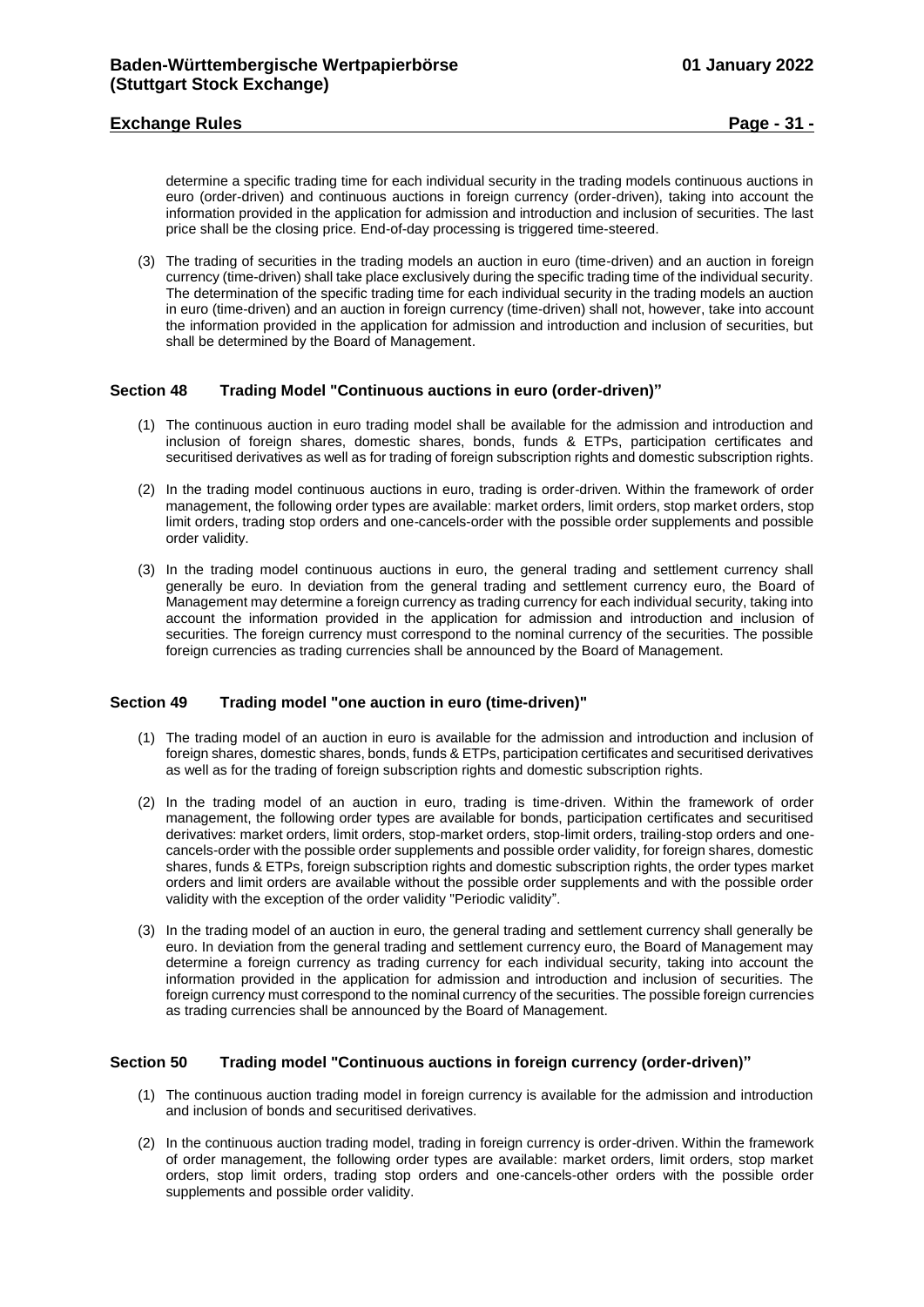determine a specific trading time for each individual security in the trading models continuous auctions in euro (order-driven) and continuous auctions in foreign currency (order-driven), taking into account the information provided in the application for admission and introduction and inclusion of securities. The last price shall be the closing price. End-of-day processing is triggered time-steered.

(3) The trading of securities in the trading models an auction in euro (time-driven) and an auction in foreign currency (time-driven) shall take place exclusively during the specific trading time of the individual security. The determination of the specific trading time for each individual security in the trading models an auction in euro (time-driven) and an auction in foreign currency (time-driven) shall not, however, take into account the information provided in the application for admission and introduction and inclusion of securities, but shall be determined by the Board of Management.

## Section 48 Trading Model "Continuous auctions in euro (order-driven)"

(1) The continuous auction in euro trading model shall be available for the admission and introduction and inclusion of foreign shares, domestic shares, bonds, funds & ETPs, participation certificates and securitised derivatives as well as for trading of foreign subscription rights and domestic subscription rights.

(2) In the trading model continuous auctions in euro, trading is order-driven. Within the framework of order management, the following order types are available: market orders, limit orders, stop market orders, stop limit orders, trading stop orders and one-cancels-order with the possible order supplements and possible order validity.

(3) In the trading model continuous auctions in euro, the general trading and settlement currency shall generally be euro. In deviation from the general trading and settlement currency euro, the Board of Management may determine a foreign currency as trading currency for each individual security, taking into account the information provided in the application for admission and introduction and inclusion of securities. The foreign currency must correspond to the nominal currency of the securities. The possible foreign currencies as trading currencies shall be announced by the Board of Management.

## Section 49 Trading model "one auction in euro (time-driven)"

(1) The trading model of an auction in euro is available for the admission and introduction and inclusion of foreign shares, domestic shares, bonds, funds & ETPs, participation certificates and securitised derivatives as well as for the trading of foreign subscription rights and domestic subscription rights.

(2) In the trading model of an auction in euro, trading is time-driven. Within the framework of order management, the following order types are available for bonds, participation certificates and securitised derivatives: market orders, limit orders, stop-market orders, stop-limit orders, trailing-stop orders and one-cancels-order with the possible order supplements and possible order validity, for foreign shares, domestic shares, funds & ETPs, foreign subscription rights and domestic subscription rights, the order types market orders and limit orders are available without the possible order supplements and with the possible order validity with the exception of the order validity "Periodic validity".

(3) In the trading model of an auction in euro, the general trading and settlement currency shall generally be euro. In deviation from the general trading and settlement currency euro, the Board of Management may determine a foreign currency as trading currency for each individual security, taking into account the information provided in the application for admission and introduction and inclusion of securities. The foreign currency must correspond to the nominal currency of the securities. The possible foreign currencies as trading currencies shall be announced by the Board of Management.

## Section 50 Trading model "Continuous auctions in foreign currency (order-driven)"

(1) The continuous auction trading model in foreign currency is available for the admission and introduction and inclusion of bonds and securitised derivatives.

(2) In the continuous auction trading model, trading in foreign currency is order-driven. Within the framework of order management, the following order types are available: market orders, limit orders, stop market orders, stop limit orders, trading stop orders and one-cancels-other orders with the possible order supplements and possible order validity.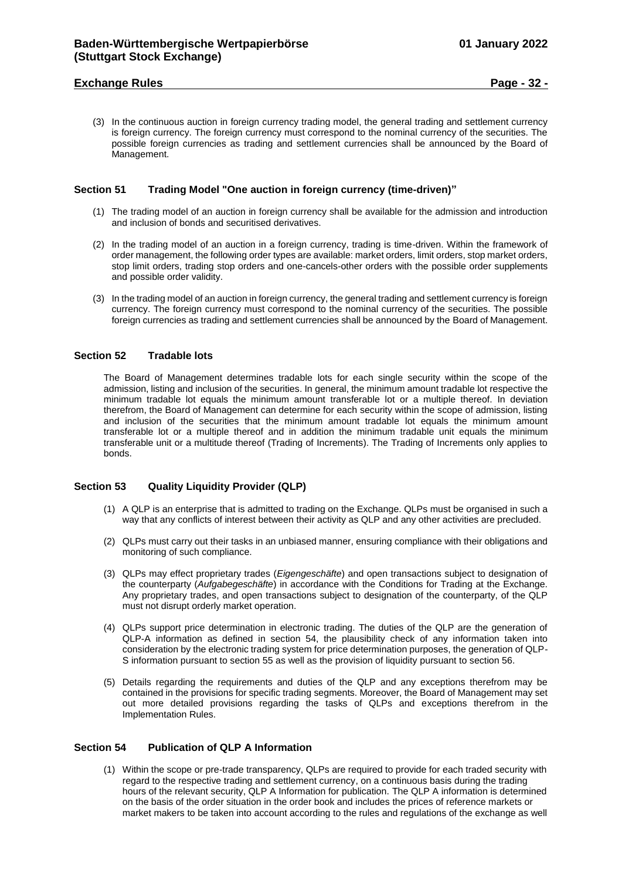(3) In the continuous auction in foreign currency trading model, the general trading and settlement currency is foreign currency. The foreign currency must correspond to the nominal currency of the securities. The possible foreign currencies as trading and settlement currencies shall be announced by the Board of Management.

## Section 51 Trading Model "One auction in foreign currency (time-driven)"

(1) The trading model of an auction in foreign currency shall be available for the admission and introduction and inclusion of bonds and securitised derivatives.

(2) In the trading model of an auction in a foreign currency, trading is time-driven. Within the framework of order management, the following order types are available: market orders, limit orders, stop market orders, stop limit orders, trading stop orders and one-cancels-other orders with the possible order supplements and possible order validity.

(3) In the trading model of an auction in foreign currency, the general trading and settlement currency is foreign currency. The foreign currency must correspond to the nominal currency of the securities. The possible foreign currencies as trading and settlement currencies shall be announced by the Board of Management.

## Section 52 Tradable lots

The Board of Management determines tradable lots for each single security within the scope of the admission, listing and inclusion of the securities. In general, the minimum amount tradable lot respective the minimum tradable lot equals the minimum amount transferable lot or a multiple thereof. In deviation therefrom, the Board of Management can determine for each security within the scope of admission, listing and inclusion of the securities that the minimum amount tradable lot equals the minimum amount transferable lot or a multiple thereof and in addition the minimum tradable unit equals the minimum transferable unit or a multitude thereof (Trading of Increments). The Trading of Increments only applies to bonds.

## Section 53 Quality Liquidity Provider (QLP)

(1) A QLP is an enterprise that is admitted to trading on the Exchange. QLPs must be organised in such a way that any conflicts of interest between their activity as QLP and any other activities are precluded.

(2) QLPs must carry out their tasks in an unbiased manner, ensuring compliance with their obligations and monitoring of such compliance.

(3) QLPs may effect proprietary trades (*Eigengeschäfte*) and open transactions subject to designation of the counterparty (*Aufgabegeschäfte*) in accordance with the Conditions for Trading at the Exchange. Any proprietary trades, and open transactions subject to designation of the counterparty, of the QLP must not disrupt orderly market operation.

(4) QLPs support price determination in electronic trading. The duties of the QLP are the generation of QLP-A information as defined in section 54, the plausibility check of any information taken into consideration by the electronic trading system for price determination purposes, the generation of QLP-S information pursuant to section 55 as well as the provision of liquidity pursuant to section 56.

(5) Details regarding the requirements and duties of the QLP and any exceptions therefrom may be contained in the provisions for specific trading segments. Moreover, the Board of Management may set out more detailed provisions regarding the tasks of QLPs and exceptions therefrom in the Implementation Rules.

## Section 54 Publication of QLP A Information

(1) Within the scope or pre-trade transparency, QLPs are required to provide for each traded security with regard to the respective trading and settlement currency, on a continuous basis during the trading hours of the relevant security, QLP A Information for publication. The QLP A information is determined on the basis of the order situation in the order book and includes the prices of reference markets or market makers to be taken into account according to the rules and regulations of the exchange as well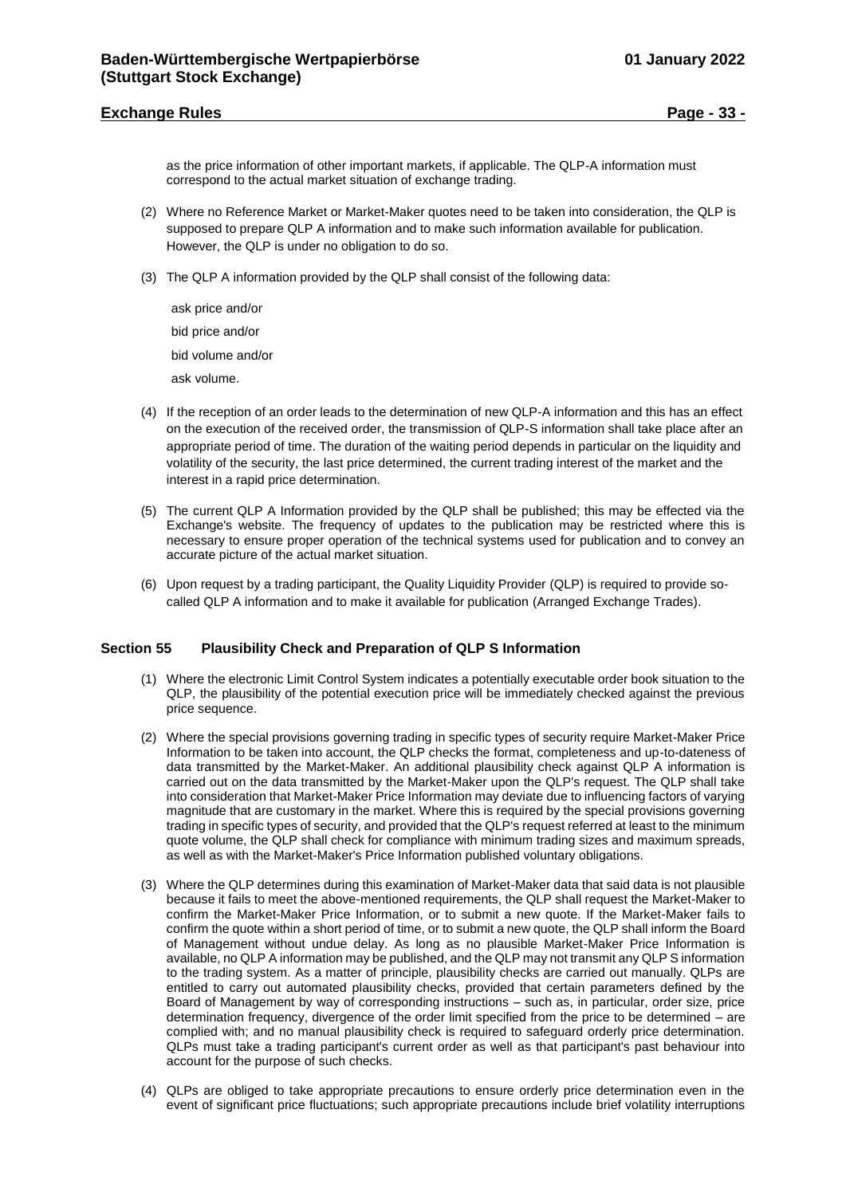as the price information of other important markets, if applicable. The QLP-A information must correspond to the actual market situation of exchange trading.

(2) Where no Reference Market or Market-Maker quotes need to be taken into consideration, the QLP is supposed to prepare QLP A information and to make such information available for publication. However, the QLP is under no obligation to do so.

(3) The QLP A information provided by the QLP shall consist of the following data:

ask price and/or

bid price and/or

bid volume and/or

ask volume.

(4) If the reception of an order leads to the determination of new QLP-A information and this has an effect on the execution of the received order, the transmission of QLP-S information shall take place after an appropriate period of time. The duration of the waiting period depends in particular on the liquidity and volatility of the security, the last price determined, the current trading interest of the market and the interest in a rapid price determination.

(5) The current QLP A Information provided by the QLP shall be published; this may be effected via the Exchange's website. The frequency of updates to the publication may be restricted where this is necessary to ensure proper operation of the technical systems used for publication and to convey an accurate picture of the actual market situation.

(6) Upon request by a trading participant, the Quality Liquidity Provider (QLP) is required to provide so-called QLP A information and to make it available for publication (Arranged Exchange Trades).

### Section 55 Plausibility Check and Preparation of QLP S Information

(1) Where the electronic Limit Control System indicates a potentially executable order book situation to the QLP, the plausibility of the potential execution price will be immediately checked against the previous price sequence.

(2) Where the special provisions governing trading in specific types of security require Market-Maker Price Information to be taken into account, the QLP checks the format, completeness and up-to-dateness of data transmitted by the Market-Maker. An additional plausibility check against QLP A information is carried out on the data transmitted by the Market-Maker upon the QLP's request. The QLP shall take into consideration that Market-Maker Price Information may deviate due to influencing factors of varying magnitude that are customary in the market. Where this is required by the special provisions governing trading in specific types of security, and provided that the QLP's request referred at least to the minimum quote volume, the QLP shall check for compliance with minimum trading sizes and maximum spreads, as well as with the Market-Maker's Price Information published voluntary obligations.

(3) Where the QLP determines during this examination of Market-Maker data that said data is not plausible because it fails to meet the above-mentioned requirements, the QLP shall request the Market-Maker to confirm the Market-Maker Price Information, or to submit a new quote. If the Market-Maker fails to confirm the quote within a short period of time, or to submit a new quote, the QLP shall inform the Board of Management without undue delay. As long as no plausible Market-Maker Price Information is available, no QLP A information may be published, and the QLP may not transmit any QLP S information to the trading system. As a matter of principle, plausibility checks are carried out manually. QLPs are entitled to carry out automated plausibility checks, provided that certain parameters defined by the Board of Management by way of corresponding instructions – such as, in particular, order size, price determination frequency, divergence of the order limit specified from the price to be determined – are complied with; and no manual plausibility check is required to safeguard orderly price determination. QLPs must take a trading participant's current order as well as that participant's past behaviour into account for the purpose of such checks.

(4) QLPs are obliged to take appropriate precautions to ensure orderly price determination even in the event of significant price fluctuations; such appropriate precautions include brief volatility interruptions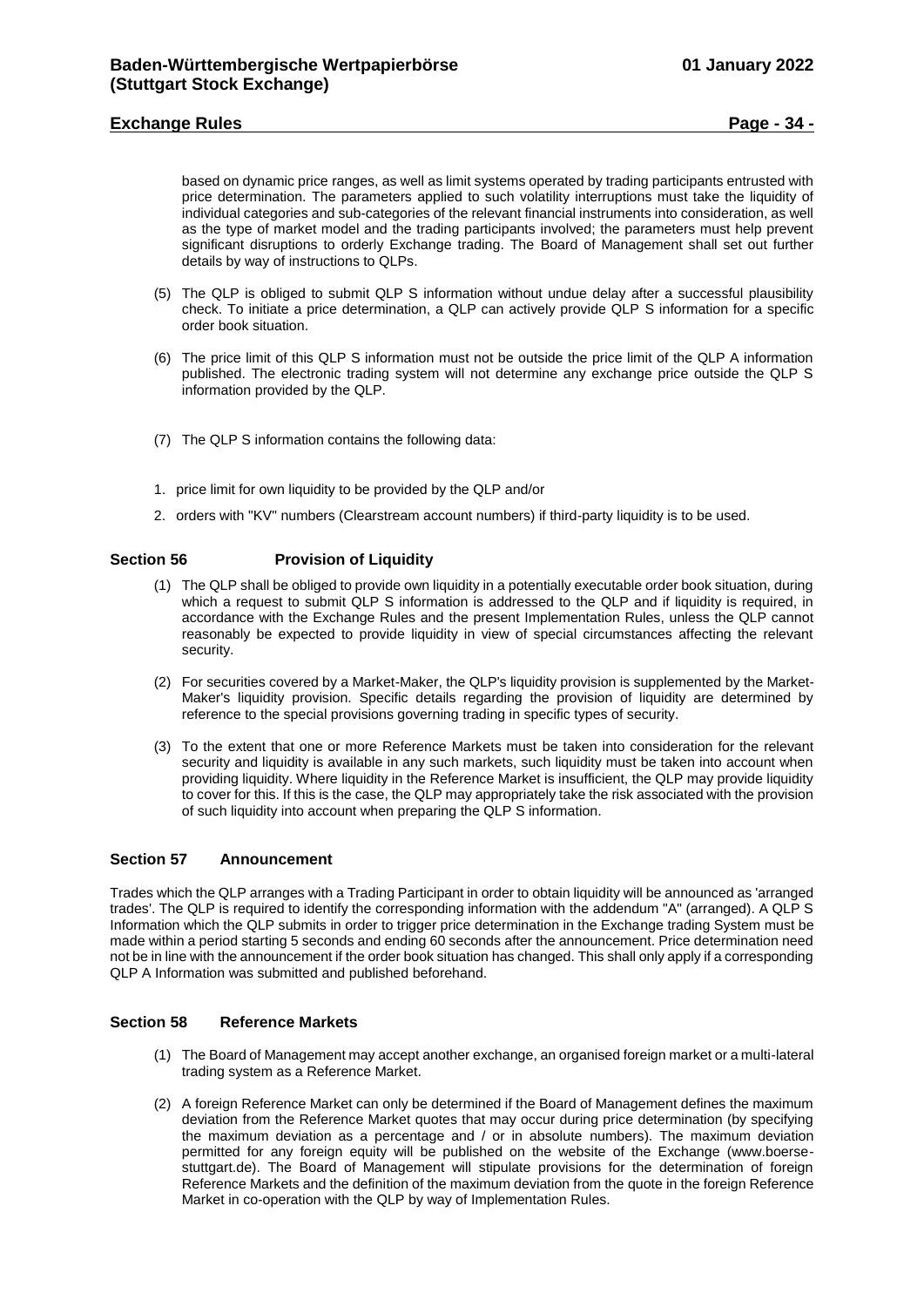based on dynamic price ranges, as well as limit systems operated by trading participants entrusted with price determination. The parameters applied to such volatility interruptions must take the liquidity of individual categories and sub-categories of the relevant financial instruments into consideration, as well as the type of market model and the trading participants involved; the parameters must help prevent significant disruptions to orderly Exchange trading. The Board of Management shall set out further details by way of instructions to QLPs.

(5) The QLP is obliged to submit QLP S information without undue delay after a successful plausibility check. To initiate a price determination, a QLP can actively provide QLP S information for a specific order book situation.

(6) The price limit of this QLP S information must not be outside the price limit of the QLP A information published. The electronic trading system will not determine any exchange price outside the QLP S information provided by the QLP.

(7) The QLP S information contains the following data:

1. price limit for own liquidity to be provided by the QLP and/or
2. orders with "KV" numbers (Clearstream account numbers) if third-party liquidity is to be used.

### Section 56 Provision of Liquidity

(1) The QLP shall be obliged to provide own liquidity in a potentially executable order book situation, during which a request to submit QLP S information is addressed to the QLP and if liquidity is required, in accordance with the Exchange Rules and the present Implementation Rules, unless the QLP cannot reasonably be expected to provide liquidity in view of special circumstances affecting the relevant security.

(2) For securities covered by a Market-Maker, the QLP's liquidity provision is supplemented by the Market-Maker's liquidity provision. Specific details regarding the provision of liquidity are determined by reference to the special provisions governing trading in specific types of security.

(3) To the extent that one or more Reference Markets must be taken into consideration for the relevant security and liquidity is available in any such markets, such liquidity must be taken into account when providing liquidity. Where liquidity in the Reference Market is insufficient, the QLP may provide liquidity to cover for this. If this is the case, the QLP may appropriately take the risk associated with the provision of such liquidity into account when preparing the QLP S information.

### Section 57 Announcement

Trades which the QLP arranges with a Trading Participant in order to obtain liquidity will be announced as 'arranged trades'. The QLP is required to identify the corresponding information with the addendum "A" (arranged). A QLP S Information which the QLP submits in order to trigger price determination in the Exchange trading System must be made within a period starting 5 seconds and ending 60 seconds after the announcement. Price determination need not be in line with the announcement if the order book situation has changed. This shall only apply if a corresponding QLP A Information was submitted and published beforehand.

### Section 58 Reference Markets

(1) The Board of Management may accept another exchange, an organised foreign market or a multi-lateral trading system as a Reference Market.

(2) A foreign Reference Market can only be determined if the Board of Management defines the maximum deviation from the Reference Market quotes that may occur during price determination (by specifying the maximum deviation as a percentage and / or in absolute numbers). The maximum deviation permitted for any foreign equity will be published on the website of the Exchange (www.boerse-stuttgart.de). The Board of Management will stipulate provisions for the determination of foreign Reference Markets and the definition of the maximum deviation from the quote in the foreign Reference Market in co-operation with the QLP by way of Implementation Rules.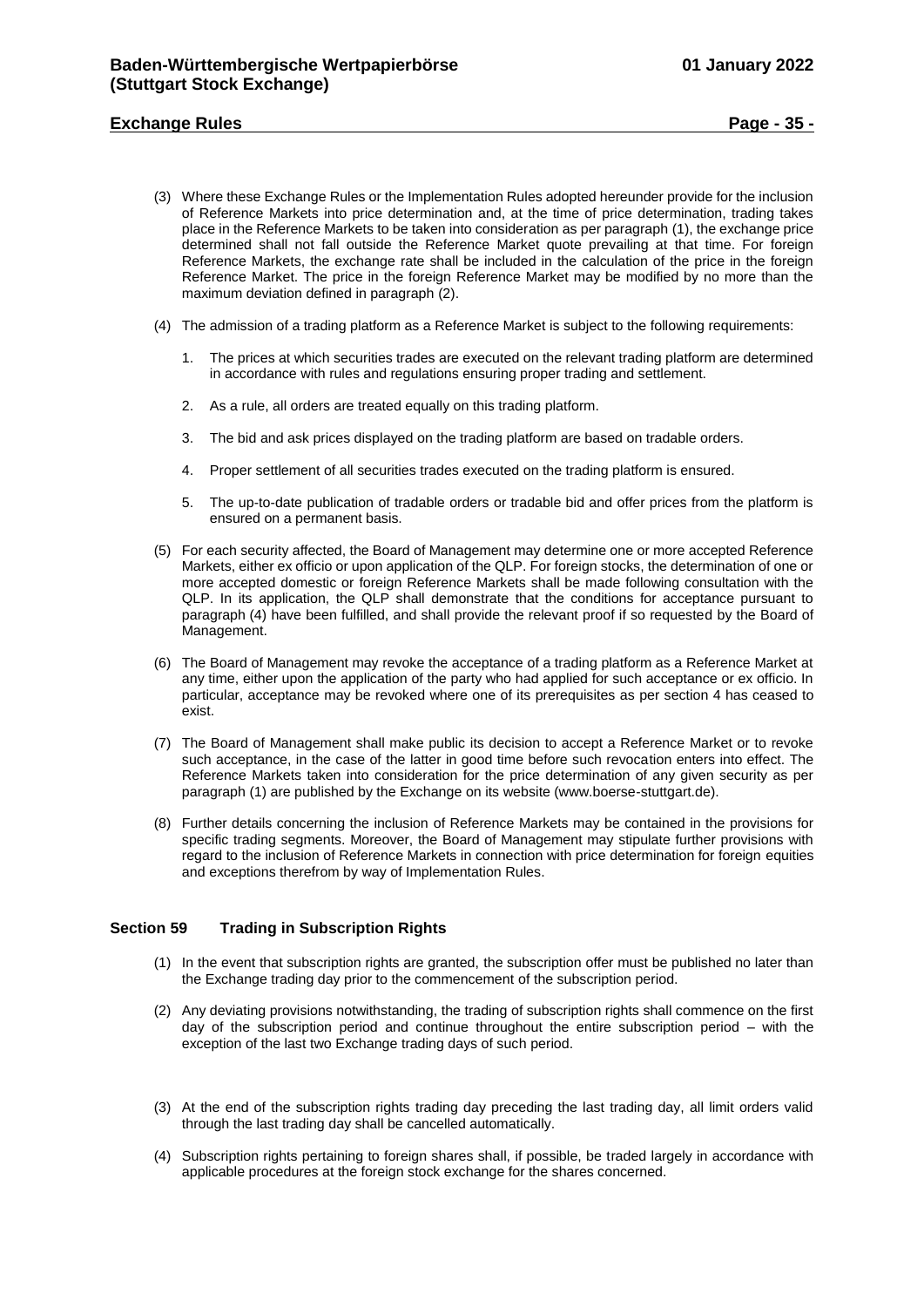(3) Where these Exchange Rules or the Implementation Rules adopted hereunder provide for the inclusion of Reference Markets into price determination and, at the time of price determination, trading takes place in the Reference Markets to be taken into consideration as per paragraph (1), the exchange price determined shall not fall outside the Reference Market quote prevailing at that time. For foreign Reference Markets, the exchange rate shall be included in the calculation of the price in the foreign Reference Market. The price in the foreign Reference Market may be modified by no more than the maximum deviation defined in paragraph (2).

(4) The admission of a trading platform as a Reference Market is subject to the following requirements:

1. The prices at which securities trades are executed on the relevant trading platform are determined in accordance with rules and regulations ensuring proper trading and settlement.

2. As a rule, all orders are treated equally on this trading platform.

3. The bid and ask prices displayed on the trading platform are based on tradable orders.

4. Proper settlement of all securities trades executed on the trading platform is ensured.

5. The up-to-date publication of tradable orders or tradable bid and offer prices from the platform is ensured on a permanent basis.

(5) For each security affected, the Board of Management may determine one or more accepted Reference Markets, either ex officio or upon application of the QLP. For foreign stocks, the determination of one or more accepted domestic or foreign Reference Markets shall be made following consultation with the QLP. In its application, the QLP shall demonstrate that the conditions for acceptance pursuant to paragraph (4) have been fulfilled, and shall provide the relevant proof if so requested by the Board of Management.

(6) The Board of Management may revoke the acceptance of a trading platform as a Reference Market at any time, either upon the application of the party who had applied for such acceptance or ex officio. In particular, acceptance may be revoked where one of its prerequisites as per section 4 has ceased to exist.

(7) The Board of Management shall make public its decision to accept a Reference Market or to revoke such acceptance, in the case of the latter in good time before such revocation enters into effect. The Reference Markets taken into consideration for the price determination of any given security as per paragraph (1) are published by the Exchange on its website (www.boerse-stuttgart.de).

(8) Further details concerning the inclusion of Reference Markets may be contained in the provisions for specific trading segments. Moreover, the Board of Management may stipulate further provisions with regard to the inclusion of Reference Markets in connection with price determination for foreign equities and exceptions therefrom by way of Implementation Rules.

### Section 59 Trading in Subscription Rights

(1) In the event that subscription rights are granted, the subscription offer must be published no later than the Exchange trading day prior to the commencement of the subscription period.

(2) Any deviating provisions notwithstanding, the trading of subscription rights shall commence on the first day of the subscription period and continue throughout the entire subscription period – with the exception of the last two Exchange trading days of such period.

(3) At the end of the subscription rights trading day preceding the last trading day, all limit orders valid through the last trading day shall be cancelled automatically.

(4) Subscription rights pertaining to foreign shares shall, if possible, be traded largely in accordance with applicable procedures at the foreign stock exchange for the shares concerned.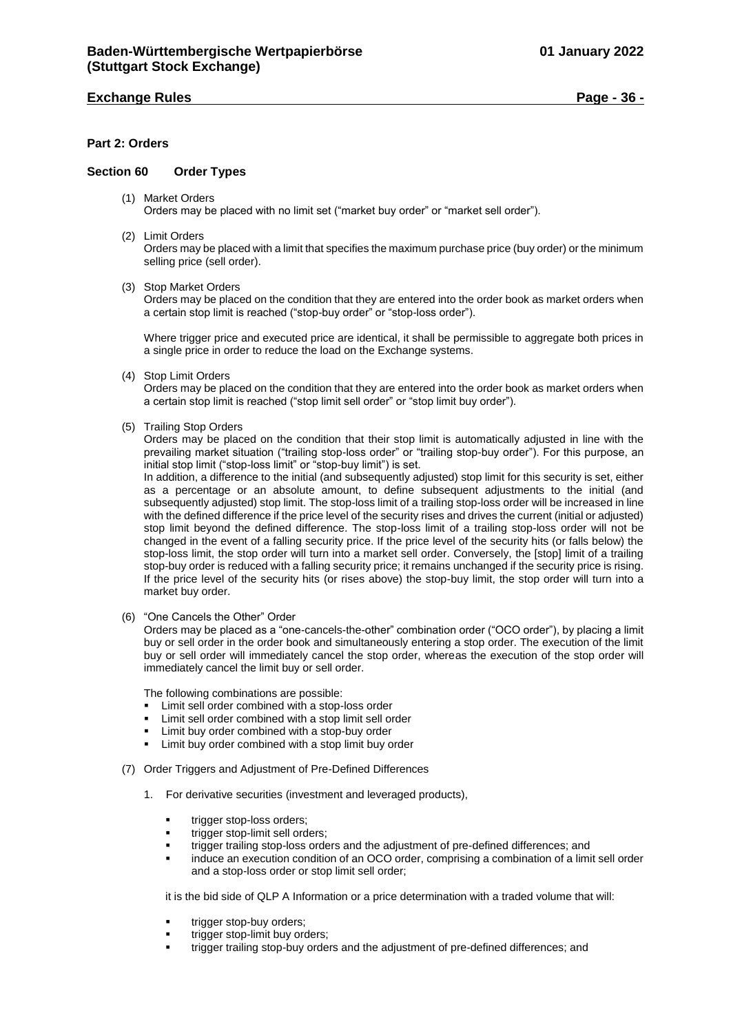## Part 2: Orders

### Section 60 Order Types

(1) Market Orders
Orders may be placed with no limit set ("market buy order" or "market sell order").

(2) Limit Orders
Orders may be placed with a limit that specifies the maximum purchase price (buy order) or the minimum selling price (sell order).

(3) Stop Market Orders
Orders may be placed on the condition that they are entered into the order book as market orders when a certain stop limit is reached ("stop-buy order" or "stop-loss order").

Where trigger price and executed price are identical, it shall be permissible to aggregate both prices in a single price in order to reduce the load on the Exchange systems.

(4) Stop Limit Orders
Orders may be placed on the condition that they are entered into the order book as market orders when a certain stop limit is reached ("stop limit sell order" or "stop limit buy order").

(5) Trailing Stop Orders
Orders may be placed on the condition that their stop limit is automatically adjusted in line with the prevailing market situation ("trailing stop-loss order" or "trailing stop-buy order"). For this purpose, an initial stop limit ("stop-loss limit" or "stop-buy limit") is set.
In addition, a difference to the initial (and subsequently adjusted) stop limit for this security is set, either as a percentage or an absolute amount, to define subsequent adjustments to the initial (and subsequently adjusted) stop limit. The stop-loss limit of a trailing stop-loss order will be increased in line with the defined difference if the price level of the security rises and drives the current (initial or adjusted) stop limit beyond the defined difference. The stop-loss limit of a trailing stop-loss order will not be changed in the event of a falling security price. If the price level of the security hits (or falls below) the stop-loss limit, the stop order will turn into a market sell order. Conversely, the [stop] limit of a trailing stop-buy order is reduced with a falling security price; it remains unchanged if the security price is rising. If the price level of the security hits (or rises above) the stop-buy limit, the stop order will turn into a market buy order.

(6) "One Cancels the Other" Order
Orders may be placed as a "one-cancels-the-other" combination order ("OCO order"), by placing a limit buy or sell order in the order book and simultaneously entering a stop order. The execution of the limit buy or sell order will immediately cancel the stop order, whereas the execution of the stop order will immediately cancel the limit buy or sell order.

The following combinations are possible:

- Limit sell order combined with a stop-loss order
- Limit sell order combined with a stop limit sell order
- Limit buy order combined with a stop-buy order
- Limit buy order combined with a stop limit buy order

(7) Order Triggers and Adjustment of Pre-Defined Differences

1. For derivative securities (investment and leveraged products),

   - trigger stop-loss orders;
   - trigger stop-limit sell orders;
   - trigger trailing stop-loss orders and the adjustment of pre-defined differences; and
   - induce an execution condition of an OCO order, comprising a combination of a limit sell order and a stop-loss order or stop limit sell order;

   it is the bid side of QLP A Information or a price determination with a traded volume that will:

   - trigger stop-buy orders;
   - trigger stop-limit buy orders;
   - trigger trailing stop-buy orders and the adjustment of pre-defined differences; and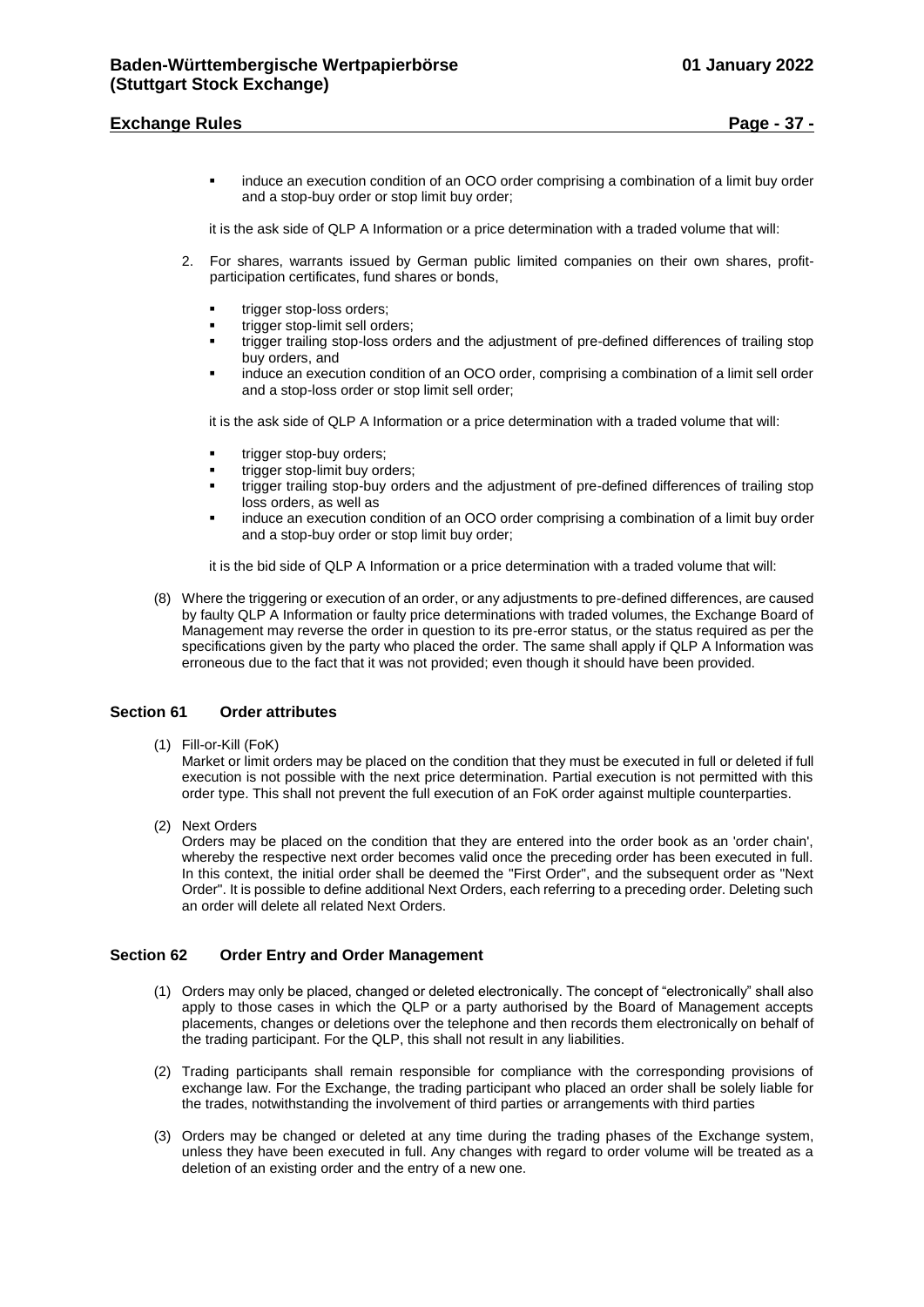- induce an execution condition of an OCO order comprising a combination of a limit buy order and a stop-buy order or stop limit buy order;

it is the ask side of QLP A Information or a price determination with a traded volume that will:

2. For shares, warrants issued by German public limited companies on their own shares, profit-participation certificates, fund shares or bonds,

   - trigger stop-loss orders;
   - trigger stop-limit sell orders;
   - trigger trailing stop-loss orders and the adjustment of pre-defined differences of trailing stop buy orders, and
   - induce an execution condition of an OCO order, comprising a combination of a limit sell order and a stop-loss order or stop limit sell order;

   it is the ask side of QLP A Information or a price determination with a traded volume that will:

   - trigger stop-buy orders;
   - trigger stop-limit buy orders;
   - trigger trailing stop-buy orders and the adjustment of pre-defined differences of trailing stop loss orders, as well as
   - induce an execution condition of an OCO order comprising a combination of a limit buy order and a stop-buy order or stop limit buy order;

   it is the bid side of QLP A Information or a price determination with a traded volume that will:

(8) Where the triggering or execution of an order, or any adjustments to pre-defined differences, are caused by faulty QLP A Information or faulty price determinations with traded volumes, the Exchange Board of Management may reverse the order in question to its pre-error status, or the status required as per the specifications given by the party who placed the order. The same shall apply if QLP A Information was erroneous due to the fact that it was not provided; even though it should have been provided.

### Section 61 Order attributes

(1) Fill-or-Kill (FoK)
Market or limit orders may be placed on the condition that they must be executed in full or deleted if full execution is not possible with the next price determination. Partial execution is not permitted with this order type. This shall not prevent the full execution of an FoK order against multiple counterparties.

(2) Next Orders
Orders may be placed on the condition that they are entered into the order book as an 'order chain', whereby the respective next order becomes valid once the preceding order has been executed in full. In this context, the initial order shall be deemed the "First Order", and the subsequent order as "Next Order". It is possible to define additional Next Orders, each referring to a preceding order. Deleting such an order will delete all related Next Orders.

### Section 62 Order Entry and Order Management

(1) Orders may only be placed, changed or deleted electronically. The concept of "electronically" shall also apply to those cases in which the QLP or a party authorised by the Board of Management accepts placements, changes or deletions over the telephone and then records them electronically on behalf of the trading participant. For the QLP, this shall not result in any liabilities.

(2) Trading participants shall remain responsible for compliance with the corresponding provisions of exchange law. For the Exchange, the trading participant who placed an order shall be solely liable for the trades, notwithstanding the involvement of third parties or arrangements with third parties

(3) Orders may be changed or deleted at any time during the trading phases of the Exchange system, unless they have been executed in full. Any changes with regard to order volume will be treated as a deletion of an existing order and the entry of a new one.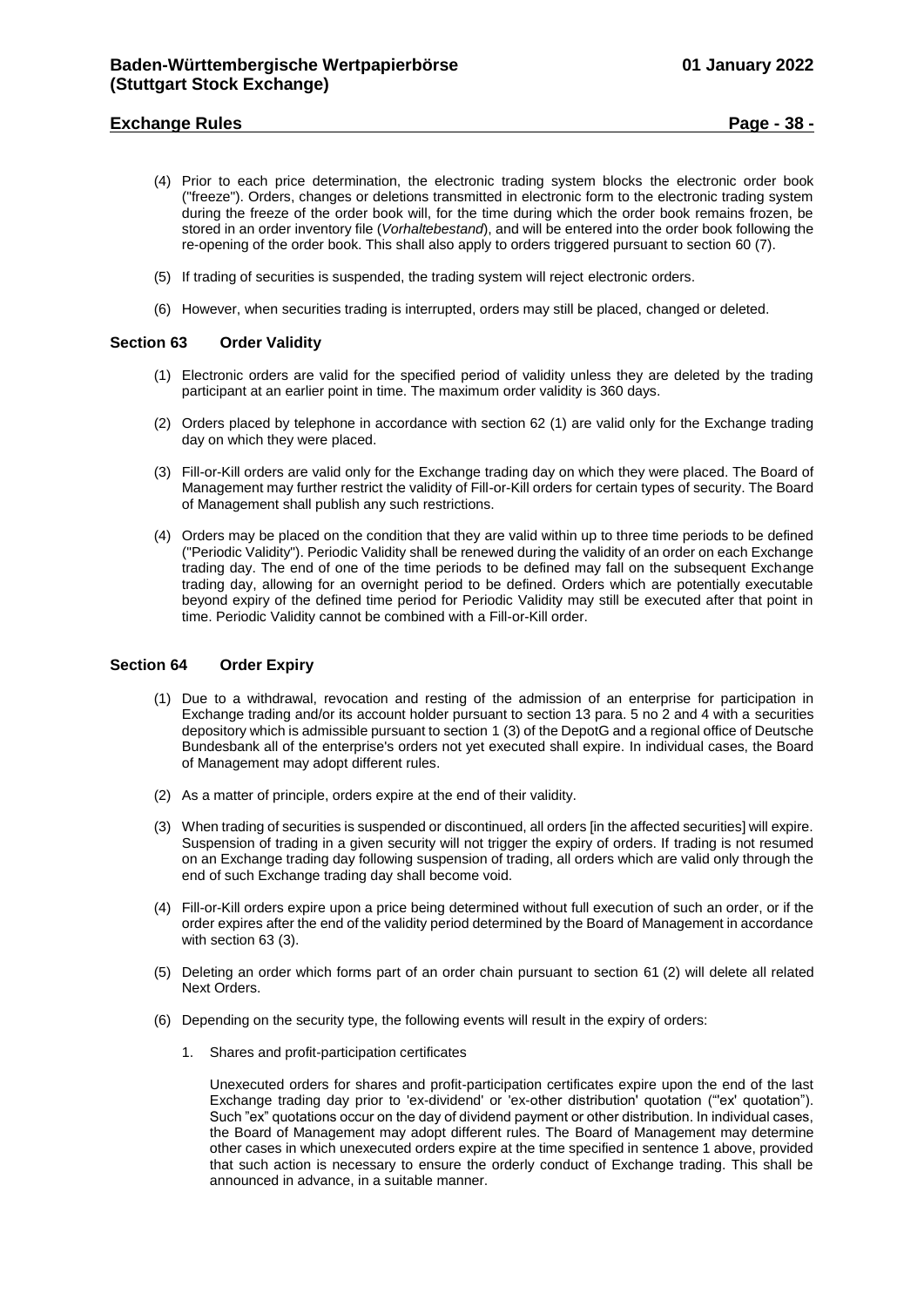(4) Prior to each price determination, the electronic trading system blocks the electronic order book ("freeze"). Orders, changes or deletions transmitted in electronic form to the electronic trading system during the freeze of the order book will, for the time during which the order book remains frozen, be stored in an order inventory file (*Vorhaltebestand*), and will be entered into the order book following the re-opening of the order book. This shall also apply to orders triggered pursuant to section 60 (7).

(5) If trading of securities is suspended, the trading system will reject electronic orders.

(6) However, when securities trading is interrupted, orders may still be placed, changed or deleted.

## Section 63 Order Validity

(1) Electronic orders are valid for the specified period of validity unless they are deleted by the trading participant at an earlier point in time. The maximum order validity is 360 days.

(2) Orders placed by telephone in accordance with section 62 (1) are valid only for the Exchange trading day on which they were placed.

(3) Fill-or-Kill orders are valid only for the Exchange trading day on which they were placed. The Board of Management may further restrict the validity of Fill-or-Kill orders for certain types of security. The Board of Management shall publish any such restrictions.

(4) Orders may be placed on the condition that they are valid within up to three time periods to be defined ("Periodic Validity"). Periodic Validity shall be renewed during the validity of an order on each Exchange trading day. The end of one of the time periods to be defined may fall on the subsequent Exchange trading day, allowing for an overnight period to be defined. Orders which are potentially executable beyond expiry of the defined time period for Periodic Validity may still be executed after that point in time. Periodic Validity cannot be combined with a Fill-or-Kill order.

## Section 64 Order Expiry

(1) Due to a withdrawal, revocation and resting of the admission of an enterprise for participation in Exchange trading and/or its account holder pursuant to section 13 para. 5 no 2 and 4 with a securities depository which is admissible pursuant to section 1 (3) of the DepotG and a regional office of Deutsche Bundesbank all of the enterprise's orders not yet executed shall expire. In individual cases, the Board of Management may adopt different rules.

(2) As a matter of principle, orders expire at the end of their validity.

(3) When trading of securities is suspended or discontinued, all orders [in the affected securities] will expire. Suspension of trading in a given security will not trigger the expiry of orders. If trading is not resumed on an Exchange trading day following suspension of trading, all orders which are valid only through the end of such Exchange trading day shall become void.

(4) Fill-or-Kill orders expire upon a price being determined without full execution of such an order, or if the order expires after the end of the validity period determined by the Board of Management in accordance with section 63 (3).

(5) Deleting an order which forms part of an order chain pursuant to section 61 (2) will delete all related Next Orders.

(6) Depending on the security type, the following events will result in the expiry of orders:

1. Shares and profit-participation certificates

   Unexecuted orders for shares and profit-participation certificates expire upon the end of the last Exchange trading day prior to 'ex-dividend' or 'ex-other distribution' quotation ("'ex' quotation"). Such "ex" quotations occur on the day of dividend payment or other distribution. In individual cases, the Board of Management may adopt different rules. The Board of Management may determine other cases in which unexecuted orders expire at the time specified in sentence 1 above, provided that such action is necessary to ensure the orderly conduct of Exchange trading. This shall be announced in advance, in a suitable manner.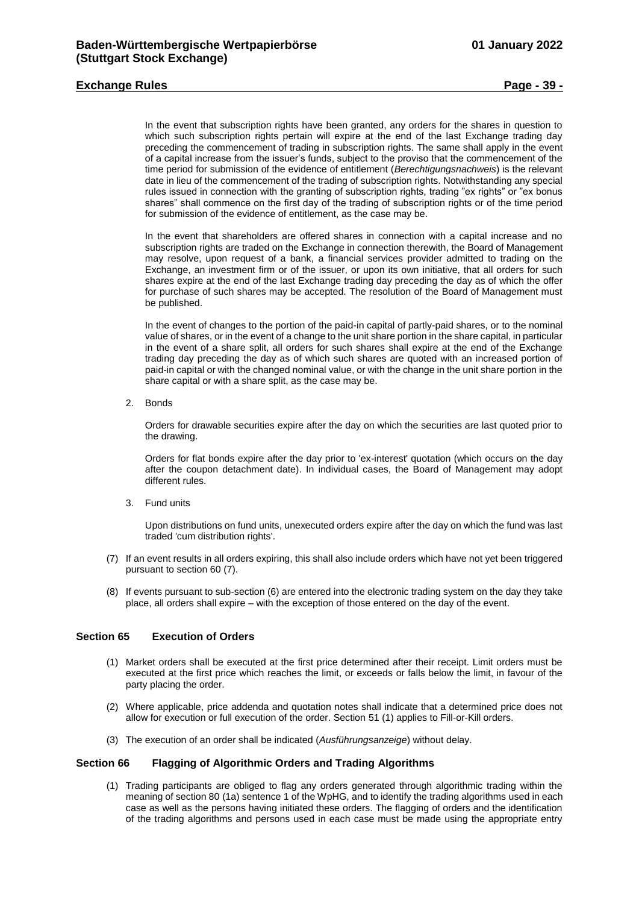In the event that subscription rights have been granted, any orders for the shares in question to which such subscription rights pertain will expire at the end of the last Exchange trading day preceding the commencement of trading in subscription rights. The same shall apply in the event of a capital increase from the issuer's funds, subject to the proviso that the commencement of the time period for submission of the evidence of entitlement (*Berechtigungsnachweis*) is the relevant date in lieu of the commencement of the trading of subscription rights. Notwithstanding any special rules issued in connection with the granting of subscription rights, trading "ex rights" or "ex bonus shares" shall commence on the first day of the trading of subscription rights or of the time period for submission of the evidence of entitlement, as the case may be.

In the event that shareholders are offered shares in connection with a capital increase and no subscription rights are traded on the Exchange in connection therewith, the Board of Management may resolve, upon request of a bank, a financial services provider admitted to trading on the Exchange, an investment firm or of the issuer, or upon its own initiative, that all orders for such shares expire at the end of the last Exchange trading day preceding the day as of which the offer for purchase of such shares may be accepted. The resolution of the Board of Management must be published.

In the event of changes to the portion of the paid-in capital of partly-paid shares, or to the nominal value of shares, or in the event of a change to the unit share portion in the share capital, in particular in the event of a share split, all orders for such shares shall expire at the end of the Exchange trading day preceding the day as of which such shares are quoted with an increased portion of paid-in capital or with the changed nominal value, or with the change in the unit share portion in the share capital or with a share split, as the case may be.

2. Bonds

   Orders for drawable securities expire after the day on which the securities are last quoted prior to the drawing.

   Orders for flat bonds expire after the day prior to 'ex-interest' quotation (which occurs on the day after the coupon detachment date). In individual cases, the Board of Management may adopt different rules.

3. Fund units

   Upon distributions on fund units, unexecuted orders expire after the day on which the fund was last traded 'cum distribution rights'.

(7) If an event results in all orders expiring, this shall also include orders which have not yet been triggered pursuant to section 60 (7).

(8) If events pursuant to sub-section (6) are entered into the electronic trading system on the day they take place, all orders shall expire – with the exception of those entered on the day of the event.

## Section 65 Execution of Orders

(1) Market orders shall be executed at the first price determined after their receipt. Limit orders must be executed at the first price which reaches the limit, or exceeds or falls below the limit, in favour of the party placing the order.

(2) Where applicable, price addenda and quotation notes shall indicate that a determined price does not allow for execution or full execution of the order. Section 51 (1) applies to Fill-or-Kill orders.

(3) The execution of an order shall be indicated (*Ausführungsanzeige*) without delay.

## Section 66 Flagging of Algorithmic Orders and Trading Algorithms

(1) Trading participants are obliged to flag any orders generated through algorithmic trading within the meaning of section 80 (1a) sentence 1 of the WpHG, and to identify the trading algorithms used in each case as well as the persons having initiated these orders. The flagging of orders and the identification of the trading algorithms and persons used in each case must be made using the appropriate entry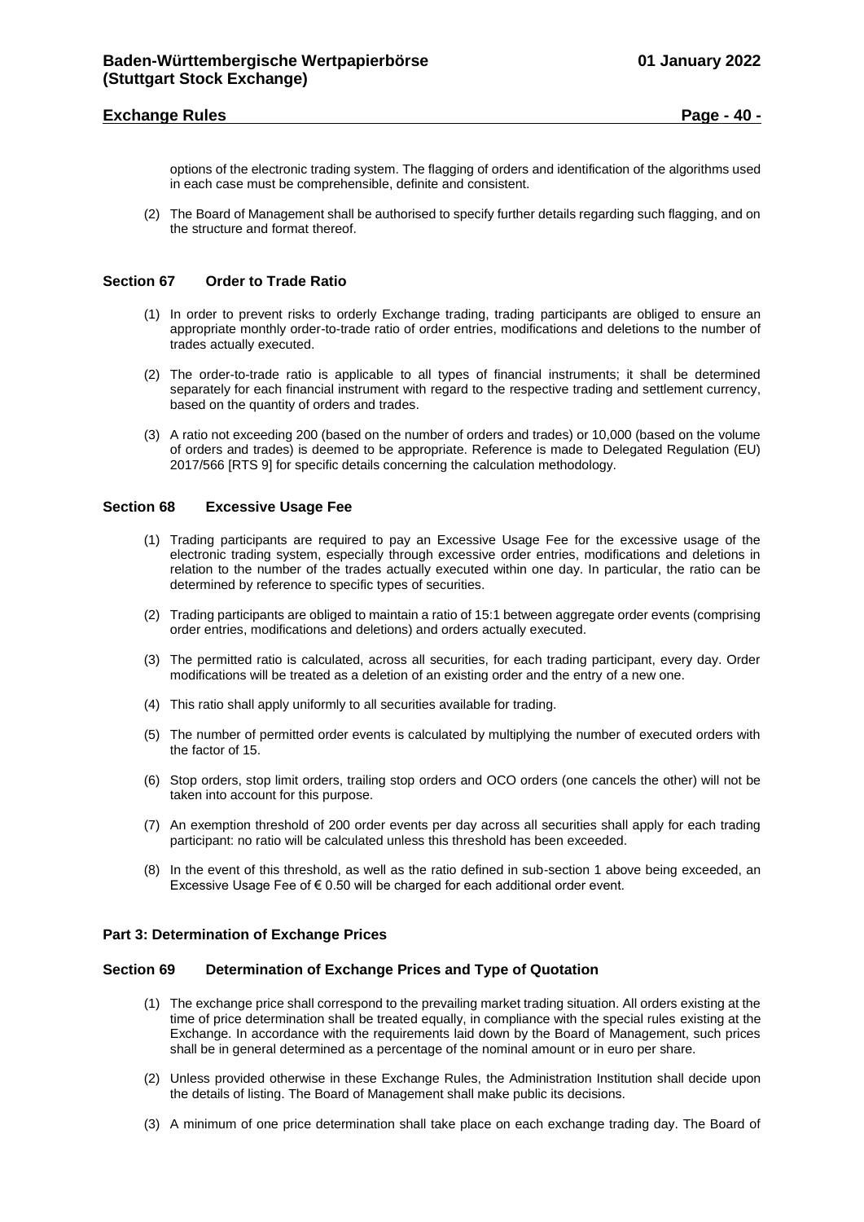options of the electronic trading system. The flagging of orders and identification of the algorithms used in each case must be comprehensible, definite and consistent.

(2) The Board of Management shall be authorised to specify further details regarding such flagging, and on the structure and format thereof.

### Section 67 Order to Trade Ratio

(1) In order to prevent risks to orderly Exchange trading, trading participants are obliged to ensure an appropriate monthly order-to-trade ratio of order entries, modifications and deletions to the number of trades actually executed.

(2) The order-to-trade ratio is applicable to all types of financial instruments; it shall be determined separately for each financial instrument with regard to the respective trading and settlement currency, based on the quantity of orders and trades.

(3) A ratio not exceeding 200 (based on the number of orders and trades) or 10,000 (based on the volume of orders and trades) is deemed to be appropriate. Reference is made to Delegated Regulation (EU) 2017/566 [RTS 9] for specific details concerning the calculation methodology.

### Section 68 Excessive Usage Fee

(1) Trading participants are required to pay an Excessive Usage Fee for the excessive usage of the electronic trading system, especially through excessive order entries, modifications and deletions in relation to the number of the trades actually executed within one day. In particular, the ratio can be determined by reference to specific types of securities.

(2) Trading participants are obliged to maintain a ratio of 15:1 between aggregate order events (comprising order entries, modifications and deletions) and orders actually executed.

(3) The permitted ratio is calculated, across all securities, for each trading participant, every day. Order modifications will be treated as a deletion of an existing order and the entry of a new one.

(4) This ratio shall apply uniformly to all securities available for trading.

(5) The number of permitted order events is calculated by multiplying the number of executed orders with the factor of 15.

(6) Stop orders, stop limit orders, trailing stop orders and OCO orders (one cancels the other) will not be taken into account for this purpose.

(7) An exemption threshold of 200 order events per day across all securities shall apply for each trading participant: no ratio will be calculated unless this threshold has been exceeded.

(8) In the event of this threshold, as well as the ratio defined in sub-section 1 above being exceeded, an Excessive Usage Fee of € 0.50 will be charged for each additional order event.

## Part 3: Determination of Exchange Prices

### Section 69 Determination of Exchange Prices and Type of Quotation

(1) The exchange price shall correspond to the prevailing market trading situation. All orders existing at the time of price determination shall be treated equally, in compliance with the special rules existing at the Exchange. In accordance with the requirements laid down by the Board of Management, such prices shall be in general determined as a percentage of the nominal amount or in euro per share.

(2) Unless provided otherwise in these Exchange Rules, the Administration Institution shall decide upon the details of listing. The Board of Management shall make public its decisions.

(3) A minimum of one price determination shall take place on each exchange trading day. The Board of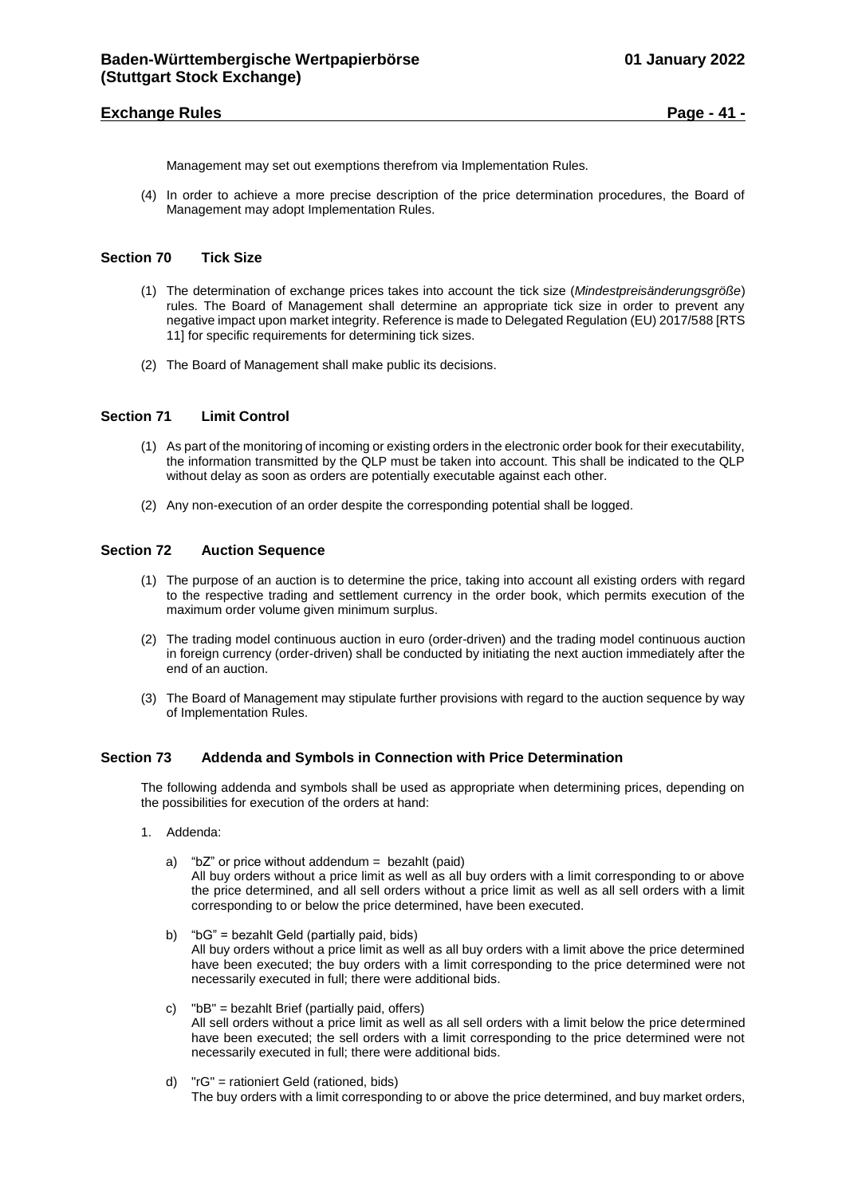Management may set out exemptions therefrom via Implementation Rules.

(4) In order to achieve a more precise description of the price determination procedures, the Board of Management may adopt Implementation Rules.

### Section 70 Tick Size

(1) The determination of exchange prices takes into account the tick size (*Mindestpreisänderungsgröße*) rules. The Board of Management shall determine an appropriate tick size in order to prevent any negative impact upon market integrity. Reference is made to Delegated Regulation (EU) 2017/588 [RTS 11] for specific requirements for determining tick sizes.

(2) The Board of Management shall make public its decisions.

### Section 71 Limit Control

(1) As part of the monitoring of incoming or existing orders in the electronic order book for their executability, the information transmitted by the QLP must be taken into account. This shall be indicated to the QLP without delay as soon as orders are potentially executable against each other.

(2) Any non-execution of an order despite the corresponding potential shall be logged.

### Section 72 Auction Sequence

(1) The purpose of an auction is to determine the price, taking into account all existing orders with regard to the respective trading and settlement currency in the order book, which permits execution of the maximum order volume given minimum surplus.

(2) The trading model continuous auction in euro (order-driven) and the trading model continuous auction in foreign currency (order-driven) shall be conducted by initiating the next auction immediately after the end of an auction.

(3) The Board of Management may stipulate further provisions with regard to the auction sequence by way of Implementation Rules.

### Section 73 Addenda and Symbols in Connection with Price Determination

The following addenda and symbols shall be used as appropriate when determining prices, depending on the possibilities for execution of the orders at hand:

1. Addenda:

   a) "bZ" or price without addendum = bezahlt (paid)
   All buy orders without a price limit as well as all buy orders with a limit corresponding to or above the price determined, and all sell orders without a price limit as well as all sell orders with a limit corresponding to or below the price determined, have been executed.

   b) "bG" = bezahlt Geld (partially paid, bids)
   All buy orders without a price limit as well as all buy orders with a limit above the price determined have been executed; the buy orders with a limit corresponding to the price determined were not necessarily executed in full; there were additional bids.

   c) "bB" = bezahlt Brief (partially paid, offers)
   All sell orders without a price limit as well as all sell orders with a limit below the price determined have been executed; the sell orders with a limit corresponding to the price determined were not necessarily executed in full; there were additional bids.

   d) "rG" = rationiert Geld (rationed, bids)
   The buy orders with a limit corresponding to or above the price determined, and buy market orders,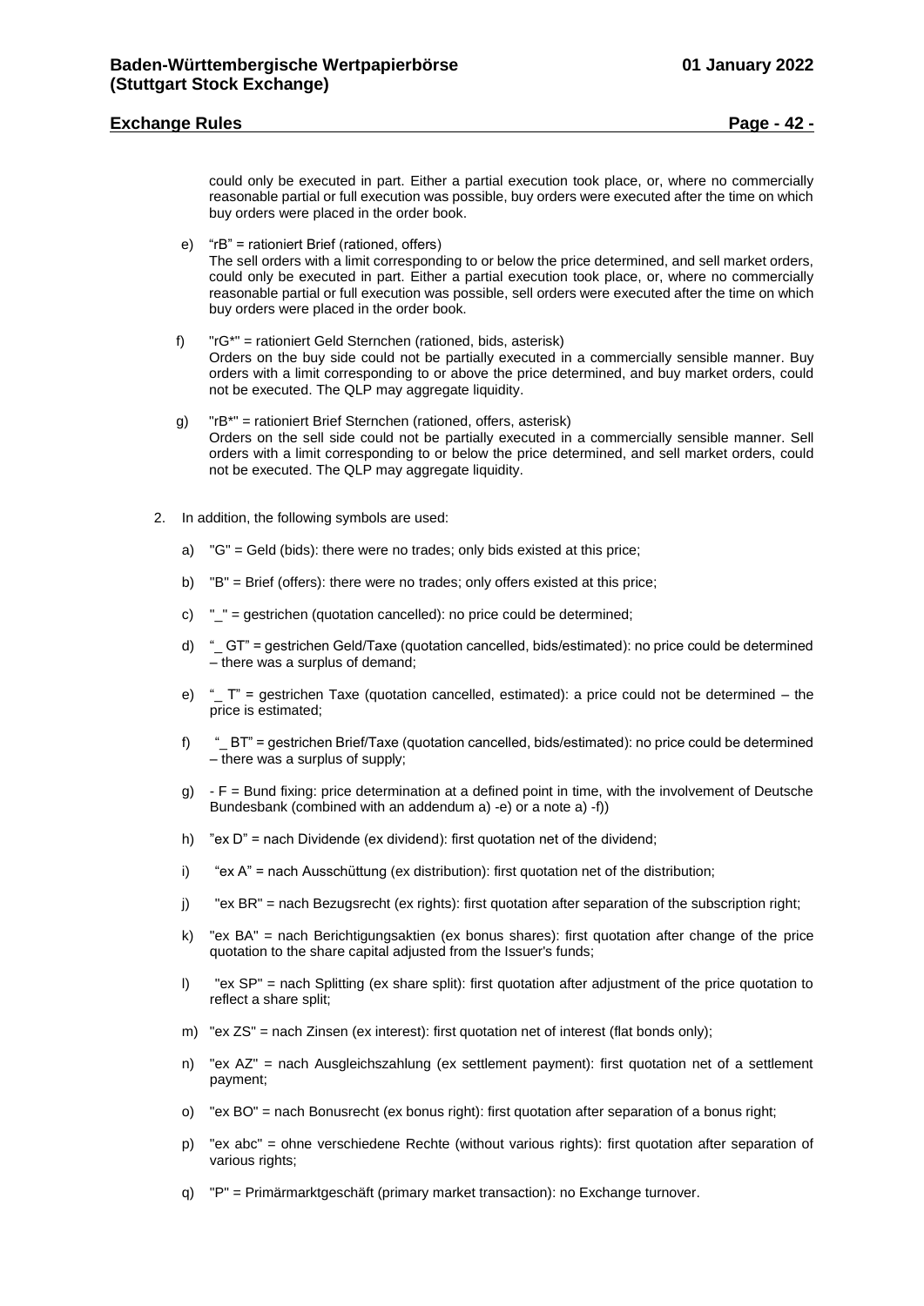could only be executed in part. Either a partial execution took place, or, where no commercially reasonable partial or full execution was possible, buy orders were executed after the time on which buy orders were placed in the order book.

e) "rB" = rationiert Brief (rationed, offers)
The sell orders with a limit corresponding to or below the price determined, and sell market orders, could only be executed in part. Either a partial execution took place, or, where no commercially reasonable partial or full execution was possible, sell orders were executed after the time on which buy orders were placed in the order book.

f) "rG*" = rationiert Geld Sternchen (rationed, bids, asterisk)
Orders on the buy side could not be partially executed in a commercially sensible manner. Buy orders with a limit corresponding to or above the price determined, and buy market orders, could not be executed. The QLP may aggregate liquidity.

g) "rB*" = rationiert Brief Sternchen (rationed, offers, asterisk)
Orders on the sell side could not be partially executed in a commercially sensible manner. Sell orders with a limit corresponding to or below the price determined, and sell market orders, could not be executed. The QLP may aggregate liquidity.

2. In addition, the following symbols are used:

   a) "G" = Geld (bids): there were no trades; only bids existed at this price;

   b) "B" = Brief (offers): there were no trades; only offers existed at this price;

   c) "_" = gestrichen (quotation cancelled): no price could be determined;

   d) "_ GT" = gestrichen Geld/Taxe (quotation cancelled, bids/estimated): no price could be determined – there was a surplus of demand;

   e) "_ T" = gestrichen Taxe (quotation cancelled, estimated): a price could not be determined – the price is estimated;

   f) "_ BT" = gestrichen Brief/Taxe (quotation cancelled, bids/estimated): no price could be determined – there was a surplus of supply;

   g) - F = Bund fixing: price determination at a defined point in time, with the involvement of Deutsche Bundesbank (combined with an addendum a) -e) or a note a) -f))

   h) "ex D" = nach Dividende (ex dividend): first quotation net of the dividend;

   i) "ex A" = nach Ausschüttung (ex distribution): first quotation net of the distribution;

   j) "ex BR" = nach Bezugsrecht (ex rights): first quotation after separation of the subscription right;

   k) "ex BA" = nach Berichtigungsaktien (ex bonus shares): first quotation after change of the price quotation to the share capital adjusted from the Issuer's funds;

   l) "ex SP" = nach Splitting (ex share split): first quotation after adjustment of the price quotation to reflect a share split;

   m) "ex ZS" = nach Zinsen (ex interest): first quotation net of interest (flat bonds only);

   n) "ex AZ" = nach Ausgleichszahlung (ex settlement payment): first quotation net of a settlement payment;

   o) "ex BO" = nach Bonusrecht (ex bonus right): first quotation after separation of a bonus right;

   p) "ex abc" = ohne verschiedene Rechte (without various rights): first quotation after separation of various rights;

   q) "P" = Primärmarktgeschäft (primary market transaction): no Exchange turnover.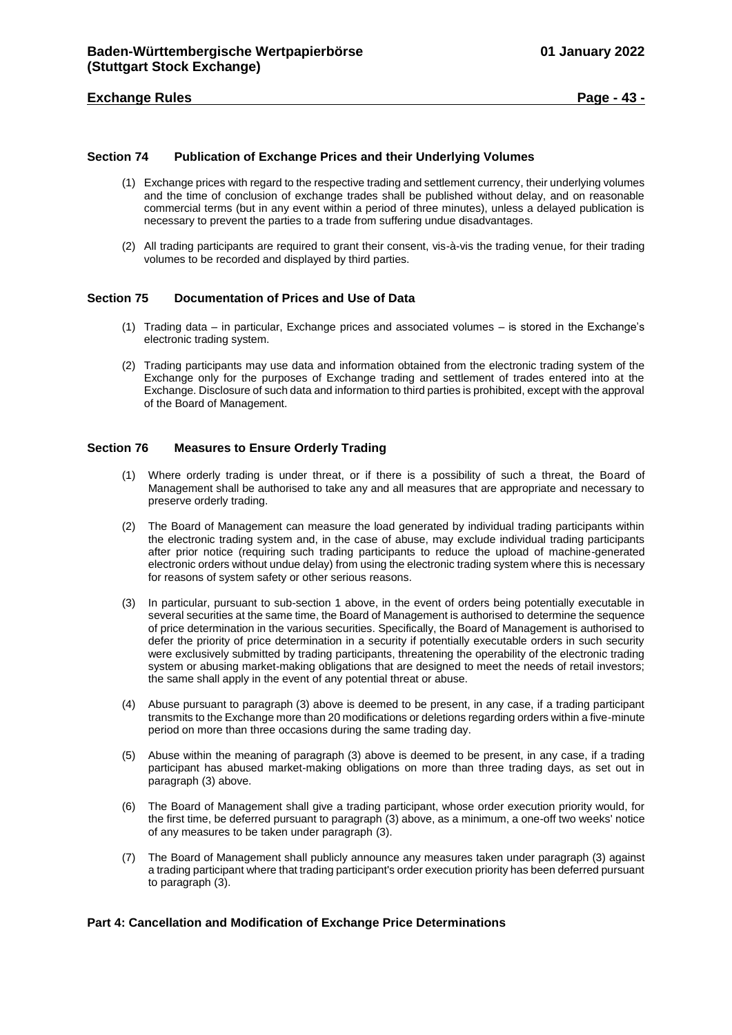## Section 74 Publication of Exchange Prices and their Underlying Volumes

(1) Exchange prices with regard to the respective trading and settlement currency, their underlying volumes and the time of conclusion of exchange trades shall be published without delay, and on reasonable commercial terms (but in any event within a period of three minutes), unless a delayed publication is necessary to prevent the parties to a trade from suffering undue disadvantages.

(2) All trading participants are required to grant their consent, vis-à-vis the trading venue, for their trading volumes to be recorded and displayed by third parties.

## Section 75 Documentation of Prices and Use of Data

(1) Trading data – in particular, Exchange prices and associated volumes – is stored in the Exchange's electronic trading system.

(2) Trading participants may use data and information obtained from the electronic trading system of the Exchange only for the purposes of Exchange trading and settlement of trades entered into at the Exchange. Disclosure of such data and information to third parties is prohibited, except with the approval of the Board of Management.

## Section 76 Measures to Ensure Orderly Trading

(1) Where orderly trading is under threat, or if there is a possibility of such a threat, the Board of Management shall be authorised to take any and all measures that are appropriate and necessary to preserve orderly trading.

(2) The Board of Management can measure the load generated by individual trading participants within the electronic trading system and, in the case of abuse, may exclude individual trading participants after prior notice (requiring such trading participants to reduce the upload of machine-generated electronic orders without undue delay) from using the electronic trading system where this is necessary for reasons of system safety or other serious reasons.

(3) In particular, pursuant to sub-section 1 above, in the event of orders being potentially executable in several securities at the same time, the Board of Management is authorised to determine the sequence of price determination in the various securities. Specifically, the Board of Management is authorised to defer the priority of price determination in a security if potentially executable orders in such security were exclusively submitted by trading participants, threatening the operability of the electronic trading system or abusing market-making obligations that are designed to meet the needs of retail investors; the same shall apply in the event of any potential threat or abuse.

(4) Abuse pursuant to paragraph (3) above is deemed to be present, in any case, if a trading participant transmits to the Exchange more than 20 modifications or deletions regarding orders within a five-minute period on more than three occasions during the same trading day.

(5) Abuse within the meaning of paragraph (3) above is deemed to be present, in any case, if a trading participant has abused market-making obligations on more than three trading days, as set out in paragraph (3) above.

(6) The Board of Management shall give a trading participant, whose order execution priority would, for the first time, be deferred pursuant to paragraph (3) above, as a minimum, a one-off two weeks' notice of any measures to be taken under paragraph (3).

(7) The Board of Management shall publicly announce any measures taken under paragraph (3) against a trading participant where that trading participant's order execution priority has been deferred pursuant to paragraph (3).

# Part 4: Cancellation and Modification of Exchange Price Determinations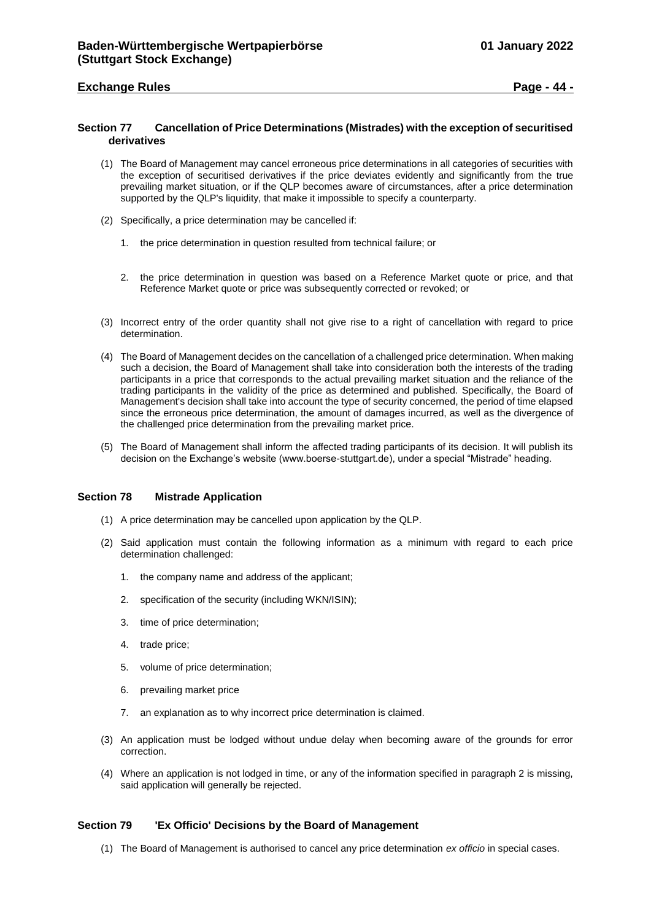### Section 77 Cancellation of Price Determinations (Mistrades) with the exception of securitised derivatives

(1) The Board of Management may cancel erroneous price determinations in all categories of securities with the exception of securitised derivatives if the price deviates evidently and significantly from the true prevailing market situation, or if the QLP becomes aware of circumstances, after a price determination supported by the QLP's liquidity, that make it impossible to specify a counterparty.

(2) Specifically, a price determination may be cancelled if:

1. the price determination in question resulted from technical failure; or

2. the price determination in question was based on a Reference Market quote or price, and that Reference Market quote or price was subsequently corrected or revoked; or

(3) Incorrect entry of the order quantity shall not give rise to a right of cancellation with regard to price determination.

(4) The Board of Management decides on the cancellation of a challenged price determination. When making such a decision, the Board of Management shall take into consideration both the interests of the trading participants in a price that corresponds to the actual prevailing market situation and the reliance of the trading participants in the validity of the price as determined and published. Specifically, the Board of Management's decision shall take into account the type of security concerned, the period of time elapsed since the erroneous price determination, the amount of damages incurred, as well as the divergence of the challenged price determination from the prevailing market price.

(5) The Board of Management shall inform the affected trading participants of its decision. It will publish its decision on the Exchange's website (www.boerse-stuttgart.de), under a special "Mistrade" heading.

### Section 78 Mistrade Application

(1) A price determination may be cancelled upon application by the QLP.

(2) Said application must contain the following information as a minimum with regard to each price determination challenged:

1. the company name and address of the applicant;
2. specification of the security (including WKN/ISIN);
3. time of price determination;
4. trade price;
5. volume of price determination;
6. prevailing market price
7. an explanation as to why incorrect price determination is claimed.

(3) An application must be lodged without undue delay when becoming aware of the grounds for error correction.

(4) Where an application is not lodged in time, or any of the information specified in paragraph 2 is missing, said application will generally be rejected.

### Section 79 'Ex Officio' Decisions by the Board of Management

(1) The Board of Management is authorised to cancel any price determination *ex officio* in special cases.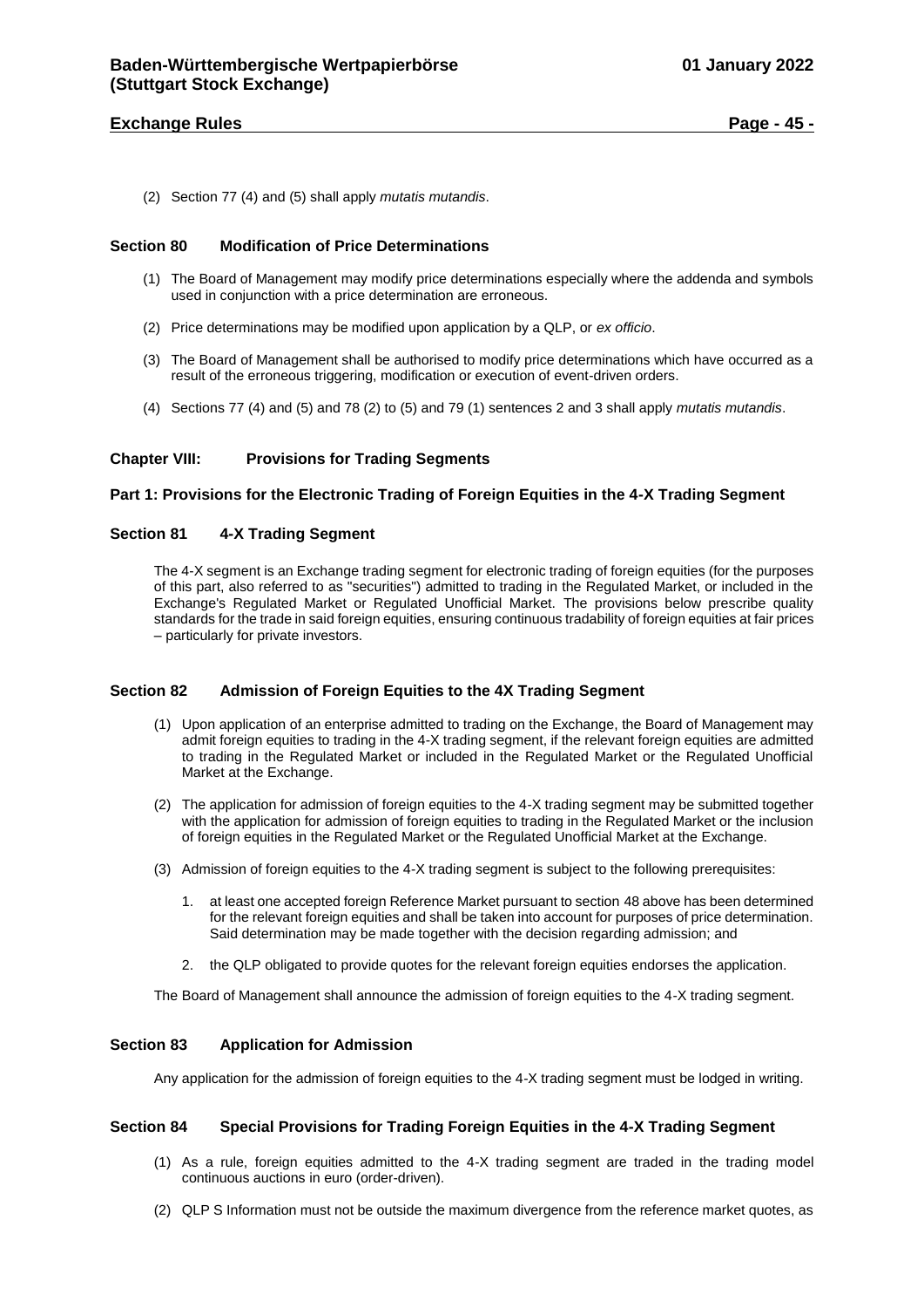(2) Section 77 (4) and (5) shall apply *mutatis mutandis*.

### Section 80 Modification of Price Determinations

(1) The Board of Management may modify price determinations especially where the addenda and symbols used in conjunction with a price determination are erroneous.

(2) Price determinations may be modified upon application by a QLP, or *ex officio*.

(3) The Board of Management shall be authorised to modify price determinations which have occurred as a result of the erroneous triggering, modification or execution of event-driven orders.

(4) Sections 77 (4) and (5) and 78 (2) to (5) and 79 (1) sentences 2 and 3 shall apply *mutatis mutandis*.

## Chapter VIII: Provisions for Trading Segments

## Part 1: Provisions for the Electronic Trading of Foreign Equities in the 4-X Trading Segment

### Section 81 4-X Trading Segment

The 4-X segment is an Exchange trading segment for electronic trading of foreign equities (for the purposes of this part, also referred to as "securities") admitted to trading in the Regulated Market, or included in the Exchange's Regulated Market or Regulated Unofficial Market. The provisions below prescribe quality standards for the trade in said foreign equities, ensuring continuous tradability of foreign equities at fair prices – particularly for private investors.

### Section 82 Admission of Foreign Equities to the 4X Trading Segment

(1) Upon application of an enterprise admitted to trading on the Exchange, the Board of Management may admit foreign equities to trading in the 4-X trading segment, if the relevant foreign equities are admitted to trading in the Regulated Market or included in the Regulated Market or the Regulated Unofficial Market at the Exchange.

(2) The application for admission of foreign equities to the 4-X trading segment may be submitted together with the application for admission of foreign equities to trading in the Regulated Market or the inclusion of foreign equities in the Regulated Market or the Regulated Unofficial Market at the Exchange.

(3) Admission of foreign equities to the 4-X trading segment is subject to the following prerequisites:

1. at least one accepted foreign Reference Market pursuant to section 48 above has been determined for the relevant foreign equities and shall be taken into account for purposes of price determination. Said determination may be made together with the decision regarding admission; and
2. the QLP obligated to provide quotes for the relevant foreign equities endorses the application.

The Board of Management shall announce the admission of foreign equities to the 4-X trading segment.

### Section 83 Application for Admission

Any application for the admission of foreign equities to the 4-X trading segment must be lodged in writing.

### Section 84 Special Provisions for Trading Foreign Equities in the 4-X Trading Segment

(1) As a rule, foreign equities admitted to the 4-X trading segment are traded in the trading model continuous auctions in euro (order-driven).

(2) QLP S Information must not be outside the maximum divergence from the reference market quotes, as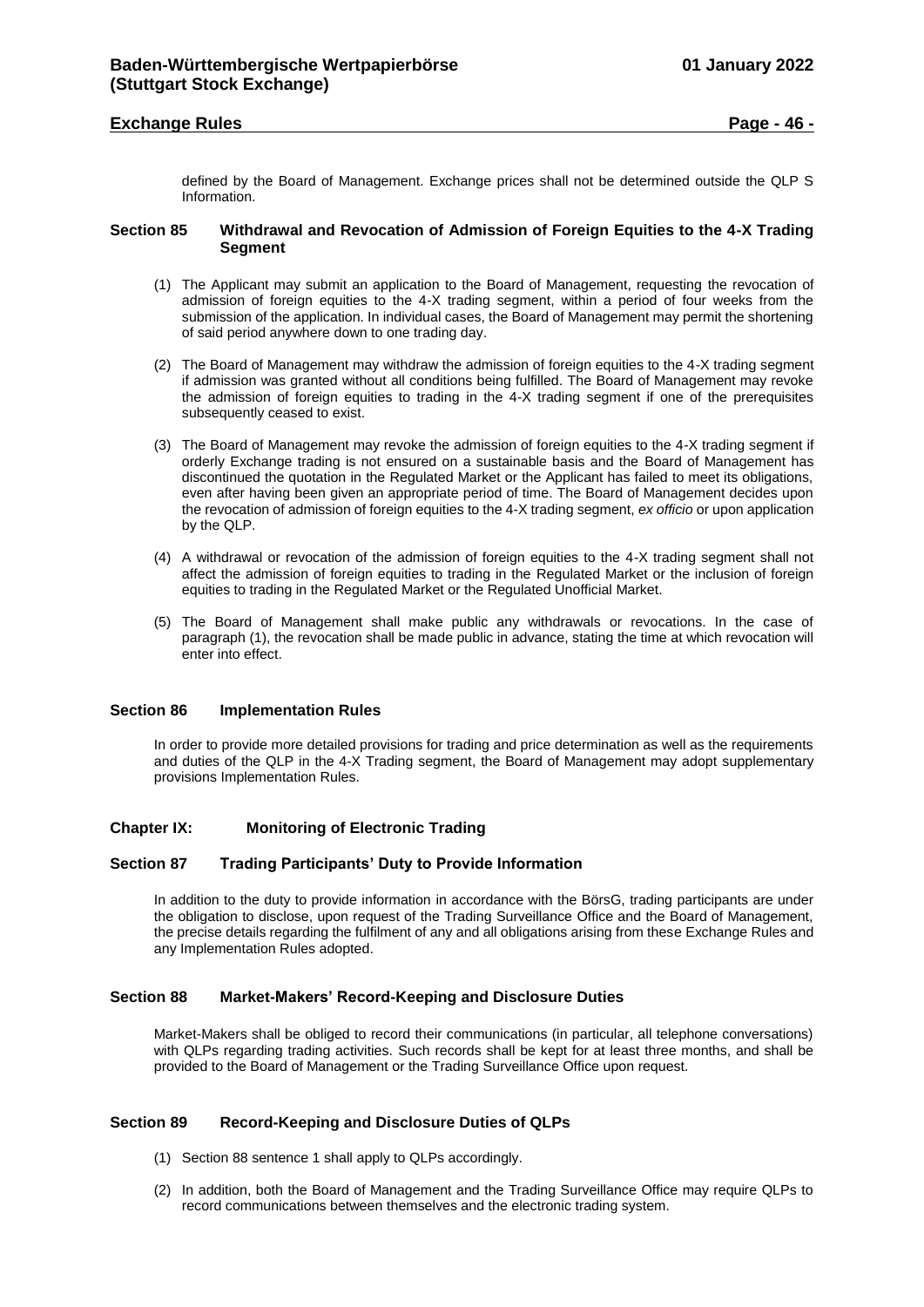defined by the Board of Management. Exchange prices shall not be determined outside the QLP S Information.

### Section 85 Withdrawal and Revocation of Admission of Foreign Equities to the 4-X Trading Segment

(1) The Applicant may submit an application to the Board of Management, requesting the revocation of admission of foreign equities to the 4-X trading segment, within a period of four weeks from the submission of the application. In individual cases, the Board of Management may permit the shortening of said period anywhere down to one trading day.

(2) The Board of Management may withdraw the admission of foreign equities to the 4-X trading segment if admission was granted without all conditions being fulfilled. The Board of Management may revoke the admission of foreign equities to trading in the 4-X trading segment if one of the prerequisites subsequently ceased to exist.

(3) The Board of Management may revoke the admission of foreign equities to the 4-X trading segment if orderly Exchange trading is not ensured on a sustainable basis and the Board of Management has discontinued the quotation in the Regulated Market or the Applicant has failed to meet its obligations, even after having been given an appropriate period of time. The Board of Management decides upon the revocation of admission of foreign equities to the 4-X trading segment, *ex officio* or upon application by the QLP.

(4) A withdrawal or revocation of the admission of foreign equities to the 4-X trading segment shall not affect the admission of foreign equities to trading in the Regulated Market or the inclusion of foreign equities to trading in the Regulated Market or the Regulated Unofficial Market.

(5) The Board of Management shall make public any withdrawals or revocations. In the case of paragraph (1), the revocation shall be made public in advance, stating the time at which revocation will enter into effect.

### Section 86 Implementation Rules

In order to provide more detailed provisions for trading and price determination as well as the requirements and duties of the QLP in the 4-X Trading segment, the Board of Management may adopt supplementary provisions Implementation Rules.

## Chapter IX: Monitoring of Electronic Trading

### Section 87 Trading Participants' Duty to Provide Information

In addition to the duty to provide information in accordance with the BörsG, trading participants are under the obligation to disclose, upon request of the Trading Surveillance Office and the Board of Management, the precise details regarding the fulfilment of any and all obligations arising from these Exchange Rules and any Implementation Rules adopted.

### Section 88 Market-Makers' Record-Keeping and Disclosure Duties

Market-Makers shall be obliged to record their communications (in particular, all telephone conversations) with QLPs regarding trading activities. Such records shall be kept for at least three months, and shall be provided to the Board of Management or the Trading Surveillance Office upon request.

### Section 89 Record-Keeping and Disclosure Duties of QLPs

(1) Section 88 sentence 1 shall apply to QLPs accordingly.

(2) In addition, both the Board of Management and the Trading Surveillance Office may require QLPs to record communications between themselves and the electronic trading system.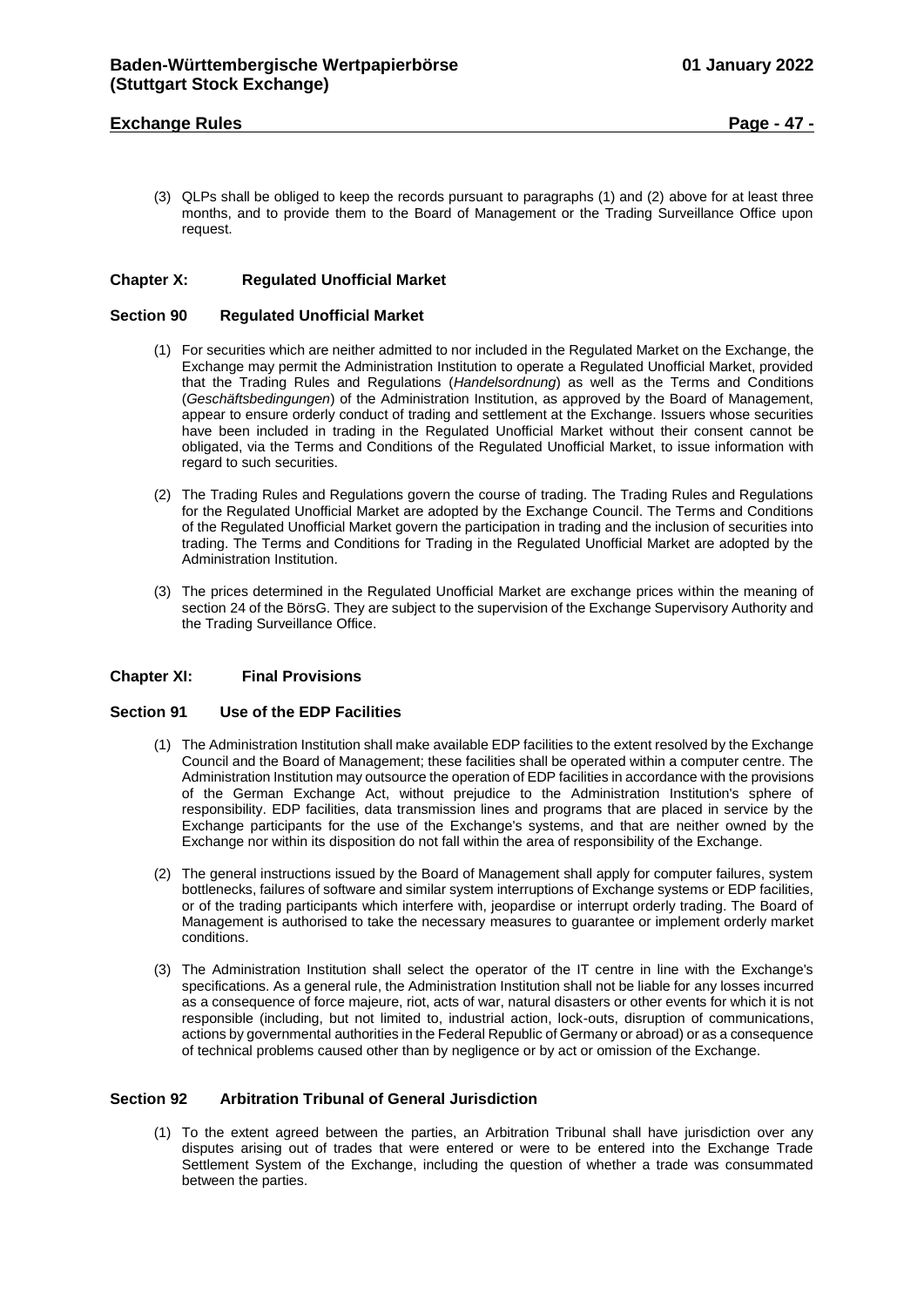(3) QLPs shall be obliged to keep the records pursuant to paragraphs (1) and (2) above for at least three months, and to provide them to the Board of Management or the Trading Surveillance Office upon request.

## Chapter X: Regulated Unofficial Market

### Section 90 Regulated Unofficial Market

(1) For securities which are neither admitted to nor included in the Regulated Market on the Exchange, the Exchange may permit the Administration Institution to operate a Regulated Unofficial Market, provided that the Trading Rules and Regulations (*Handelsordnung*) as well as the Terms and Conditions (*Geschäftsbedingungen*) of the Administration Institution, as approved by the Board of Management, appear to ensure orderly conduct of trading and settlement at the Exchange. Issuers whose securities have been included in trading in the Regulated Unofficial Market without their consent cannot be obligated, via the Terms and Conditions of the Regulated Unofficial Market, to issue information with regard to such securities.

(2) The Trading Rules and Regulations govern the course of trading. The Trading Rules and Regulations for the Regulated Unofficial Market are adopted by the Exchange Council. The Terms and Conditions of the Regulated Unofficial Market govern the participation in trading and the inclusion of securities into trading. The Terms and Conditions for Trading in the Regulated Unofficial Market are adopted by the Administration Institution.

(3) The prices determined in the Regulated Unofficial Market are exchange prices within the meaning of section 24 of the BörsG. They are subject to the supervision of the Exchange Supervisory Authority and the Trading Surveillance Office.

## Chapter XI: Final Provisions

### Section 91 Use of the EDP Facilities

(1) The Administration Institution shall make available EDP facilities to the extent resolved by the Exchange Council and the Board of Management; these facilities shall be operated within a computer centre. The Administration Institution may outsource the operation of EDP facilities in accordance with the provisions of the German Exchange Act, without prejudice to the Administration Institution's sphere of responsibility. EDP facilities, data transmission lines and programs that are placed in service by the Exchange participants for the use of the Exchange's systems, and that are neither owned by the Exchange nor within its disposition do not fall within the area of responsibility of the Exchange.

(2) The general instructions issued by the Board of Management shall apply for computer failures, system bottlenecks, failures of software and similar system interruptions of Exchange systems or EDP facilities, or of the trading participants which interfere with, jeopardise or interrupt orderly trading. The Board of Management is authorised to take the necessary measures to guarantee or implement orderly market conditions.

(3) The Administration Institution shall select the operator of the IT centre in line with the Exchange's specifications. As a general rule, the Administration Institution shall not be liable for any losses incurred as a consequence of force majeure, riot, acts of war, natural disasters or other events for which it is not responsible (including, but not limited to, industrial action, lock-outs, disruption of communications, actions by governmental authorities in the Federal Republic of Germany or abroad) or as a consequence of technical problems caused other than by negligence or by act or omission of the Exchange.

### Section 92 Arbitration Tribunal of General Jurisdiction

(1) To the extent agreed between the parties, an Arbitration Tribunal shall have jurisdiction over any disputes arising out of trades that were entered or were to be entered into the Exchange Trade Settlement System of the Exchange, including the question of whether a trade was consummated between the parties.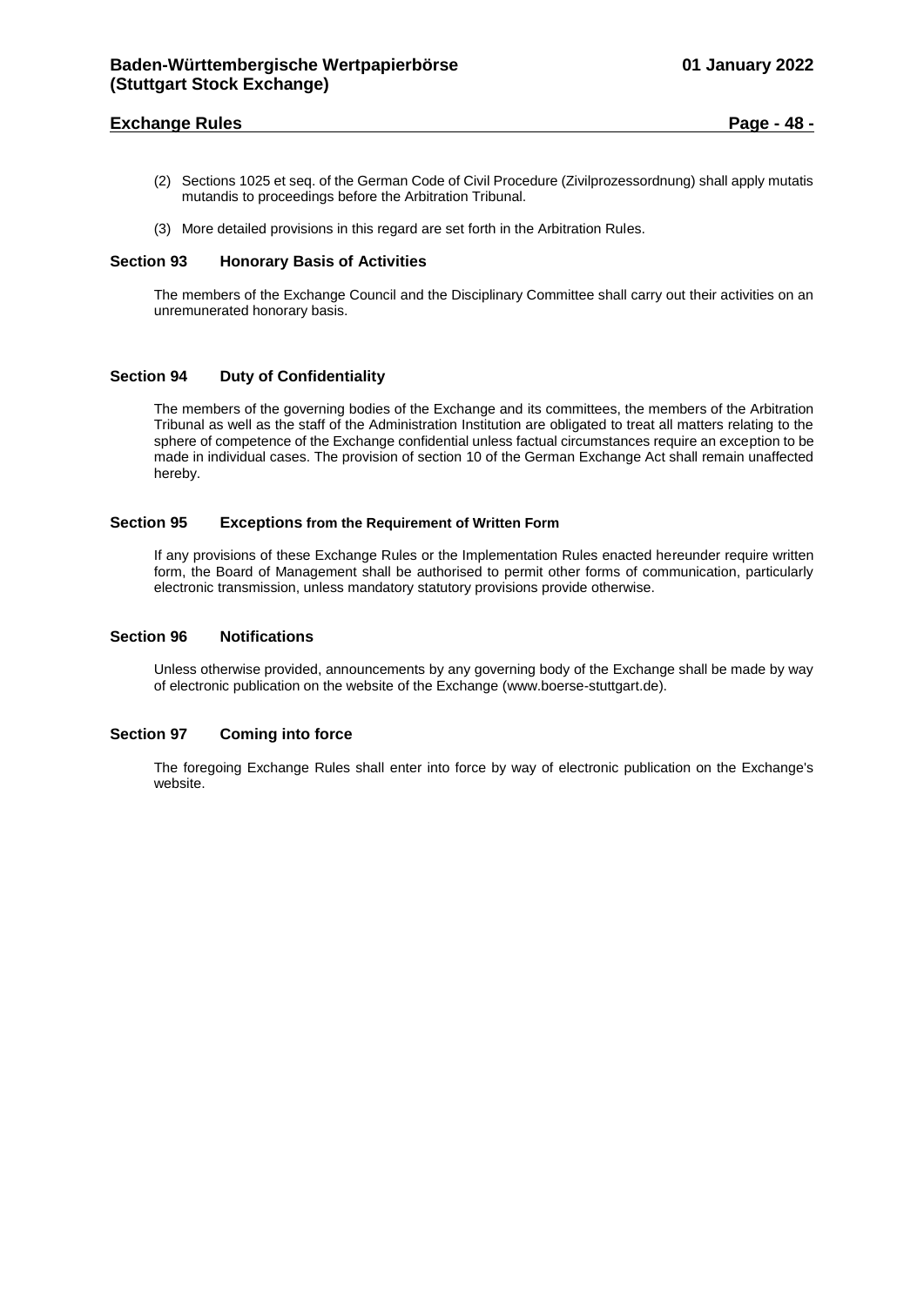(2) Sections 1025 et seq. of the German Code of Civil Procedure (Zivilprozessordnung) shall apply mutatis mutandis to proceedings before the Arbitration Tribunal.

(3) More detailed provisions in this regard are set forth in the Arbitration Rules.

### Section 93 Honorary Basis of Activities

The members of the Exchange Council and the Disciplinary Committee shall carry out their activities on an unremunerated honorary basis.

### Section 94 Duty of Confidentiality

The members of the governing bodies of the Exchange and its committees, the members of the Arbitration Tribunal as well as the staff of the Administration Institution are obligated to treat all matters relating to the sphere of competence of the Exchange confidential unless factual circumstances require an exception to be made in individual cases. The provision of section 10 of the German Exchange Act shall remain unaffected hereby.

### Section 95 Exceptions from the Requirement of Written Form

If any provisions of these Exchange Rules or the Implementation Rules enacted hereunder require written form, the Board of Management shall be authorised to permit other forms of communication, particularly electronic transmission, unless mandatory statutory provisions provide otherwise.

### Section 96 Notifications

Unless otherwise provided, announcements by any governing body of the Exchange shall be made by way of electronic publication on the website of the Exchange (www.boerse-stuttgart.de).

### Section 97 Coming into force

The foregoing Exchange Rules shall enter into force by way of electronic publication on the Exchange's website.